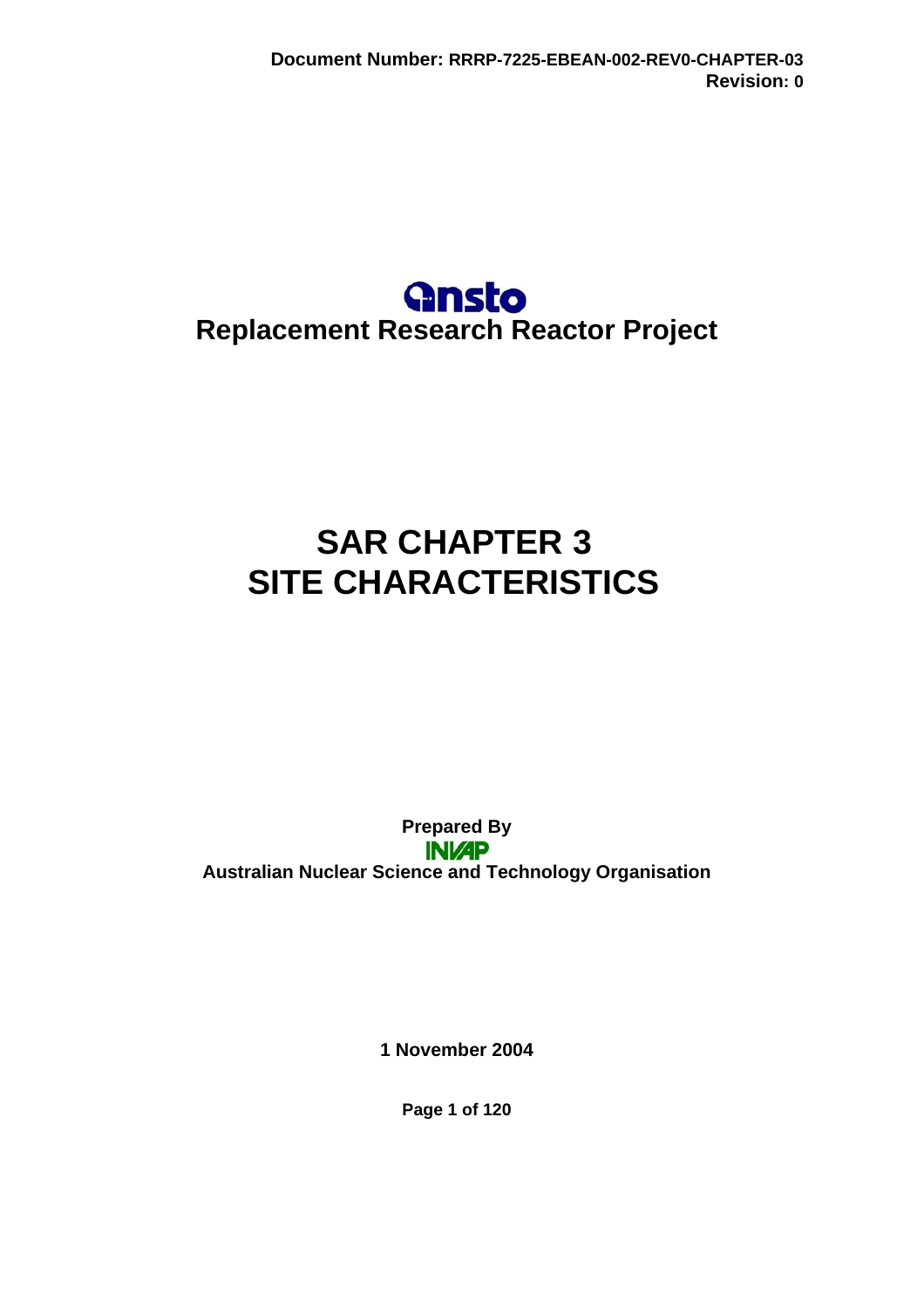Document Number: RRRP-7225-EBEAN-002-REV0-CHAPTER-03
Revision: 0

**ansto**

**Replacement Research Reactor Project**

# SAR CHAPTER 3
# SITE CHARACTERISTICS

**Prepared By**

**INVAP**

**Australian Nuclear Science and Technology Organisation**

**1 November 2004**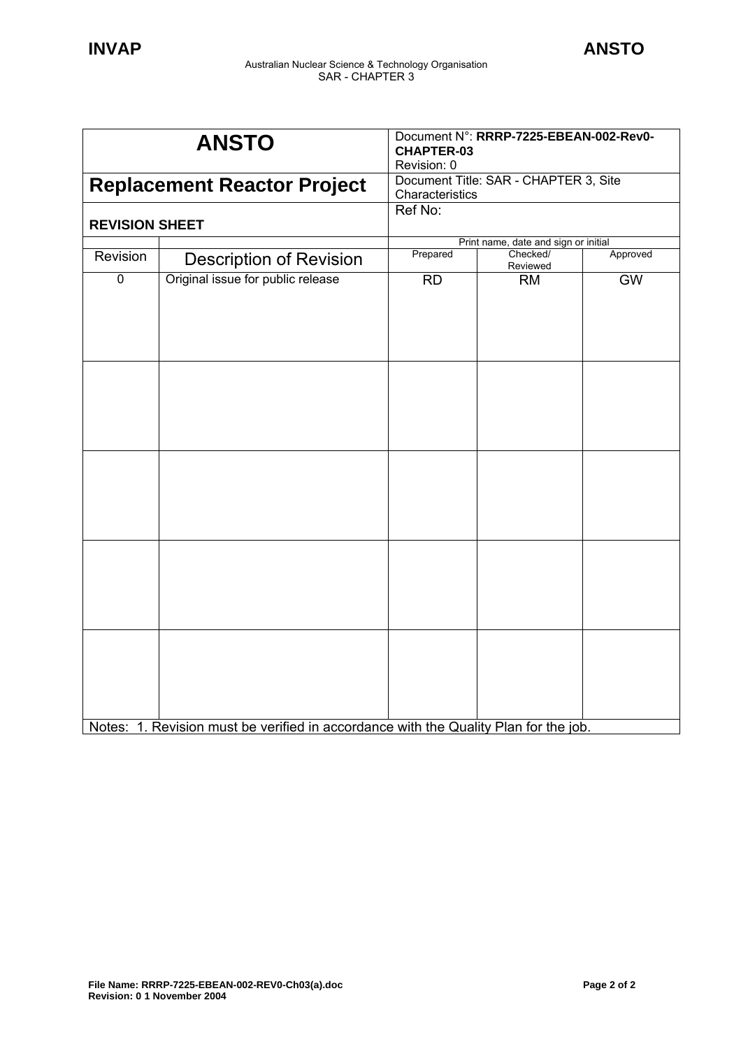| ANSTO | Document N°: **RRRP-7225-EBEAN-002-Rev0-CHAPTER-03** Revision: 0 | | |
|---|---|---|---|
| **Replacement Reactor Project** | Document Title: SAR - CHAPTER 3, Site Characteristics | | |
| **REVISION SHEET** | Ref No: | | |

| | | Print name, date and sign or initial | | |
|---|---|---|---|---|
| Revision | Description of Revision | Prepared | Checked/ Reviewed | Approved |
| 0 | Original issue for public release | RD | RM | GW |
| | | | | |
| | | | | |
| | | | | |
| | | | | |

Notes: 1. Revision must be verified in accordance with the Quality Plan for the job.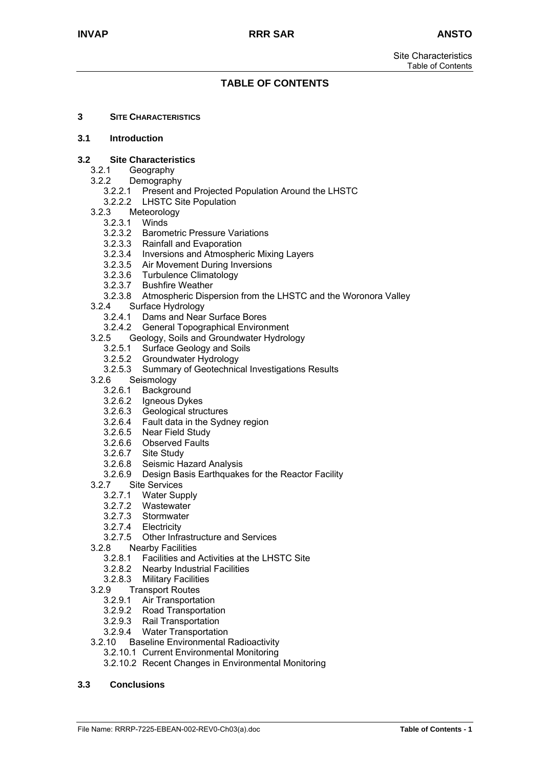# TABLE OF CONTENTS

**3 SITE CHARACTERISTICS**

**3.1 Introduction**

**3.2 Site Characteristics**

- 3.2.1 Geography
- 3.2.2 Demography
  - 3.2.2.1 Present and Projected Population Around the LHSTC
  - 3.2.2.2 LHSTC Site Population
- 3.2.3 Meteorology
  - 3.2.3.1 Winds
  - 3.2.3.2 Barometric Pressure Variations
  - 3.2.3.3 Rainfall and Evaporation
  - 3.2.3.4 Inversions and Atmospheric Mixing Layers
  - 3.2.3.5 Air Movement During Inversions
  - 3.2.3.6 Turbulence Climatology
  - 3.2.3.7 Bushfire Weather
  - 3.2.3.8 Atmospheric Dispersion from the LHSTC and the Woronora Valley
- 3.2.4 Surface Hydrology
  - 3.2.4.1 Dams and Near Surface Bores
  - 3.2.4.2 General Topographical Environment
- 3.2.5 Geology, Soils and Groundwater Hydrology
  - 3.2.5.1 Surface Geology and Soils
  - 3.2.5.2 Groundwater Hydrology
  - 3.2.5.3 Summary of Geotechnical Investigations Results
- 3.2.6 Seismology
  - 3.2.6.1 Background
  - 3.2.6.2 Igneous Dykes
  - 3.2.6.3 Geological structures
  - 3.2.6.4 Fault data in the Sydney region
  - 3.2.6.5 Near Field Study
  - 3.2.6.6 Observed Faults
  - 3.2.6.7 Site Study
  - 3.2.6.8 Seismic Hazard Analysis
  - 3.2.6.9 Design Basis Earthquakes for the Reactor Facility
- 3.2.7 Site Services
  - 3.2.7.1 Water Supply
  - 3.2.7.2 Wastewater
  - 3.2.7.3 Stormwater
  - 3.2.7.4 Electricity
  - 3.2.7.5 Other Infrastructure and Services
- 3.2.8 Nearby Facilities
  - 3.2.8.1 Facilities and Activities at the LHSTC Site
  - 3.2.8.2 Nearby Industrial Facilities
  - 3.2.8.3 Military Facilities
- 3.2.9 Transport Routes
  - 3.2.9.1 Air Transportation
  - 3.2.9.2 Road Transportation
  - 3.2.9.3 Rail Transportation
  - 3.2.9.4 Water Transportation
- 3.2.10 Baseline Environmental Radioactivity
  - 3.2.10.1 Current Environmental Monitoring
  - 3.2.10.2 Recent Changes in Environmental Monitoring

**3.3 Conclusions**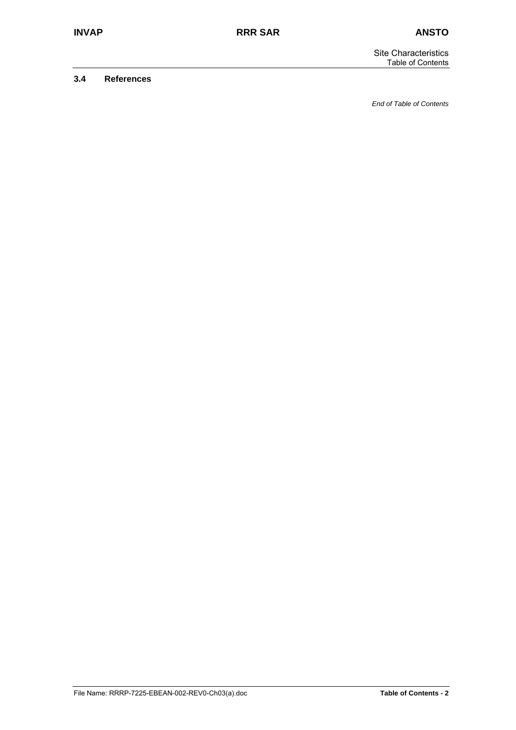**3.4 References**

*End of Table of Contents*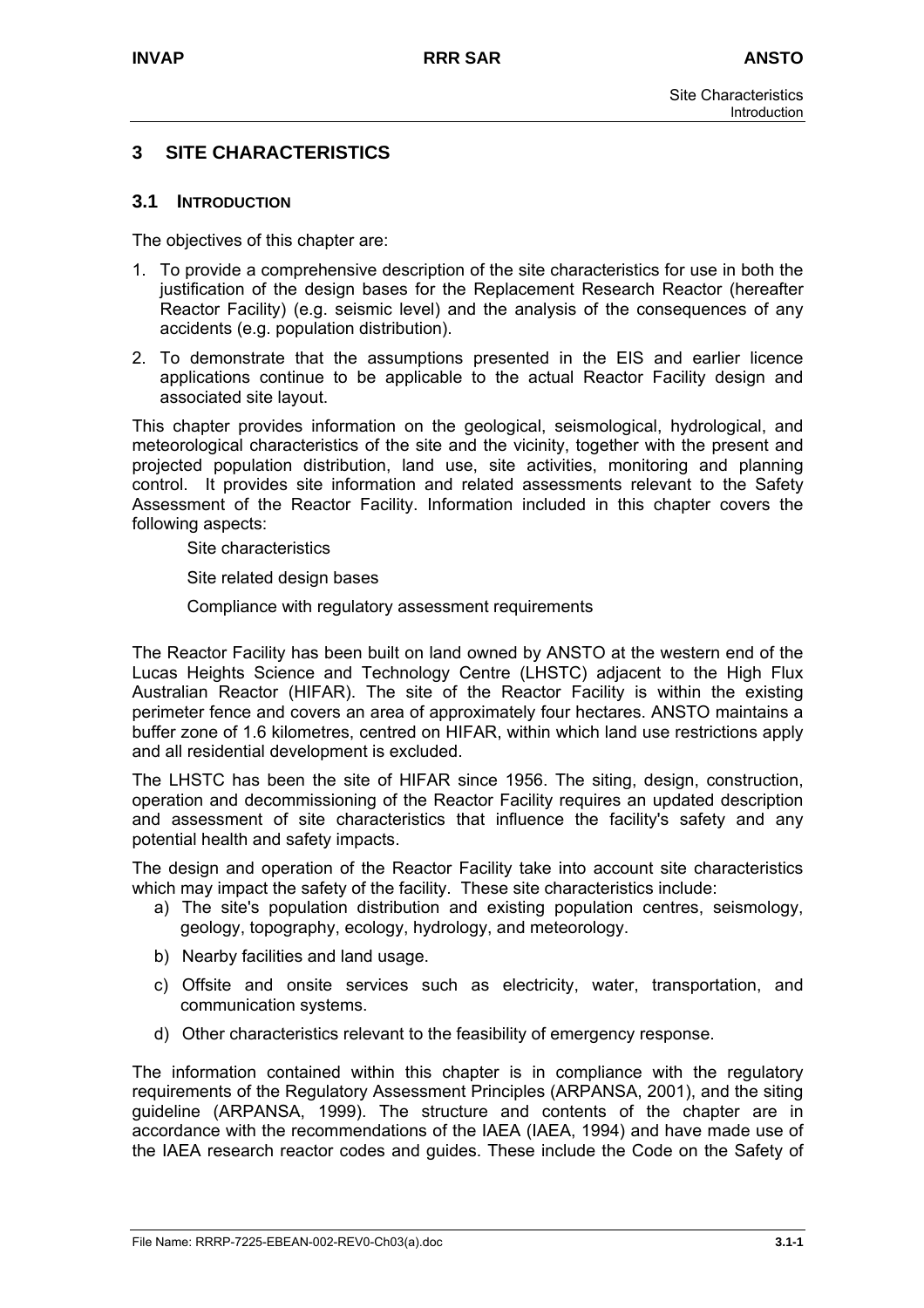# 3 SITE CHARACTERISTICS

## 3.1 INTRODUCTION

The objectives of this chapter are:

1. To provide a comprehensive description of the site characteristics for use in both the justification of the design bases for the Replacement Research Reactor (hereafter Reactor Facility) (e.g. seismic level) and the analysis of the consequences of any accidents (e.g. population distribution).
2. To demonstrate that the assumptions presented in the EIS and earlier licence applications continue to be applicable to the actual Reactor Facility design and associated site layout.

This chapter provides information on the geological, seismological, hydrological, and meteorological characteristics of the site and the vicinity, together with the present and projected population distribution, land use, site activities, monitoring and planning control. It provides site information and related assessments relevant to the Safety Assessment of the Reactor Facility. Information included in this chapter covers the following aspects:

Site characteristics

Site related design bases

Compliance with regulatory assessment requirements

The Reactor Facility has been built on land owned by ANSTO at the western end of the Lucas Heights Science and Technology Centre (LHSTC) adjacent to the High Flux Australian Reactor (HIFAR). The site of the Reactor Facility is within the existing perimeter fence and covers an area of approximately four hectares. ANSTO maintains a buffer zone of 1.6 kilometres, centred on HIFAR, within which land use restrictions apply and all residential development is excluded.

The LHSTC has been the site of HIFAR since 1956. The siting, design, construction, operation and decommissioning of the Reactor Facility requires an updated description and assessment of site characteristics that influence the facility's safety and any potential health and safety impacts.

The design and operation of the Reactor Facility take into account site characteristics which may impact the safety of the facility. These site characteristics include:

a) The site's population distribution and existing population centres, seismology, geology, topography, ecology, hydrology, and meteorology.

b) Nearby facilities and land usage.

c) Offsite and onsite services such as electricity, water, transportation, and communication systems.

d) Other characteristics relevant to the feasibility of emergency response.

The information contained within this chapter is in compliance with the regulatory requirements of the Regulatory Assessment Principles (ARPANSA, 2001), and the siting guideline (ARPANSA, 1999). The structure and contents of the chapter are in accordance with the recommendations of the IAEA (IAEA, 1994) and have made use of the IAEA research reactor codes and guides. These include the Code on the Safety of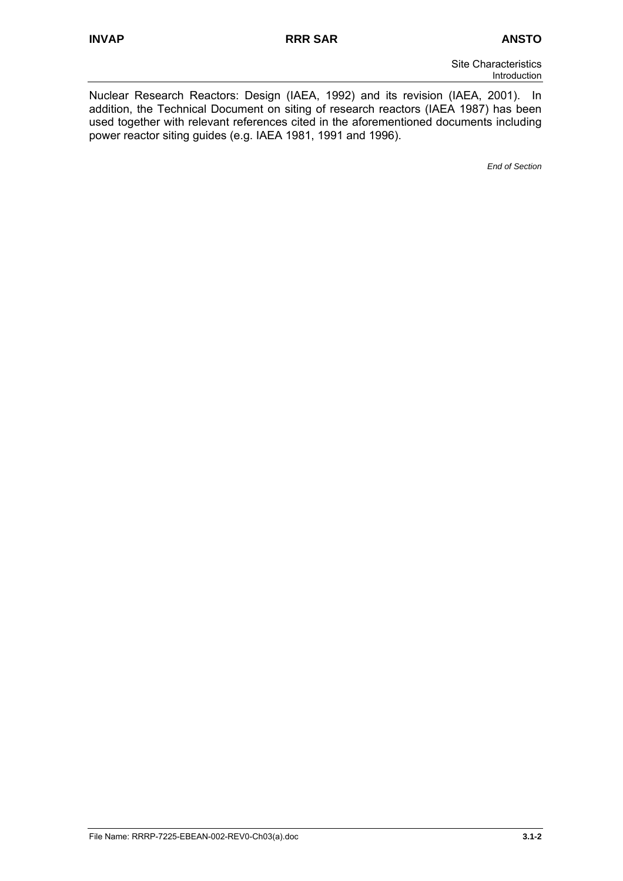Nuclear Research Reactors: Design (IAEA, 1992) and its revision (IAEA, 2001). In addition, the Technical Document on siting of research reactors (IAEA 1987) has been used together with relevant references cited in the aforementioned documents including power reactor siting guides (e.g. IAEA 1981, 1991 and 1996).

*End of Section*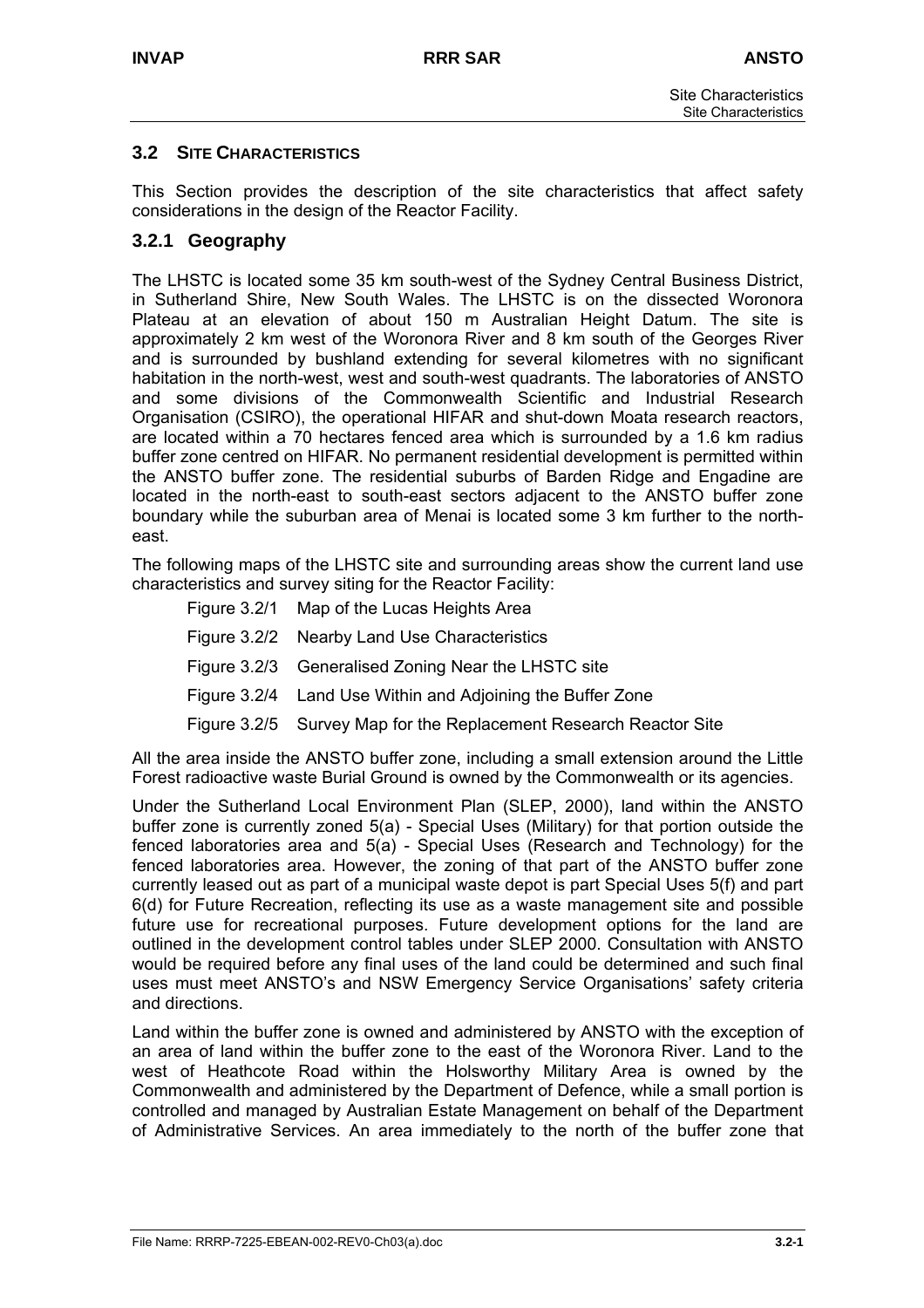## 3.2 SITE CHARACTERISTICS

This Section provides the description of the site characteristics that affect safety considerations in the design of the Reactor Facility.

### 3.2.1 Geography

The LHSTC is located some 35 km south-west of the Sydney Central Business District, in Sutherland Shire, New South Wales. The LHSTC is on the dissected Woronora Plateau at an elevation of about 150 m Australian Height Datum. The site is approximately 2 km west of the Woronora River and 8 km south of the Georges River and is surrounded by bushland extending for several kilometres with no significant habitation in the north-west, west and south-west quadrants. The laboratories of ANSTO and some divisions of the Commonwealth Scientific and Industrial Research Organisation (CSIRO), the operational HIFAR and shut-down Moata research reactors, are located within a 70 hectares fenced area which is surrounded by a 1.6 km radius buffer zone centred on HIFAR. No permanent residential development is permitted within the ANSTO buffer zone. The residential suburbs of Barden Ridge and Engadine are located in the north-east to south-east sectors adjacent to the ANSTO buffer zone boundary while the suburban area of Menai is located some 3 km further to the north-east.

The following maps of the LHSTC site and surrounding areas show the current land use characteristics and survey siting for the Reactor Facility:

- Figure 3.2/1 Map of the Lucas Heights Area
- Figure 3.2/2 Nearby Land Use Characteristics
- Figure 3.2/3 Generalised Zoning Near the LHSTC site
- Figure 3.2/4 Land Use Within and Adjoining the Buffer Zone
- Figure 3.2/5 Survey Map for the Replacement Research Reactor Site

All the area inside the ANSTO buffer zone, including a small extension around the Little Forest radioactive waste Burial Ground is owned by the Commonwealth or its agencies.

Under the Sutherland Local Environment Plan (SLEP, 2000), land within the ANSTO buffer zone is currently zoned 5(a) - Special Uses (Military) for that portion outside the fenced laboratories area and 5(a) - Special Uses (Research and Technology) for the fenced laboratories area. However, the zoning of that part of the ANSTO buffer zone currently leased out as part of a municipal waste depot is part Special Uses 5(f) and part 6(d) for Future Recreation, reflecting its use as a waste management site and possible future use for recreational purposes. Future development options for the land are outlined in the development control tables under SLEP 2000. Consultation with ANSTO would be required before any final uses of the land could be determined and such final uses must meet ANSTO's and NSW Emergency Service Organisations' safety criteria and directions.

Land within the buffer zone is owned and administered by ANSTO with the exception of an area of land within the buffer zone to the east of the Woronora River. Land to the west of Heathcote Road within the Holsworthy Military Area is owned by the Commonwealth and administered by the Department of Defence, while a small portion is controlled and managed by Australian Estate Management on behalf of the Department of Administrative Services. An area immediately to the north of the buffer zone that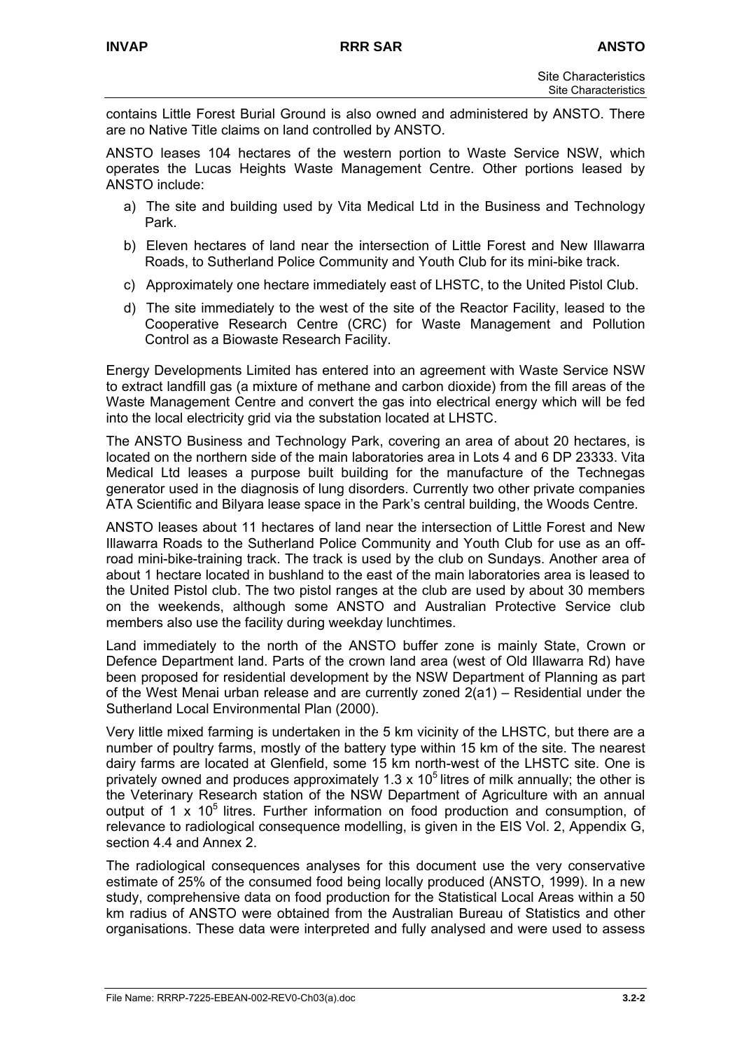contains Little Forest Burial Ground is also owned and administered by ANSTO. There are no Native Title claims on land controlled by ANSTO.

ANSTO leases 104 hectares of the western portion to Waste Service NSW, which operates the Lucas Heights Waste Management Centre. Other portions leased by ANSTO include:

a) The site and building used by Vita Medical Ltd in the Business and Technology Park.

b) Eleven hectares of land near the intersection of Little Forest and New Illawarra Roads, to Sutherland Police Community and Youth Club for its mini-bike track.

c) Approximately one hectare immediately east of LHSTC, to the United Pistol Club.

d) The site immediately to the west of the site of the Reactor Facility, leased to the Cooperative Research Centre (CRC) for Waste Management and Pollution Control as a Biowaste Research Facility.

Energy Developments Limited has entered into an agreement with Waste Service NSW to extract landfill gas (a mixture of methane and carbon dioxide) from the fill areas of the Waste Management Centre and convert the gas into electrical energy which will be fed into the local electricity grid via the substation located at LHSTC.

The ANSTO Business and Technology Park, covering an area of about 20 hectares, is located on the northern side of the main laboratories area in Lots 4 and 6 DP 23333. Vita Medical Ltd leases a purpose built building for the manufacture of the Technegas generator used in the diagnosis of lung disorders. Currently two other private companies ATA Scientific and Bilyara lease space in the Park's central building, the Woods Centre.

ANSTO leases about 11 hectares of land near the intersection of Little Forest and New Illawarra Roads to the Sutherland Police Community and Youth Club for use as an off-road mini-bike-training track. The track is used by the club on Sundays. Another area of about 1 hectare located in bushland to the east of the main laboratories area is leased to the United Pistol club. The two pistol ranges at the club are used by about 30 members on the weekends, although some ANSTO and Australian Protective Service club members also use the facility during weekday lunchtimes.

Land immediately to the north of the ANSTO buffer zone is mainly State, Crown or Defence Department land. Parts of the crown land area (west of Old Illawarra Rd) have been proposed for residential development by the NSW Department of Planning as part of the West Menai urban release and are currently zoned 2(a1) – Residential under the Sutherland Local Environmental Plan (2000).

Very little mixed farming is undertaken in the 5 km vicinity of the LHSTC, but there are a number of poultry farms, mostly of the battery type within 15 km of the site. The nearest dairy farms are located at Glenfield, some 15 km north-west of the LHSTC site. One is privately owned and produces approximately $1.3 \times 10^5$ litres of milk annually; the other is the Veterinary Research station of the NSW Department of Agriculture with an annual output of $1 \times 10^5$ litres. Further information on food production and consumption, of relevance to radiological consequence modelling, is given in the EIS Vol. 2, Appendix G, section 4.4 and Annex 2.

The radiological consequences analyses for this document use the very conservative estimate of 25% of the consumed food being locally produced (ANSTO, 1999). In a new study, comprehensive data on food production for the Statistical Local Areas within a 50 km radius of ANSTO were obtained from the Australian Bureau of Statistics and other organisations. These data were interpreted and fully analysed and were used to assess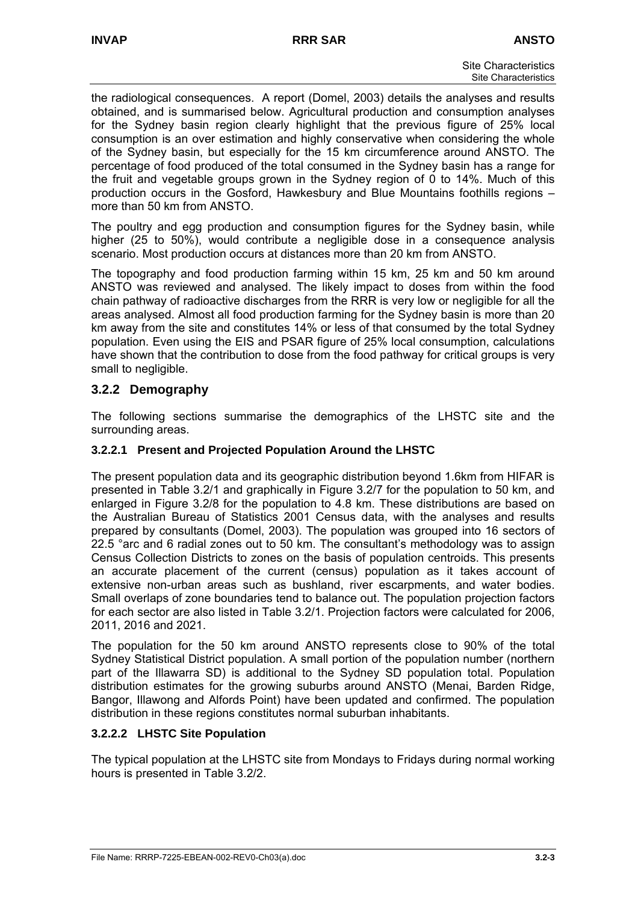the radiological consequences. A report (Domel, 2003) details the analyses and results obtained, and is summarised below. Agricultural production and consumption analyses for the Sydney basin region clearly highlight that the previous figure of 25% local consumption is an over estimation and highly conservative when considering the whole of the Sydney basin, but especially for the 15 km circumference around ANSTO. The percentage of food produced of the total consumed in the Sydney basin has a range for the fruit and vegetable groups grown in the Sydney region of 0 to 14%. Much of this production occurs in the Gosford, Hawkesbury and Blue Mountains foothills regions – more than 50 km from ANSTO.

The poultry and egg production and consumption figures for the Sydney basin, while higher (25 to 50%), would contribute a negligible dose in a consequence analysis scenario. Most production occurs at distances more than 20 km from ANSTO.

The topography and food production farming within 15 km, 25 km and 50 km around ANSTO was reviewed and analysed. The likely impact to doses from within the food chain pathway of radioactive discharges from the RRR is very low or negligible for all the areas analysed. Almost all food production farming for the Sydney basin is more than 20 km away from the site and constitutes 14% or less of that consumed by the total Sydney population. Even using the EIS and PSAR figure of 25% local consumption, calculations have shown that the contribution to dose from the food pathway for critical groups is very small to negligible.

## 3.2.2 Demography

The following sections summarise the demographics of the LHSTC site and the surrounding areas.

### 3.2.2.1 Present and Projected Population Around the LHSTC

The present population data and its geographic distribution beyond 1.6km from HIFAR is presented in Table 3.2/1 and graphically in Figure 3.2/7 for the population to 50 km, and enlarged in Figure 3.2/8 for the population to 4.8 km. These distributions are based on the Australian Bureau of Statistics 2001 Census data, with the analyses and results prepared by consultants (Domel, 2003). The population was grouped into 16 sectors of 22.5 °arc and 6 radial zones out to 50 km. The consultant's methodology was to assign Census Collection Districts to zones on the basis of population centroids. This presents an accurate placement of the current (census) population as it takes account of extensive non-urban areas such as bushland, river escarpments, and water bodies. Small overlaps of zone boundaries tend to balance out. The population projection factors for each sector are also listed in Table 3.2/1. Projection factors were calculated for 2006, 2011, 2016 and 2021.

The population for the 50 km around ANSTO represents close to 90% of the total Sydney Statistical District population. A small portion of the population number (northern part of the Illawarra SD) is additional to the Sydney SD population total. Population distribution estimates for the growing suburbs around ANSTO (Menai, Barden Ridge, Bangor, Illawong and Alfords Point) have been updated and confirmed. The population distribution in these regions constitutes normal suburban inhabitants.

### 3.2.2.2 LHSTC Site Population

The typical population at the LHSTC site from Mondays to Fridays during normal working hours is presented in Table 3.2/2.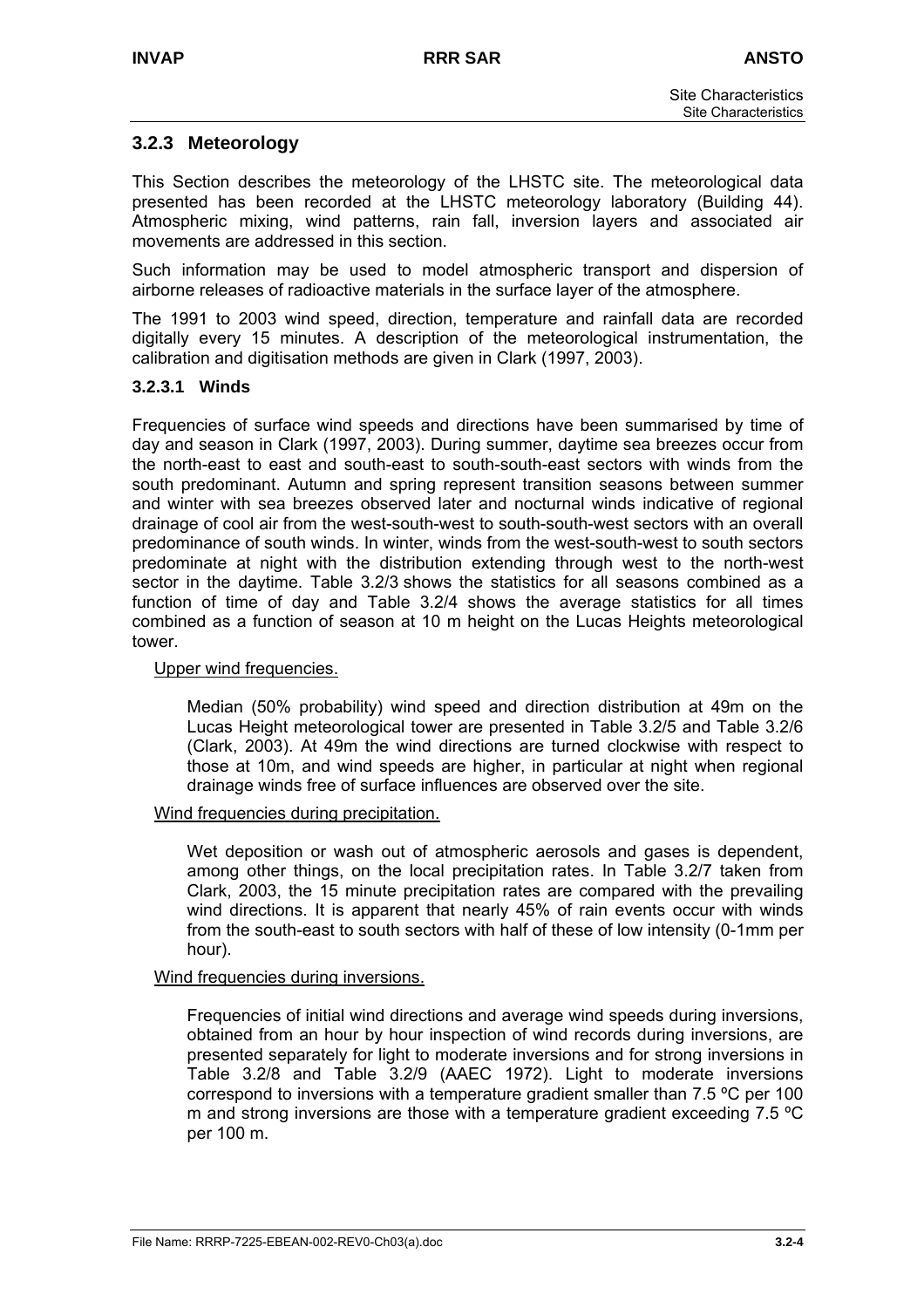### 3.2.3 Meteorology

This Section describes the meteorology of the LHSTC site. The meteorological data presented has been recorded at the LHSTC meteorology laboratory (Building 44). Atmospheric mixing, wind patterns, rain fall, inversion layers and associated air movements are addressed in this section.

Such information may be used to model atmospheric transport and dispersion of airborne releases of radioactive materials in the surface layer of the atmosphere.

The 1991 to 2003 wind speed, direction, temperature and rainfall data are recorded digitally every 15 minutes. A description of the meteorological instrumentation, the calibration and digitisation methods are given in Clark (1997, 2003).

#### 3.2.3.1 Winds

Frequencies of surface wind speeds and directions have been summarised by time of day and season in Clark (1997, 2003). During summer, daytime sea breezes occur from the north-east to east and south-east to south-south-east sectors with winds from the south predominant. Autumn and spring represent transition seasons between summer and winter with sea breezes observed later and nocturnal winds indicative of regional drainage of cool air from the west-south-west to south-south-west sectors with an overall predominance of south winds. In winter, winds from the west-south-west to south sectors predominate at night with the distribution extending through west to the north-west sector in the daytime. Table 3.2/3 shows the statistics for all seasons combined as a function of time of day and Table 3.2/4 shows the average statistics for all times combined as a function of season at 10 m height on the Lucas Heights meteorological tower.

Upper wind frequencies.

Median (50% probability) wind speed and direction distribution at 49m on the Lucas Height meteorological tower are presented in Table 3.2/5 and Table 3.2/6 (Clark, 2003). At 49m the wind directions are turned clockwise with respect to those at 10m, and wind speeds are higher, in particular at night when regional drainage winds free of surface influences are observed over the site.

Wind frequencies during precipitation.

Wet deposition or wash out of atmospheric aerosols and gases is dependent, among other things, on the local precipitation rates. In Table 3.2/7 taken from Clark, 2003, the 15 minute precipitation rates are compared with the prevailing wind directions. It is apparent that nearly 45% of rain events occur with winds from the south-east to south sectors with half of these of low intensity (0-1mm per hour).

Wind frequencies during inversions.

Frequencies of initial wind directions and average wind speeds during inversions, obtained from an hour by hour inspection of wind records during inversions, are presented separately for light to moderate inversions and for strong inversions in Table 3.2/8 and Table 3.2/9 (AAEC 1972). Light to moderate inversions correspond to inversions with a temperature gradient smaller than 7.5 ºC per 100 m and strong inversions are those with a temperature gradient exceeding 7.5 ºC per 100 m.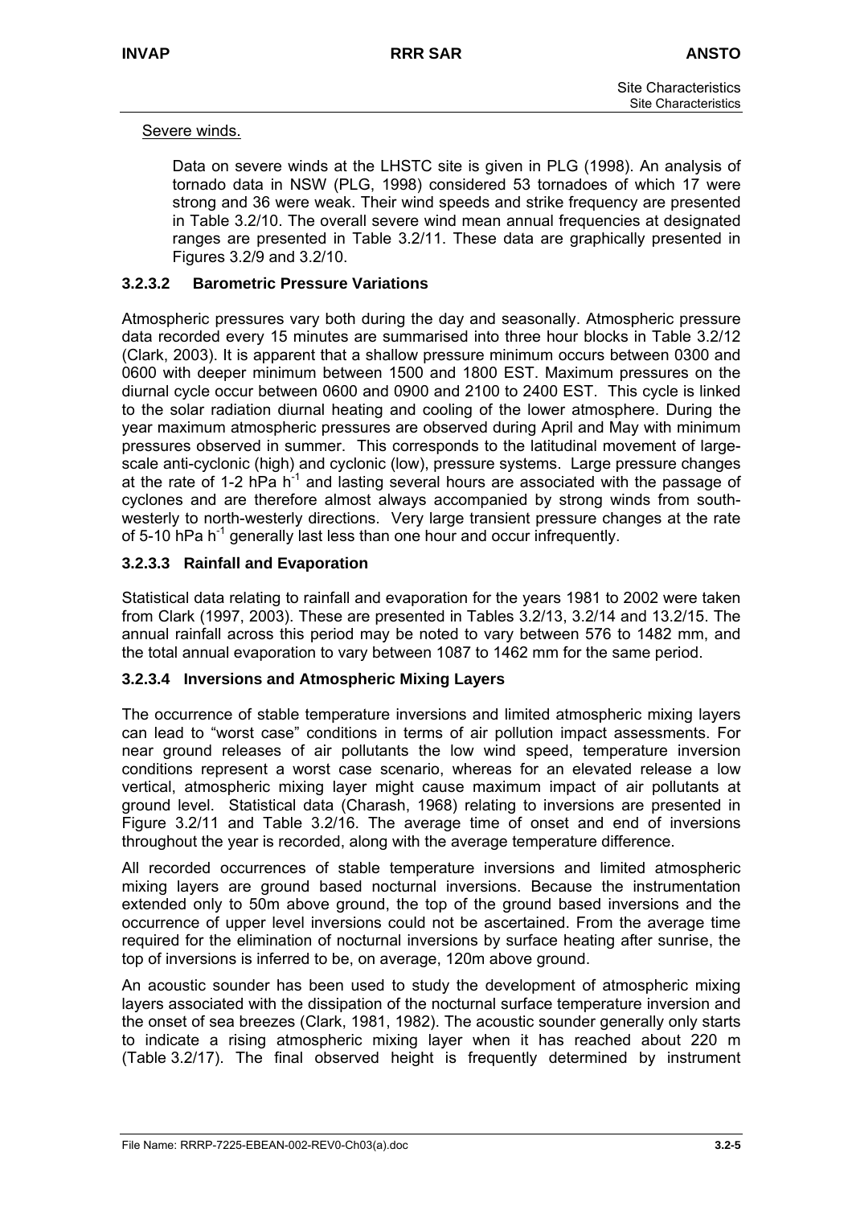Severe winds.

Data on severe winds at the LHSTC site is given in PLG (1998). An analysis of tornado data in NSW (PLG, 1998) considered 53 tornadoes of which 17 were strong and 36 were weak. Their wind speeds and strike frequency are presented in Table 3.2/10. The overall severe wind mean annual frequencies at designated ranges are presented in Table 3.2/11. These data are graphically presented in Figures 3.2/9 and 3.2/10.

### 3.2.3.2 Barometric Pressure Variations

Atmospheric pressures vary both during the day and seasonally. Atmospheric pressure data recorded every 15 minutes are summarised into three hour blocks in Table 3.2/12 (Clark, 2003). It is apparent that a shallow pressure minimum occurs between 0300 and 0600 with deeper minimum between 1500 and 1800 EST. Maximum pressures on the diurnal cycle occur between 0600 and 0900 and 2100 to 2400 EST. This cycle is linked to the solar radiation diurnal heating and cooling of the lower atmosphere. During the year maximum atmospheric pressures are observed during April and May with minimum pressures observed in summer. This corresponds to the latitudinal movement of large-scale anti-cyclonic (high) and cyclonic (low), pressure systems. Large pressure changes at the rate of 1-2 hPa $h^{-1}$ and lasting several hours are associated with the passage of cyclones and are therefore almost always accompanied by strong winds from south-westerly to north-westerly directions. Very large transient pressure changes at the rate of 5-10 hPa $h^{-1}$ generally last less than one hour and occur infrequently.

### 3.2.3.3 Rainfall and Evaporation

Statistical data relating to rainfall and evaporation for the years 1981 to 2002 were taken from Clark (1997, 2003). These are presented in Tables 3.2/13, 3.2/14 and 13.2/15. The annual rainfall across this period may be noted to vary between 576 to 1482 mm, and the total annual evaporation to vary between 1087 to 1462 mm for the same period.

### 3.2.3.4 Inversions and Atmospheric Mixing Layers

The occurrence of stable temperature inversions and limited atmospheric mixing layers can lead to "worst case" conditions in terms of air pollution impact assessments. For near ground releases of air pollutants the low wind speed, temperature inversion conditions represent a worst case scenario, whereas for an elevated release a low vertical, atmospheric mixing layer might cause maximum impact of air pollutants at ground level. Statistical data (Charash, 1968) relating to inversions are presented in Figure 3.2/11 and Table 3.2/16. The average time of onset and end of inversions throughout the year is recorded, along with the average temperature difference.

All recorded occurrences of stable temperature inversions and limited atmospheric mixing layers are ground based nocturnal inversions. Because the instrumentation extended only to 50m above ground, the top of the ground based inversions and the occurrence of upper level inversions could not be ascertained. From the average time required for the elimination of nocturnal inversions by surface heating after sunrise, the top of inversions is inferred to be, on average, 120m above ground.

An acoustic sounder has been used to study the development of atmospheric mixing layers associated with the dissipation of the nocturnal surface temperature inversion and the onset of sea breezes (Clark, 1981, 1982). The acoustic sounder generally only starts to indicate a rising atmospheric mixing layer when it has reached about 220 m (Table 3.2/17). The final observed height is frequently determined by instrument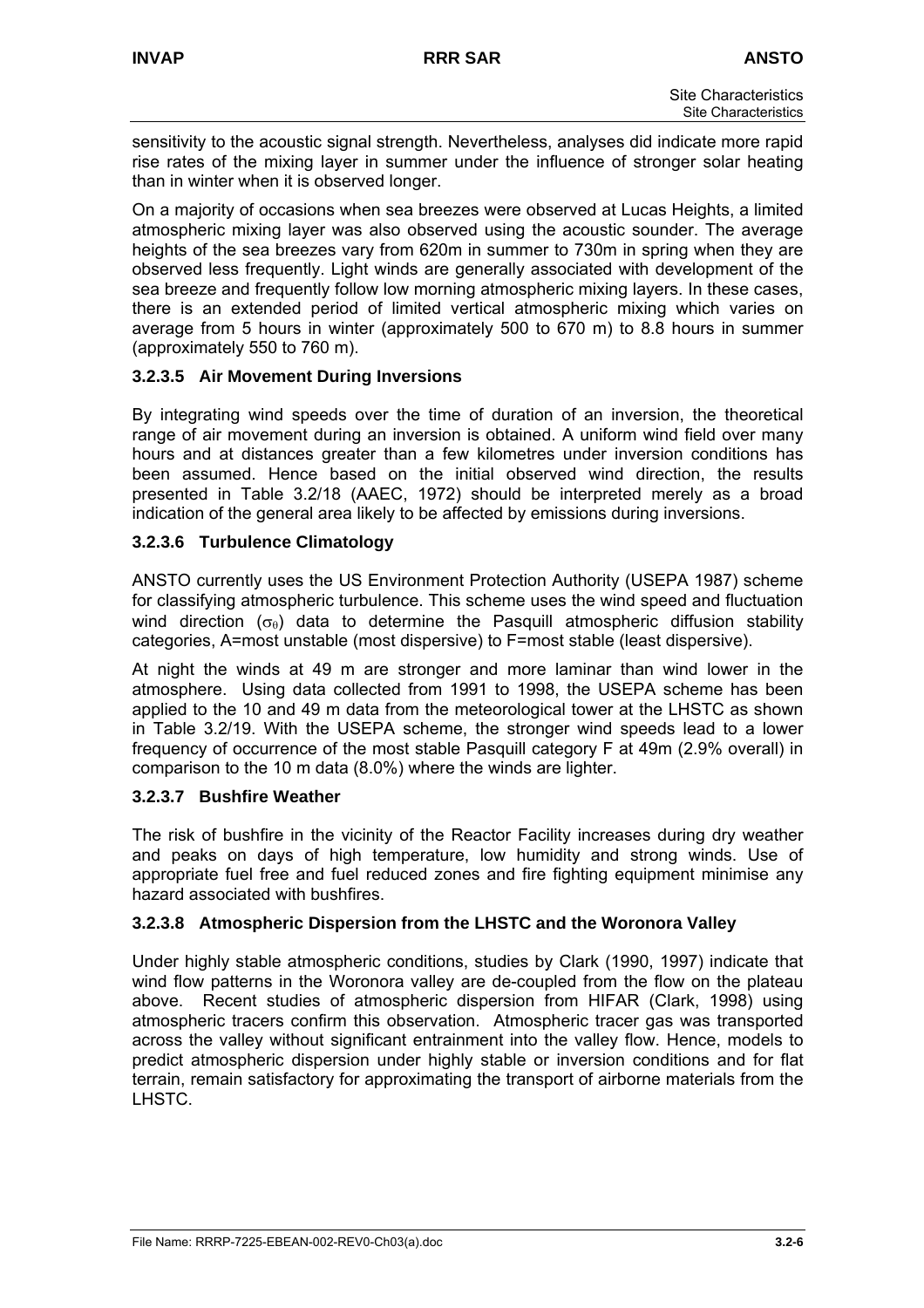sensitivity to the acoustic signal strength. Nevertheless, analyses did indicate more rapid rise rates of the mixing layer in summer under the influence of stronger solar heating than in winter when it is observed longer.

On a majority of occasions when sea breezes were observed at Lucas Heights, a limited atmospheric mixing layer was also observed using the acoustic sounder. The average heights of the sea breezes vary from 620m in summer to 730m in spring when they are observed less frequently. Light winds are generally associated with development of the sea breeze and frequently follow low morning atmospheric mixing layers. In these cases, there is an extended period of limited vertical atmospheric mixing which varies on average from 5 hours in winter (approximately 500 to 670 m) to 8.8 hours in summer (approximately 550 to 760 m).

### 3.2.3.5 Air Movement During Inversions

By integrating wind speeds over the time of duration of an inversion, the theoretical range of air movement during an inversion is obtained. A uniform wind field over many hours and at distances greater than a few kilometres under inversion conditions has been assumed. Hence based on the initial observed wind direction, the results presented in Table 3.2/18 (AAEC, 1972) should be interpreted merely as a broad indication of the general area likely to be affected by emissions during inversions.

### 3.2.3.6 Turbulence Climatology

ANSTO currently uses the US Environment Protection Authority (USEPA 1987) scheme for classifying atmospheric turbulence. This scheme uses the wind speed and fluctuation wind direction ($\sigma_\theta$) data to determine the Pasquill atmospheric diffusion stability categories, A=most unstable (most dispersive) to F=most stable (least dispersive).

At night the winds at 49 m are stronger and more laminar than wind lower in the atmosphere. Using data collected from 1991 to 1998, the USEPA scheme has been applied to the 10 and 49 m data from the meteorological tower at the LHSTC as shown in Table 3.2/19. With the USEPA scheme, the stronger wind speeds lead to a lower frequency of occurrence of the most stable Pasquill category F at 49m (2.9% overall) in comparison to the 10 m data (8.0%) where the winds are lighter.

### 3.2.3.7 Bushfire Weather

The risk of bushfire in the vicinity of the Reactor Facility increases during dry weather and peaks on days of high temperature, low humidity and strong winds. Use of appropriate fuel free and fuel reduced zones and fire fighting equipment minimise any hazard associated with bushfires.

### 3.2.3.8 Atmospheric Dispersion from the LHSTC and the Woronora Valley

Under highly stable atmospheric conditions, studies by Clark (1990, 1997) indicate that wind flow patterns in the Woronora valley are de-coupled from the flow on the plateau above. Recent studies of atmospheric dispersion from HIFAR (Clark, 1998) using atmospheric tracers confirm this observation. Atmospheric tracer gas was transported across the valley without significant entrainment into the valley flow. Hence, models to predict atmospheric dispersion under highly stable or inversion conditions and for flat terrain, remain satisfactory for approximating the transport of airborne materials from the LHSTC.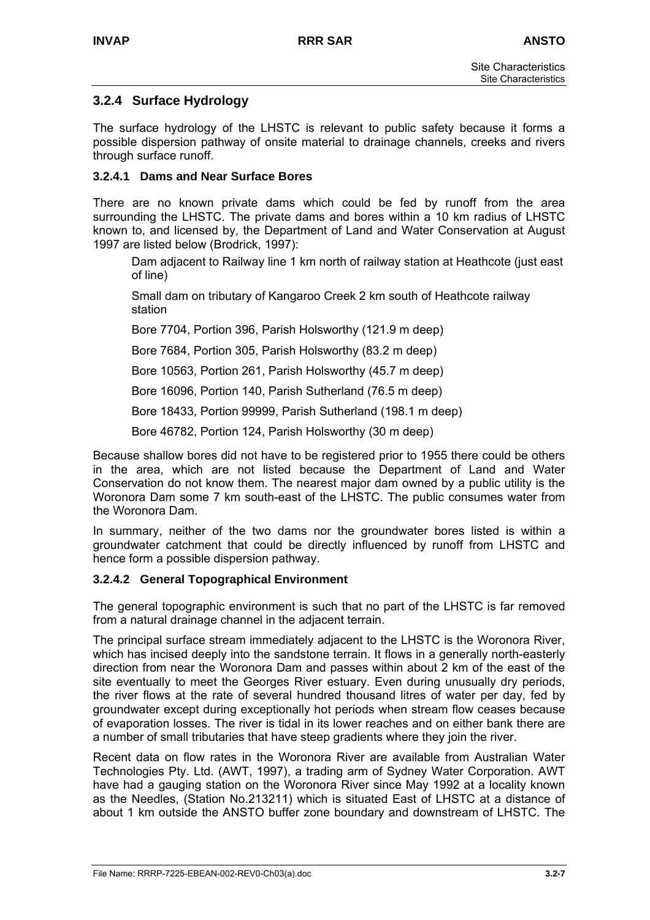## 3.2.4 Surface Hydrology

The surface hydrology of the LHSTC is relevant to public safety because it forms a possible dispersion pathway of onsite material to drainage channels, creeks and rivers through surface runoff.

### 3.2.4.1 Dams and Near Surface Bores

There are no known private dams which could be fed by runoff from the area surrounding the LHSTC. The private dams and bores within a 10 km radius of LHSTC known to, and licensed by, the Department of Land and Water Conservation at August 1997 are listed below (Brodrick, 1997):

Dam adjacent to Railway line 1 km north of railway station at Heathcote (just east of line)

Small dam on tributary of Kangaroo Creek 2 km south of Heathcote railway station

Bore 7704, Portion 396, Parish Holsworthy (121.9 m deep)

Bore 7684, Portion 305, Parish Holsworthy (83.2 m deep)

Bore 10563, Portion 261, Parish Holsworthy (45.7 m deep)

Bore 16096, Portion 140, Parish Sutherland (76.5 m deep)

Bore 18433, Portion 99999, Parish Sutherland (198.1 m deep)

Bore 46782, Portion 124, Parish Holsworthy (30 m deep)

Because shallow bores did not have to be registered prior to 1955 there could be others in the area, which are not listed because the Department of Land and Water Conservation do not know them. The nearest major dam owned by a public utility is the Woronora Dam some 7 km south-east of the LHSTC. The public consumes water from the Woronora Dam.

In summary, neither of the two dams nor the groundwater bores listed is within a groundwater catchment that could be directly influenced by runoff from LHSTC and hence form a possible dispersion pathway.

### 3.2.4.2 General Topographical Environment

The general topographic environment is such that no part of the LHSTC is far removed from a natural drainage channel in the adjacent terrain.

The principal surface stream immediately adjacent to the LHSTC is the Woronora River, which has incised deeply into the sandstone terrain. It flows in a generally north-easterly direction from near the Woronora Dam and passes within about 2 km of the east of the site eventually to meet the Georges River estuary. Even during unusually dry periods, the river flows at the rate of several hundred thousand litres of water per day, fed by groundwater except during exceptionally hot periods when stream flow ceases because of evaporation losses. The river is tidal in its lower reaches and on either bank there are a number of small tributaries that have steep gradients where they join the river.

Recent data on flow rates in the Woronora River are available from Australian Water Technologies Pty. Ltd. (AWT, 1997), a trading arm of Sydney Water Corporation. AWT have had a gauging station on the Woronora River since May 1992 at a locality known as the Needles, (Station No.213211) which is situated East of LHSTC at a distance of about 1 km outside the ANSTO buffer zone boundary and downstream of LHSTC. The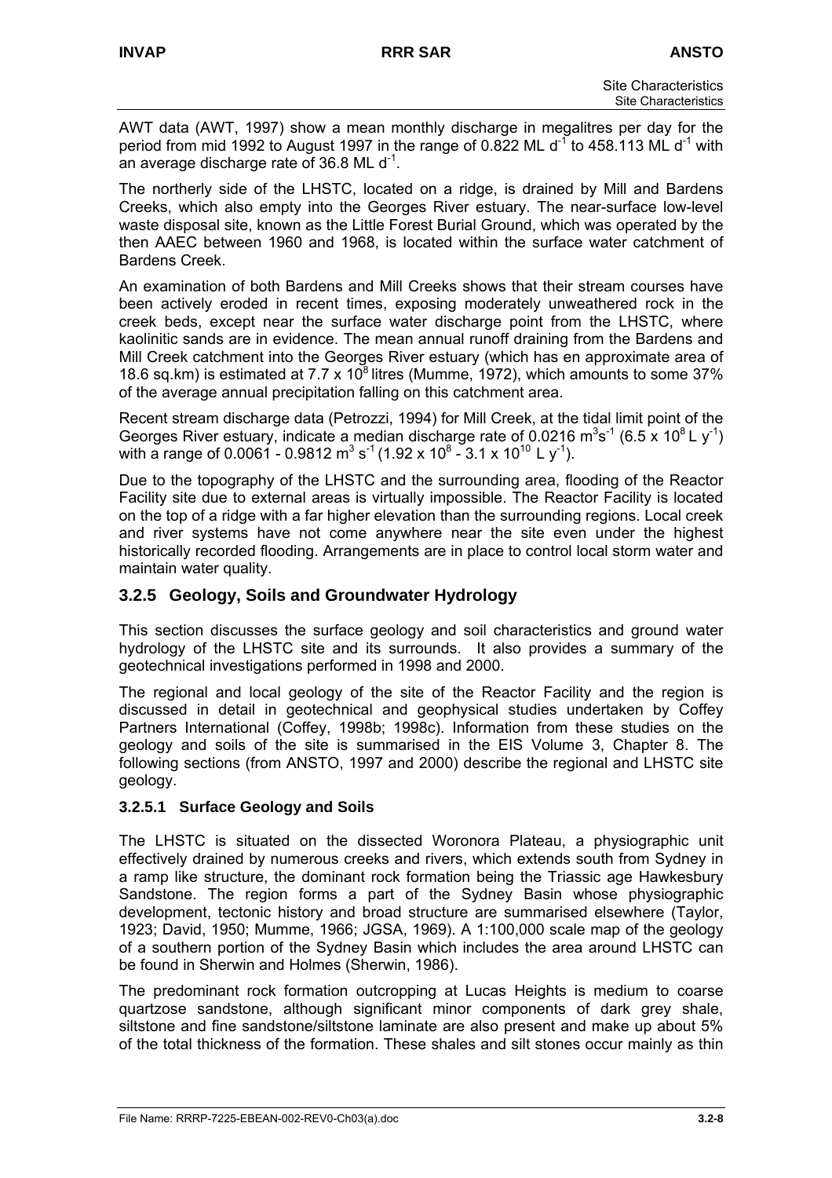AWT data (AWT, 1997) show a mean monthly discharge in megalitres per day for the period from mid 1992 to August 1997 in the range of 0.822 ML $d^{-1}$ to 458.113 ML $d^{-1}$ with an average discharge rate of 36.8 ML $d^{-1}$.

The northerly side of the LHSTC, located on a ridge, is drained by Mill and Bardens Creeks, which also empty into the Georges River estuary. The near-surface low-level waste disposal site, known as the Little Forest Burial Ground, which was operated by the then AAEC between 1960 and 1968, is located within the surface water catchment of Bardens Creek.

An examination of both Bardens and Mill Creeks shows that their stream courses have been actively eroded in recent times, exposing moderately unweathered rock in the creek beds, except near the surface water discharge point from the LHSTC, where kaolinitic sands are in evidence. The mean annual runoff draining from the Bardens and Mill Creek catchment into the Georges River estuary (which has en approximate area of 18.6 sq.km) is estimated at $7.7 \times 10^8$ litres (Mumme, 1972), which amounts to some 37% of the average annual precipitation falling on this catchment area.

Recent stream discharge data (Petrozzi, 1994) for Mill Creek, at the tidal limit point of the Georges River estuary, indicate a median discharge rate of 0.0216 $m^3s^{-1}$ ($6.5 \times 10^8$ L $y^{-1}$) with a range of 0.0061 - 0.9812 $m^3$ $s^{-1}$ ($1.92 \times 10^8$ - $3.1 \times 10^{10}$ L $y^{-1}$).

Due to the topography of the LHSTC and the surrounding area, flooding of the Reactor Facility site due to external areas is virtually impossible. The Reactor Facility is located on the top of a ridge with a far higher elevation than the surrounding regions. Local creek and river systems have not come anywhere near the site even under the highest historically recorded flooding. Arrangements are in place to control local storm water and maintain water quality.

### 3.2.5 Geology, Soils and Groundwater Hydrology

This section discusses the surface geology and soil characteristics and ground water hydrology of the LHSTC site and its surrounds. It also provides a summary of the geotechnical investigations performed in 1998 and 2000.

The regional and local geology of the site of the Reactor Facility and the region is discussed in detail in geotechnical and geophysical studies undertaken by Coffey Partners International (Coffey, 1998b; 1998c). Information from these studies on the geology and soils of the site is summarised in the EIS Volume 3, Chapter 8. The following sections (from ANSTO, 1997 and 2000) describe the regional and LHSTC site geology.

#### 3.2.5.1 Surface Geology and Soils

The LHSTC is situated on the dissected Woronora Plateau, a physiographic unit effectively drained by numerous creeks and rivers, which extends south from Sydney in a ramp like structure, the dominant rock formation being the Triassic age Hawkesbury Sandstone. The region forms a part of the Sydney Basin whose physiographic development, tectonic history and broad structure are summarised elsewhere (Taylor, 1923; David, 1950; Mumme, 1966; JGSA, 1969). A 1:100,000 scale map of the geology of a southern portion of the Sydney Basin which includes the area around LHSTC can be found in Sherwin and Holmes (Sherwin, 1986).

The predominant rock formation outcropping at Lucas Heights is medium to coarse quartzose sandstone, although significant minor components of dark grey shale, siltstone and fine sandstone/siltstone laminate are also present and make up about 5% of the total thickness of the formation. These shales and silt stones occur mainly as thin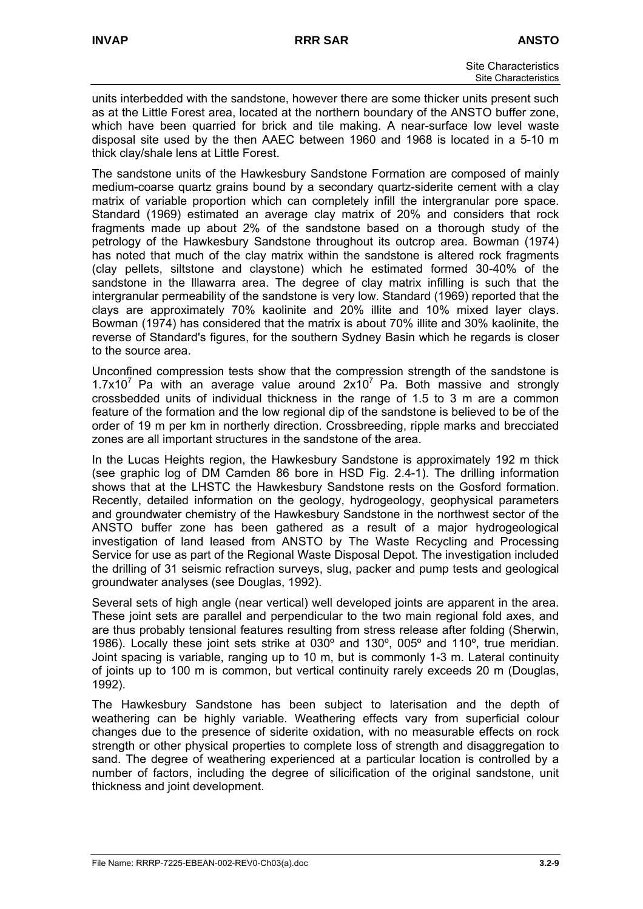units interbedded with the sandstone, however there are some thicker units present such as at the Little Forest area, located at the northern boundary of the ANSTO buffer zone, which have been quarried for brick and tile making. A near-surface low level waste disposal site used by the then AAEC between 1960 and 1968 is located in a 5-10 m thick clay/shale lens at Little Forest.

The sandstone units of the Hawkesbury Sandstone Formation are composed of mainly medium-coarse quartz grains bound by a secondary quartz-siderite cement with a clay matrix of variable proportion which can completely infill the intergranular pore space. Standard (1969) estimated an average clay matrix of 20% and considers that rock fragments made up about 2% of the sandstone based on a thorough study of the petrology of the Hawkesbury Sandstone throughout its outcrop area. Bowman (1974) has noted that much of the clay matrix within the sandstone is altered rock fragments (clay pellets, siltstone and claystone) which he estimated formed 30-40% of the sandstone in the Illawarra area. The degree of clay matrix infilling is such that the intergranular permeability of the sandstone is very low. Standard (1969) reported that the clays are approximately 70% kaolinite and 20% illite and 10% mixed layer clays. Bowman (1974) has considered that the matrix is about 70% illite and 30% kaolinite, the reverse of Standard's figures, for the southern Sydney Basin which he regards is closer to the source area.

Unconfined compression tests show that the compression strength of the sandstone is $1.7 \times 10^7$ Pa with an average value around $2 \times 10^7$ Pa. Both massive and strongly crossbedded units of individual thickness in the range of 1.5 to 3 m are a common feature of the formation and the low regional dip of the sandstone is believed to be of the order of 19 m per km in northerly direction. Crossbreeding, ripple marks and brecciated zones are all important structures in the sandstone of the area.

In the Lucas Heights region, the Hawkesbury Sandstone is approximately 192 m thick (see graphic log of DM Camden 86 bore in HSD Fig. 2.4-1). The drilling information shows that at the LHSTC the Hawkesbury Sandstone rests on the Gosford formation. Recently, detailed information on the geology, hydrogeology, geophysical parameters and groundwater chemistry of the Hawkesbury Sandstone in the northwest sector of the ANSTO buffer zone has been gathered as a result of a major hydrogeological investigation of land leased from ANSTO by The Waste Recycling and Processing Service for use as part of the Regional Waste Disposal Depot. The investigation included the drilling of 31 seismic refraction surveys, slug, packer and pump tests and geological groundwater analyses (see Douglas, 1992).

Several sets of high angle (near vertical) well developed joints are apparent in the area. These joint sets are parallel and perpendicular to the two main regional fold axes, and are thus probably tensional features resulting from stress release after folding (Sherwin, 1986). Locally these joint sets strike at 030º and 130º, 005º and 110º, true meridian. Joint spacing is variable, ranging up to 10 m, but is commonly 1-3 m. Lateral continuity of joints up to 100 m is common, but vertical continuity rarely exceeds 20 m (Douglas, 1992).

The Hawkesbury Sandstone has been subject to laterisation and the depth of weathering can be highly variable. Weathering effects vary from superficial colour changes due to the presence of siderite oxidation, with no measurable effects on rock strength or other physical properties to complete loss of strength and disaggregation to sand. The degree of weathering experienced at a particular location is controlled by a number of factors, including the degree of silicification of the original sandstone, unit thickness and joint development.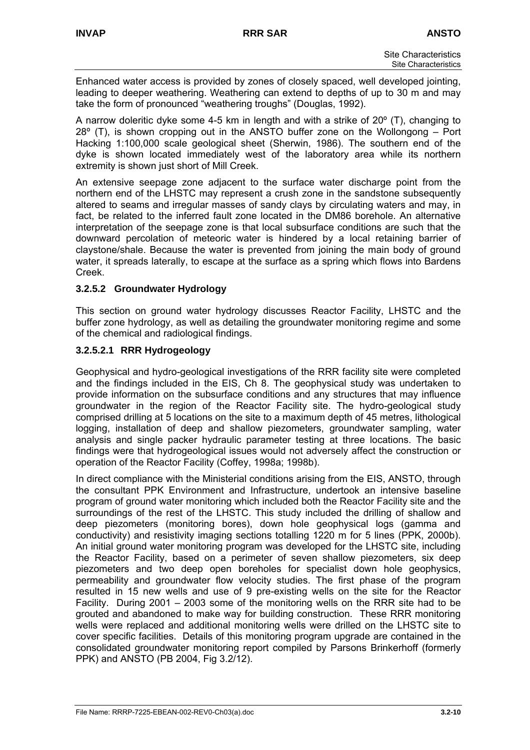Enhanced water access is provided by zones of closely spaced, well developed jointing, leading to deeper weathering. Weathering can extend to depths of up to 30 m and may take the form of pronounced "weathering troughs" (Douglas, 1992).

A narrow doleritic dyke some 4-5 km in length and with a strike of 20º (T), changing to 28º (T), is shown cropping out in the ANSTO buffer zone on the Wollongong – Port Hacking 1:100,000 scale geological sheet (Sherwin, 1986). The southern end of the dyke is shown located immediately west of the laboratory area while its northern extremity is shown just short of Mill Creek.

An extensive seepage zone adjacent to the surface water discharge point from the northern end of the LHSTC may represent a crush zone in the sandstone subsequently altered to seams and irregular masses of sandy clays by circulating waters and may, in fact, be related to the inferred fault zone located in the DM86 borehole. An alternative interpretation of the seepage zone is that local subsurface conditions are such that the downward percolation of meteoric water is hindered by a local retaining barrier of claystone/shale. Because the water is prevented from joining the main body of ground water, it spreads laterally, to escape at the surface as a spring which flows into Bardens Creek.

#### 3.2.5.2 Groundwater Hydrology

This section on ground water hydrology discusses Reactor Facility, LHSTC and the buffer zone hydrology, as well as detailing the groundwater monitoring regime and some of the chemical and radiological findings.

##### 3.2.5.2.1 RRR Hydrogeology

Geophysical and hydro-geological investigations of the RRR facility site were completed and the findings included in the EIS, Ch 8. The geophysical study was undertaken to provide information on the subsurface conditions and any structures that may influence groundwater in the region of the Reactor Facility site. The hydro-geological study comprised drilling at 5 locations on the site to a maximum depth of 45 metres, lithological logging, installation of deep and shallow piezometers, groundwater sampling, water analysis and single packer hydraulic parameter testing at three locations. The basic findings were that hydrogeological issues would not adversely affect the construction or operation of the Reactor Facility (Coffey, 1998a; 1998b).

In direct compliance with the Ministerial conditions arising from the EIS, ANSTO, through the consultant PPK Environment and Infrastructure, undertook an intensive baseline program of ground water monitoring which included both the Reactor Facility site and the surroundings of the rest of the LHSTC. This study included the drilling of shallow and deep piezometers (monitoring bores), down hole geophysical logs (gamma and conductivity) and resistivity imaging sections totalling 1220 m for 5 lines (PPK, 2000b). An initial ground water monitoring program was developed for the LHSTC site, including the Reactor Facility, based on a perimeter of seven shallow piezometers, six deep piezometers and two deep open boreholes for specialist down hole geophysics, permeability and groundwater flow velocity studies. The first phase of the program resulted in 15 new wells and use of 9 pre-existing wells on the site for the Reactor Facility. During 2001 – 2003 some of the monitoring wells on the RRR site had to be grouted and abandoned to make way for building construction. These RRR monitoring wells were replaced and additional monitoring wells were drilled on the LHSTC site to cover specific facilities. Details of this monitoring program upgrade are contained in the consolidated groundwater monitoring report compiled by Parsons Brinkerhoff (formerly PPK) and ANSTO (PB 2004, Fig 3.2/12).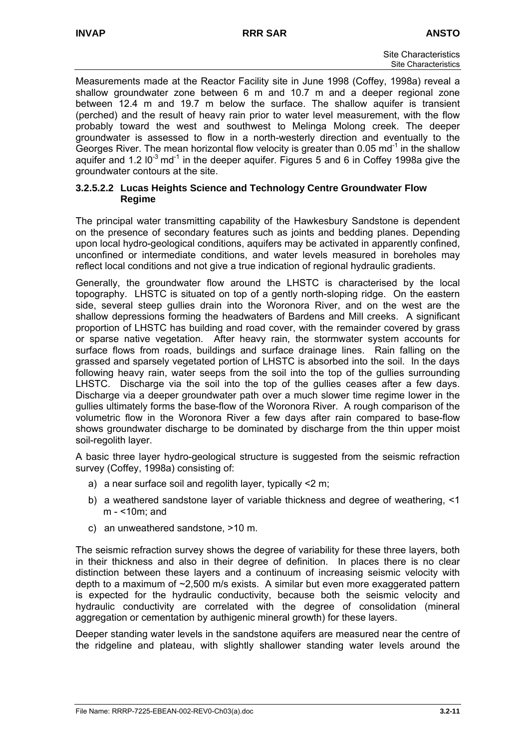Measurements made at the Reactor Facility site in June 1998 (Coffey, 1998a) reveal a shallow groundwater zone between 6 m and 10.7 m and a deeper regional zone between 12.4 m and 19.7 m below the surface. The shallow aquifer is transient (perched) and the result of heavy rain prior to water level measurement, with the flow probably toward the west and southwest to Melinga Molong creek. The deeper groundwater is assessed to flow in a north-westerly direction and eventually to the Georges River. The mean horizontal flow velocity is greater than 0.05 $md^{-1}$ in the shallow aquifer and 1.2 $l0^{-3}$ $md^{-1}$ in the deeper aquifer. Figures 5 and 6 in Coffey 1998a give the groundwater contours at the site.

#### 3.2.5.2.2 Lucas Heights Science and Technology Centre Groundwater Flow Regime

The principal water transmitting capability of the Hawkesbury Sandstone is dependent on the presence of secondary features such as joints and bedding planes. Depending upon local hydro-geological conditions, aquifers may be activated in apparently confined, unconfined or intermediate conditions, and water levels measured in boreholes may reflect local conditions and not give a true indication of regional hydraulic gradients.

Generally, the groundwater flow around the LHSTC is characterised by the local topography. LHSTC is situated on top of a gently north-sloping ridge. On the eastern side, several steep gullies drain into the Woronora River, and on the west are the shallow depressions forming the headwaters of Bardens and Mill creeks. A significant proportion of LHSTC has building and road cover, with the remainder covered by grass or sparse native vegetation. After heavy rain, the stormwater system accounts for surface flows from roads, buildings and surface drainage lines. Rain falling on the grassed and sparsely vegetated portion of LHSTC is absorbed into the soil. In the days following heavy rain, water seeps from the soil into the top of the gullies surrounding LHSTC. Discharge via the soil into the top of the gullies ceases after a few days. Discharge via a deeper groundwater path over a much slower time regime lower in the gullies ultimately forms the base-flow of the Woronora River. A rough comparison of the volumetric flow in the Woronora River a few days after rain compared to base-flow shows groundwater discharge to be dominated by discharge from the thin upper moist soil-regolith layer.

A basic three layer hydro-geological structure is suggested from the seismic refraction survey (Coffey, 1998a) consisting of:

a) a near surface soil and regolith layer, typically <2 m;

b) a weathered sandstone layer of variable thickness and degree of weathering, <1 m - <10m; and

c) an unweathered sandstone, >10 m.

The seismic refraction survey shows the degree of variability for these three layers, both in their thickness and also in their degree of definition. In places there is no clear distinction between these layers and a continuum of increasing seismic velocity with depth to a maximum of ~2,500 m/s exists. A similar but even more exaggerated pattern is expected for the hydraulic conductivity, because both the seismic velocity and hydraulic conductivity are correlated with the degree of consolidation (mineral aggregation or cementation by authigenic mineral growth) for these layers.

Deeper standing water levels in the sandstone aquifers are measured near the centre of the ridgeline and plateau, with slightly shallower standing water levels around the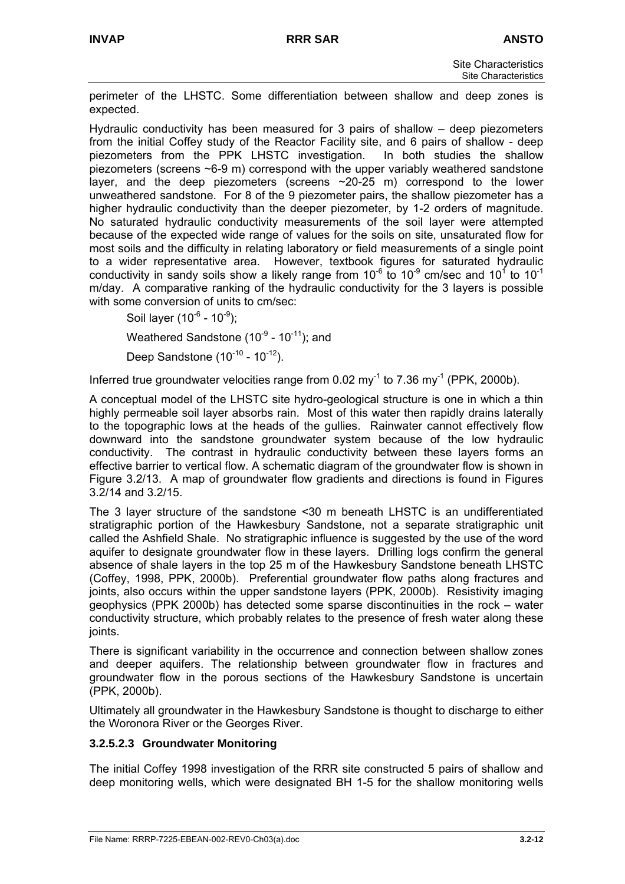perimeter of the LHSTC. Some differentiation between shallow and deep zones is expected.

Hydraulic conductivity has been measured for 3 pairs of shallow – deep piezometers from the initial Coffey study of the Reactor Facility site, and 6 pairs of shallow - deep piezometers from the PPK LHSTC investigation. In both studies the shallow piezometers (screens ~6-9 m) correspond with the upper variably weathered sandstone layer, and the deep piezometers (screens ~20-25 m) correspond to the lower unweathered sandstone. For 8 of the 9 piezometer pairs, the shallow piezometer has a higher hydraulic conductivity than the deeper piezometer, by 1-2 orders of magnitude. No saturated hydraulic conductivity measurements of the soil layer were attempted because of the expected wide range of values for the soils on site, unsaturated flow for most soils and the difficulty in relating laboratory or field measurements of a single point to a wider representative area. However, textbook figures for saturated hydraulic conductivity in sandy soils show a likely range from $10^{-6}$ to $10^{-9}$ cm/sec and $10^{1}$ to $10^{-1}$ m/day. A comparative ranking of the hydraulic conductivity for the 3 layers is possible with some conversion of units to cm/sec:

Soil layer ($10^{-6}$ - $10^{-9}$);

Weathered Sandstone ($10^{-9}$ - $10^{-11}$); and

Deep Sandstone ($10^{-10}$ - $10^{-12}$).

Inferred true groundwater velocities range from 0.02 $my^{-1}$ to 7.36 $my^{-1}$ (PPK, 2000b).

A conceptual model of the LHSTC site hydro-geological structure is one in which a thin highly permeable soil layer absorbs rain. Most of this water then rapidly drains laterally to the topographic lows at the heads of the gullies. Rainwater cannot effectively flow downward into the sandstone groundwater system because of the low hydraulic conductivity. The contrast in hydraulic conductivity between these layers forms an effective barrier to vertical flow. A schematic diagram of the groundwater flow is shown in Figure 3.2/13. A map of groundwater flow gradients and directions is found in Figures 3.2/14 and 3.2/15.

The 3 layer structure of the sandstone <30 m beneath LHSTC is an undifferentiated stratigraphic portion of the Hawkesbury Sandstone, not a separate stratigraphic unit called the Ashfield Shale. No stratigraphic influence is suggested by the use of the word aquifer to designate groundwater flow in these layers. Drilling logs confirm the general absence of shale layers in the top 25 m of the Hawkesbury Sandstone beneath LHSTC (Coffey, 1998, PPK, 2000b). Preferential groundwater flow paths along fractures and joints, also occurs within the upper sandstone layers (PPK, 2000b). Resistivity imaging geophysics (PPK 2000b) has detected some sparse discontinuities in the rock – water conductivity structure, which probably relates to the presence of fresh water along these joints.

There is significant variability in the occurrence and connection between shallow zones and deeper aquifers. The relationship between groundwater flow in fractures and groundwater flow in the porous sections of the Hawkesbury Sandstone is uncertain (PPK, 2000b).

Ultimately all groundwater in the Hawkesbury Sandstone is thought to discharge to either the Woronora River or the Georges River.

#### 3.2.5.2.3 Groundwater Monitoring

The initial Coffey 1998 investigation of the RRR site constructed 5 pairs of shallow and deep monitoring wells, which were designated BH 1-5 for the shallow monitoring wells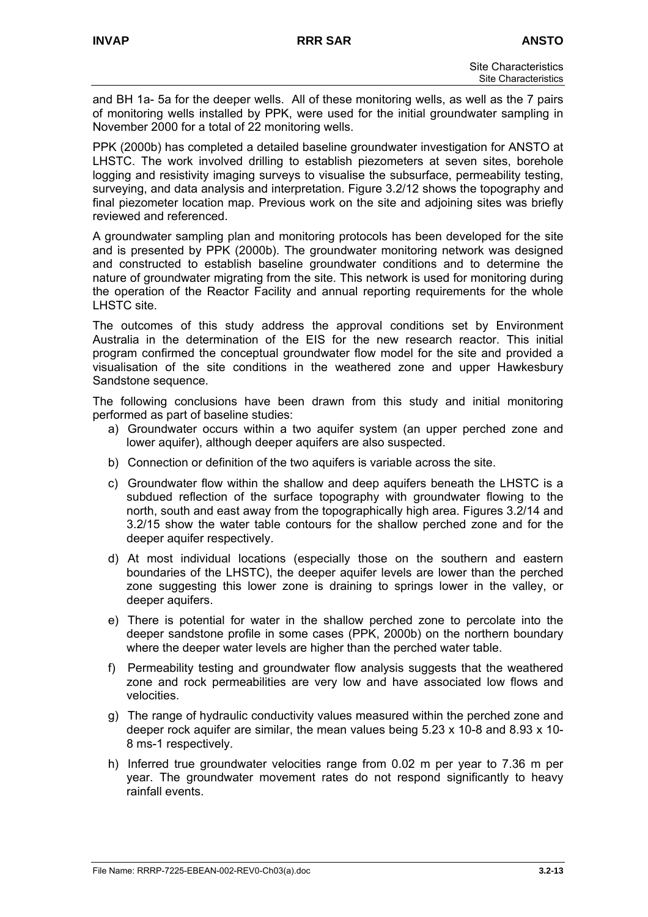and BH 1a- 5a for the deeper wells. All of these monitoring wells, as well as the 7 pairs of monitoring wells installed by PPK, were used for the initial groundwater sampling in November 2000 for a total of 22 monitoring wells.

PPK (2000b) has completed a detailed baseline groundwater investigation for ANSTO at LHSTC. The work involved drilling to establish piezometers at seven sites, borehole logging and resistivity imaging surveys to visualise the subsurface, permeability testing, surveying, and data analysis and interpretation. Figure 3.2/12 shows the topography and final piezometer location map. Previous work on the site and adjoining sites was briefly reviewed and referenced.

A groundwater sampling plan and monitoring protocols has been developed for the site and is presented by PPK (2000b). The groundwater monitoring network was designed and constructed to establish baseline groundwater conditions and to determine the nature of groundwater migrating from the site. This network is used for monitoring during the operation of the Reactor Facility and annual reporting requirements for the whole LHSTC site.

The outcomes of this study address the approval conditions set by Environment Australia in the determination of the EIS for the new research reactor. This initial program confirmed the conceptual groundwater flow model for the site and provided a visualisation of the site conditions in the weathered zone and upper Hawkesbury Sandstone sequence.

The following conclusions have been drawn from this study and initial monitoring performed as part of baseline studies:

a) Groundwater occurs within a two aquifer system (an upper perched zone and lower aquifer), although deeper aquifers are also suspected.

b) Connection or definition of the two aquifers is variable across the site.

c) Groundwater flow within the shallow and deep aquifers beneath the LHSTC is a subdued reflection of the surface topography with groundwater flowing to the north, south and east away from the topographically high area. Figures 3.2/14 and 3.2/15 show the water table contours for the shallow perched zone and for the deeper aquifer respectively.

d) At most individual locations (especially those on the southern and eastern boundaries of the LHSTC), the deeper aquifer levels are lower than the perched zone suggesting this lower zone is draining to springs lower in the valley, or deeper aquifers.

e) There is potential for water in the shallow perched zone to percolate into the deeper sandstone profile in some cases (PPK, 2000b) on the northern boundary where the deeper water levels are higher than the perched water table.

f) Permeability testing and groundwater flow analysis suggests that the weathered zone and rock permeabilities are very low and have associated low flows and velocities.

g) The range of hydraulic conductivity values measured within the perched zone and deeper rock aquifer are similar, the mean values being $5.23 \times 10^{-8}$ and $8.93 \times 10^{-8}$ $ms^{-1}$ respectively.

h) Inferred true groundwater velocities range from 0.02 m per year to 7.36 m per year. The groundwater movement rates do not respond significantly to heavy rainfall events.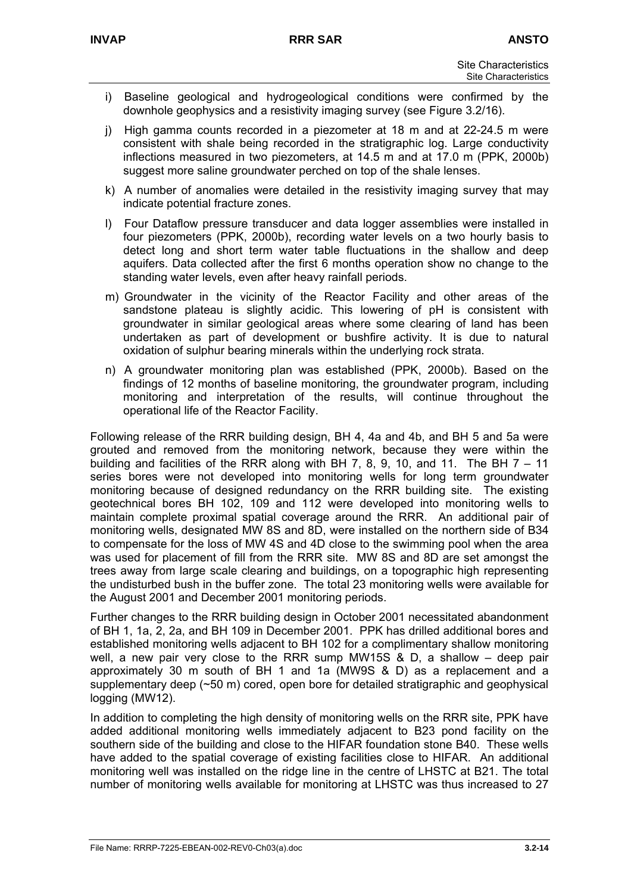i) Baseline geological and hydrogeological conditions were confirmed by the downhole geophysics and a resistivity imaging survey (see Figure 3.2/16).

j) High gamma counts recorded in a piezometer at 18 m and at 22-24.5 m were consistent with shale being recorded in the stratigraphic log. Large conductivity inflections measured in two piezometers, at 14.5 m and at 17.0 m (PPK, 2000b) suggest more saline groundwater perched on top of the shale lenses.

k) A number of anomalies were detailed in the resistivity imaging survey that may indicate potential fracture zones.

l) Four Dataflow pressure transducer and data logger assemblies were installed in four piezometers (PPK, 2000b), recording water levels on a two hourly basis to detect long and short term water table fluctuations in the shallow and deep aquifers. Data collected after the first 6 months operation show no change to the standing water levels, even after heavy rainfall periods.

m) Groundwater in the vicinity of the Reactor Facility and other areas of the sandstone plateau is slightly acidic. This lowering of pH is consistent with groundwater in similar geological areas where some clearing of land has been undertaken as part of development or bushfire activity. It is due to natural oxidation of sulphur bearing minerals within the underlying rock strata.

n) A groundwater monitoring plan was established (PPK, 2000b). Based on the findings of 12 months of baseline monitoring, the groundwater program, including monitoring and interpretation of the results, will continue throughout the operational life of the Reactor Facility.

Following release of the RRR building design, BH 4, 4a and 4b, and BH 5 and 5a were grouted and removed from the monitoring network, because they were within the building and facilities of the RRR along with BH 7, 8, 9, 10, and 11. The BH 7 – 11 series bores were not developed into monitoring wells for long term groundwater monitoring because of designed redundancy on the RRR building site. The existing geotechnical bores BH 102, 109 and 112 were developed into monitoring wells to maintain complete proximal spatial coverage around the RRR. An additional pair of monitoring wells, designated MW 8S and 8D, were installed on the northern side of B34 to compensate for the loss of MW 4S and 4D close to the swimming pool when the area was used for placement of fill from the RRR site. MW 8S and 8D are set amongst the trees away from large scale clearing and buildings, on a topographic high representing the undisturbed bush in the buffer zone. The total 23 monitoring wells were available for the August 2001 and December 2001 monitoring periods.

Further changes to the RRR building design in October 2001 necessitated abandonment of BH 1, 1a, 2, 2a, and BH 109 in December 2001. PPK has drilled additional bores and established monitoring wells adjacent to BH 102 for a complimentary shallow monitoring well, a new pair very close to the RRR sump MW15S & D, a shallow – deep pair approximately 30 m south of BH 1 and 1a (MW9S & D) as a replacement and a supplementary deep (~50 m) cored, open bore for detailed stratigraphic and geophysical logging (MW12).

In addition to completing the high density of monitoring wells on the RRR site, PPK have added additional monitoring wells immediately adjacent to B23 pond facility on the southern side of the building and close to the HIFAR foundation stone B40. These wells have added to the spatial coverage of existing facilities close to HIFAR. An additional monitoring well was installed on the ridge line in the centre of LHSTC at B21. The total number of monitoring wells available for monitoring at LHSTC was thus increased to 27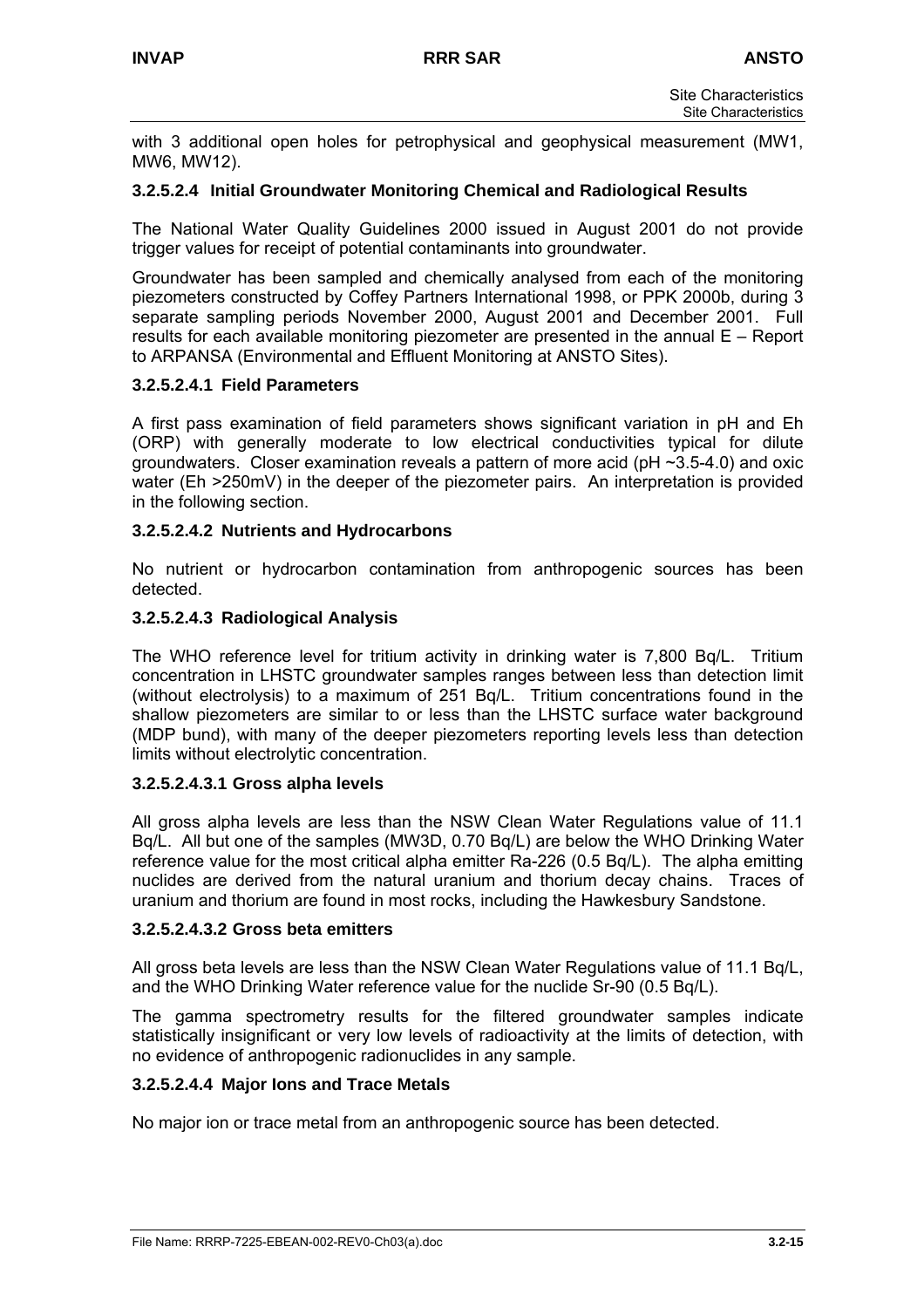with 3 additional open holes for petrophysical and geophysical measurement (MW1, MW6, MW12).

### 3.2.5.2.4 Initial Groundwater Monitoring Chemical and Radiological Results

The National Water Quality Guidelines 2000 issued in August 2001 do not provide trigger values for receipt of potential contaminants into groundwater.

Groundwater has been sampled and chemically analysed from each of the monitoring piezometers constructed by Coffey Partners International 1998, or PPK 2000b, during 3 separate sampling periods November 2000, August 2001 and December 2001. Full results for each available monitoring piezometer are presented in the annual E – Report to ARPANSA (Environmental and Effluent Monitoring at ANSTO Sites).

#### 3.2.5.2.4.1 Field Parameters

A first pass examination of field parameters shows significant variation in pH and Eh (ORP) with generally moderate to low electrical conductivities typical for dilute groundwaters. Closer examination reveals a pattern of more acid (pH ~3.5-4.0) and oxic water (Eh >250mV) in the deeper of the piezometer pairs. An interpretation is provided in the following section.

#### 3.2.5.2.4.2 Nutrients and Hydrocarbons

No nutrient or hydrocarbon contamination from anthropogenic sources has been detected.

#### 3.2.5.2.4.3 Radiological Analysis

The WHO reference level for tritium activity in drinking water is 7,800 Bq/L. Tritium concentration in LHSTC groundwater samples ranges between less than detection limit (without electrolysis) to a maximum of 251 Bq/L. Tritium concentrations found in the shallow piezometers are similar to or less than the LHSTC surface water background (MDP bund), with many of the deeper piezometers reporting levels less than detection limits without electrolytic concentration.

##### 3.2.5.2.4.3.1 Gross alpha levels

All gross alpha levels are less than the NSW Clean Water Regulations value of 11.1 Bq/L. All but one of the samples (MW3D, 0.70 Bq/L) are below the WHO Drinking Water reference value for the most critical alpha emitter Ra-226 (0.5 Bq/L). The alpha emitting nuclides are derived from the natural uranium and thorium decay chains. Traces of uranium and thorium are found in most rocks, including the Hawkesbury Sandstone.

##### 3.2.5.2.4.3.2 Gross beta emitters

All gross beta levels are less than the NSW Clean Water Regulations value of 11.1 Bq/L, and the WHO Drinking Water reference value for the nuclide Sr-90 (0.5 Bq/L).

The gamma spectrometry results for the filtered groundwater samples indicate statistically insignificant or very low levels of radioactivity at the limits of detection, with no evidence of anthropogenic radionuclides in any sample.

#### 3.2.5.2.4.4 Major Ions and Trace Metals

No major ion or trace metal from an anthropogenic source has been detected.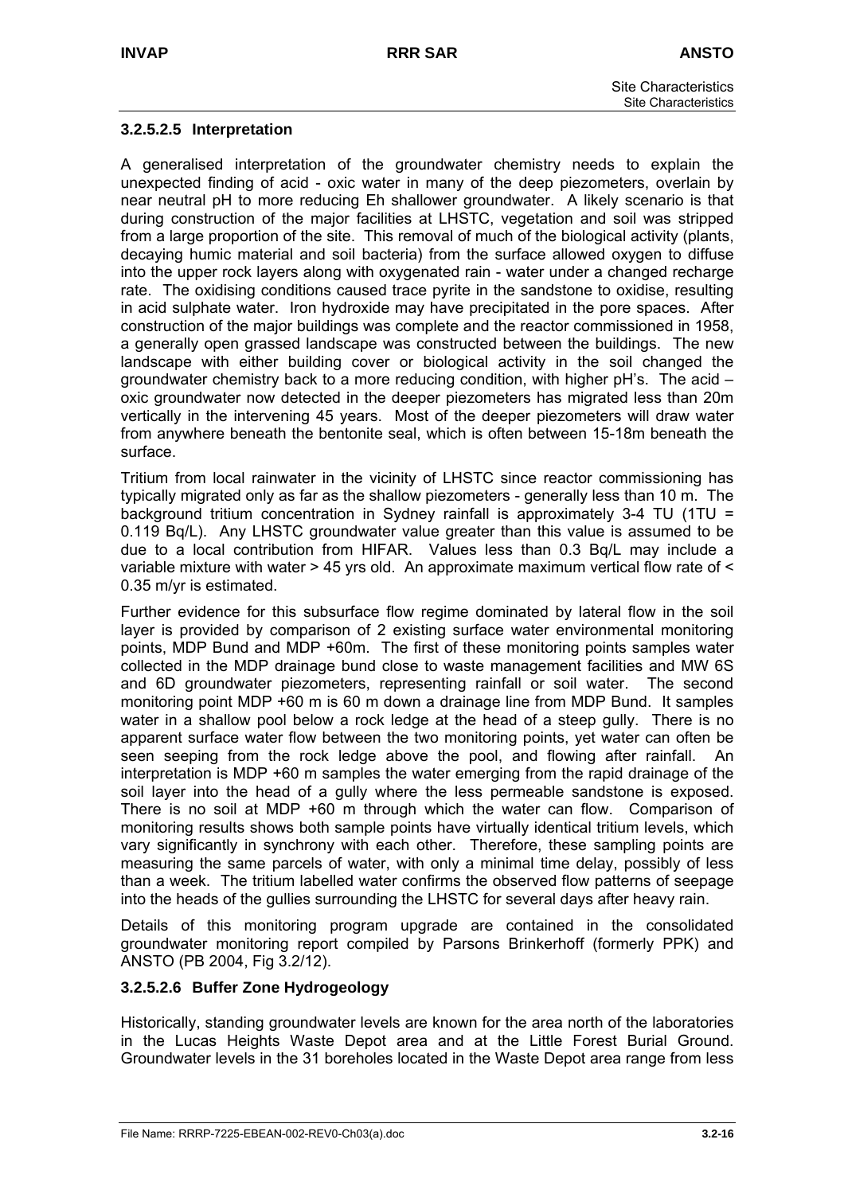#### 3.2.5.2.5 Interpretation

A generalised interpretation of the groundwater chemistry needs to explain the unexpected finding of acid - oxic water in many of the deep piezometers, overlain by near neutral pH to more reducing Eh shallower groundwater. A likely scenario is that during construction of the major facilities at LHSTC, vegetation and soil was stripped from a large proportion of the site. This removal of much of the biological activity (plants, decaying humic material and soil bacteria) from the surface allowed oxygen to diffuse into the upper rock layers along with oxygenated rain - water under a changed recharge rate. The oxidising conditions caused trace pyrite in the sandstone to oxidise, resulting in acid sulphate water. Iron hydroxide may have precipitated in the pore spaces. After construction of the major buildings was complete and the reactor commissioned in 1958, a generally open grassed landscape was constructed between the buildings. The new landscape with either building cover or biological activity in the soil changed the groundwater chemistry back to a more reducing condition, with higher pH's. The acid – oxic groundwater now detected in the deeper piezometers has migrated less than 20m vertically in the intervening 45 years. Most of the deeper piezometers will draw water from anywhere beneath the bentonite seal, which is often between 15-18m beneath the surface.

Tritium from local rainwater in the vicinity of LHSTC since reactor commissioning has typically migrated only as far as the shallow piezometers - generally less than 10 m. The background tritium concentration in Sydney rainfall is approximately 3-4 TU (1TU = 0.119 Bq/L). Any LHSTC groundwater value greater than this value is assumed to be due to a local contribution from HIFAR. Values less than 0.3 Bq/L may include a variable mixture with water > 45 yrs old. An approximate maximum vertical flow rate of < 0.35 m/yr is estimated.

Further evidence for this subsurface flow regime dominated by lateral flow in the soil layer is provided by comparison of 2 existing surface water environmental monitoring points, MDP Bund and MDP +60m. The first of these monitoring points samples water collected in the MDP drainage bund close to waste management facilities and MW 6S and 6D groundwater piezometers, representing rainfall or soil water. The second monitoring point MDP +60 m is 60 m down a drainage line from MDP Bund. It samples water in a shallow pool below a rock ledge at the head of a steep gully. There is no apparent surface water flow between the two monitoring points, yet water can often be seen seeping from the rock ledge above the pool, and flowing after rainfall. An interpretation is MDP +60 m samples the water emerging from the rapid drainage of the soil layer into the head of a gully where the less permeable sandstone is exposed. There is no soil at MDP +60 m through which the water can flow. Comparison of monitoring results shows both sample points have virtually identical tritium levels, which vary significantly in synchrony with each other. Therefore, these sampling points are measuring the same parcels of water, with only a minimal time delay, possibly of less than a week. The tritium labelled water confirms the observed flow patterns of seepage into the heads of the gullies surrounding the LHSTC for several days after heavy rain.

Details of this monitoring program upgrade are contained in the consolidated groundwater monitoring report compiled by Parsons Brinkerhoff (formerly PPK) and ANSTO (PB 2004, Fig 3.2/12).

#### 3.2.5.2.6 Buffer Zone Hydrogeology

Historically, standing groundwater levels are known for the area north of the laboratories in the Lucas Heights Waste Depot area and at the Little Forest Burial Ground. Groundwater levels in the 31 boreholes located in the Waste Depot area range from less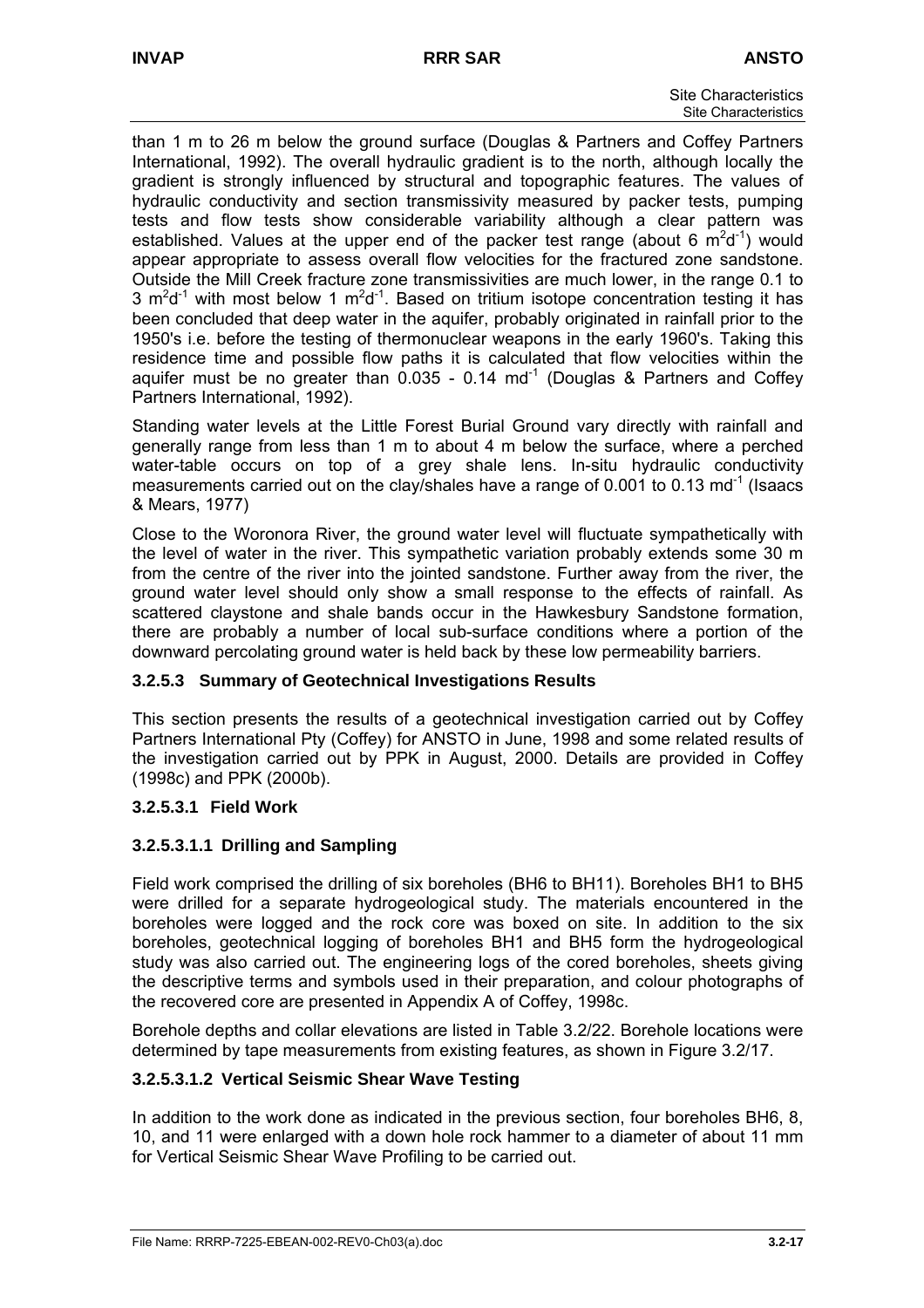than 1 m to 26 m below the ground surface (Douglas & Partners and Coffey Partners International, 1992). The overall hydraulic gradient is to the north, although locally the gradient is strongly influenced by structural and topographic features. The values of hydraulic conductivity and section transmissivity measured by packer tests, pumping tests and flow tests show considerable variability although a clear pattern was established. Values at the upper end of the packer test range (about 6 $m^2d^{-1}$) would appear appropriate to assess overall flow velocities for the fractured zone sandstone. Outside the Mill Creek fracture zone transmissivities are much lower, in the range 0.1 to 3 $m^2d^{-1}$ with most below 1 $m^2d^{-1}$. Based on tritium isotope concentration testing it has been concluded that deep water in the aquifer, probably originated in rainfall prior to the 1950's i.e. before the testing of thermonuclear weapons in the early 1960's. Taking this residence time and possible flow paths it is calculated that flow velocities within the aquifer must be no greater than 0.035 - 0.14 $md^{-1}$ (Douglas & Partners and Coffey Partners International, 1992).

Standing water levels at the Little Forest Burial Ground vary directly with rainfall and generally range from less than 1 m to about 4 m below the surface, where a perched water-table occurs on top of a grey shale lens. In-situ hydraulic conductivity measurements carried out on the clay/shales have a range of 0.001 to 0.13 $md^{-1}$ (Isaacs & Mears, 1977)

Close to the Woronora River, the ground water level will fluctuate sympathetically with the level of water in the river. This sympathetic variation probably extends some 30 m from the centre of the river into the jointed sandstone. Further away from the river, the ground water level should only show a small response to the effects of rainfall. As scattered claystone and shale bands occur in the Hawkesbury Sandstone formation, there are probably a number of local sub-surface conditions where a portion of the downward percolating ground water is held back by these low permeability barriers.

### 3.2.5.3 Summary of Geotechnical Investigations Results

This section presents the results of a geotechnical investigation carried out by Coffey Partners International Pty (Coffey) for ANSTO in June, 1998 and some related results of the investigation carried out by PPK in August, 2000. Details are provided in Coffey (1998c) and PPK (2000b).

#### 3.2.5.3.1 Field Work

##### 3.2.5.3.1.1 Drilling and Sampling

Field work comprised the drilling of six boreholes (BH6 to BH11). Boreholes BH1 to BH5 were drilled for a separate hydrogeological study. The materials encountered in the boreholes were logged and the rock core was boxed on site. In addition to the six boreholes, geotechnical logging of boreholes BH1 and BH5 form the hydrogeological study was also carried out. The engineering logs of the cored boreholes, sheets giving the descriptive terms and symbols used in their preparation, and colour photographs of the recovered core are presented in Appendix A of Coffey, 1998c.

Borehole depths and collar elevations are listed in Table 3.2/22. Borehole locations were determined by tape measurements from existing features, as shown in Figure 3.2/17.

##### 3.2.5.3.1.2 Vertical Seismic Shear Wave Testing

In addition to the work done as indicated in the previous section, four boreholes BH6, 8, 10, and 11 were enlarged with a down hole rock hammer to a diameter of about 11 mm for Vertical Seismic Shear Wave Profiling to be carried out.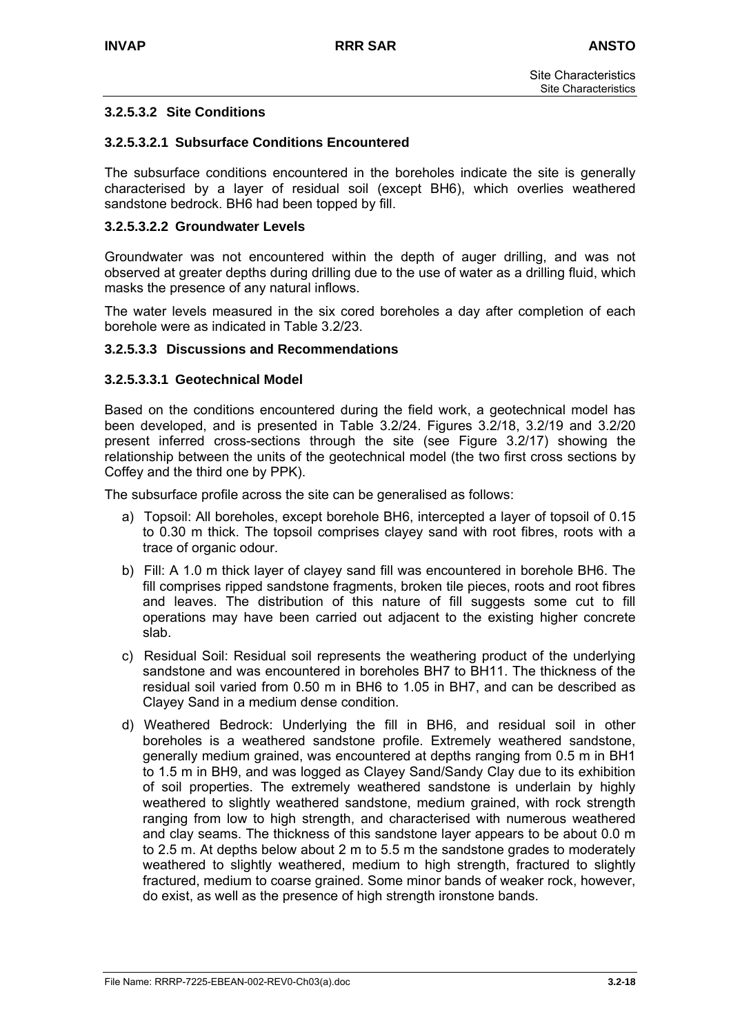### 3.2.5.3.2 Site Conditions

#### 3.2.5.3.2.1 Subsurface Conditions Encountered

The subsurface conditions encountered in the boreholes indicate the site is generally characterised by a layer of residual soil (except BH6), which overlies weathered sandstone bedrock. BH6 had been topped by fill.

#### 3.2.5.3.2.2 Groundwater Levels

Groundwater was not encountered within the depth of auger drilling, and was not observed at greater depths during drilling due to the use of water as a drilling fluid, which masks the presence of any natural inflows.

The water levels measured in the six cored boreholes a day after completion of each borehole were as indicated in Table 3.2/23.

### 3.2.5.3.3 Discussions and Recommendations

#### 3.2.5.3.3.1 Geotechnical Model

Based on the conditions encountered during the field work, a geotechnical model has been developed, and is presented in Table 3.2/24. Figures 3.2/18, 3.2/19 and 3.2/20 present inferred cross-sections through the site (see Figure 3.2/17) showing the relationship between the units of the geotechnical model (the two first cross sections by Coffey and the third one by PPK).

The subsurface profile across the site can be generalised as follows:

a) Topsoil: All boreholes, except borehole BH6, intercepted a layer of topsoil of 0.15 to 0.30 m thick. The topsoil comprises clayey sand with root fibres, roots with a trace of organic odour.

b) Fill: A 1.0 m thick layer of clayey sand fill was encountered in borehole BH6. The fill comprises ripped sandstone fragments, broken tile pieces, roots and root fibres and leaves. The distribution of this nature of fill suggests some cut to fill operations may have been carried out adjacent to the existing higher concrete slab.

c) Residual Soil: Residual soil represents the weathering product of the underlying sandstone and was encountered in boreholes BH7 to BH11. The thickness of the residual soil varied from 0.50 m in BH6 to 1.05 in BH7, and can be described as Clayey Sand in a medium dense condition.

d) Weathered Bedrock: Underlying the fill in BH6, and residual soil in other boreholes is a weathered sandstone profile. Extremely weathered sandstone, generally medium grained, was encountered at depths ranging from 0.5 m in BH1 to 1.5 m in BH9, and was logged as Clayey Sand/Sandy Clay due to its exhibition of soil properties. The extremely weathered sandstone is underlain by highly weathered to slightly weathered sandstone, medium grained, with rock strength ranging from low to high strength, and characterised with numerous weathered and clay seams. The thickness of this sandstone layer appears to be about 0.0 m to 2.5 m. At depths below about 2 m to 5.5 m the sandstone grades to moderately weathered to slightly weathered, medium to high strength, fractured to slightly fractured, medium to coarse grained. Some minor bands of weaker rock, however, do exist, as well as the presence of high strength ironstone bands.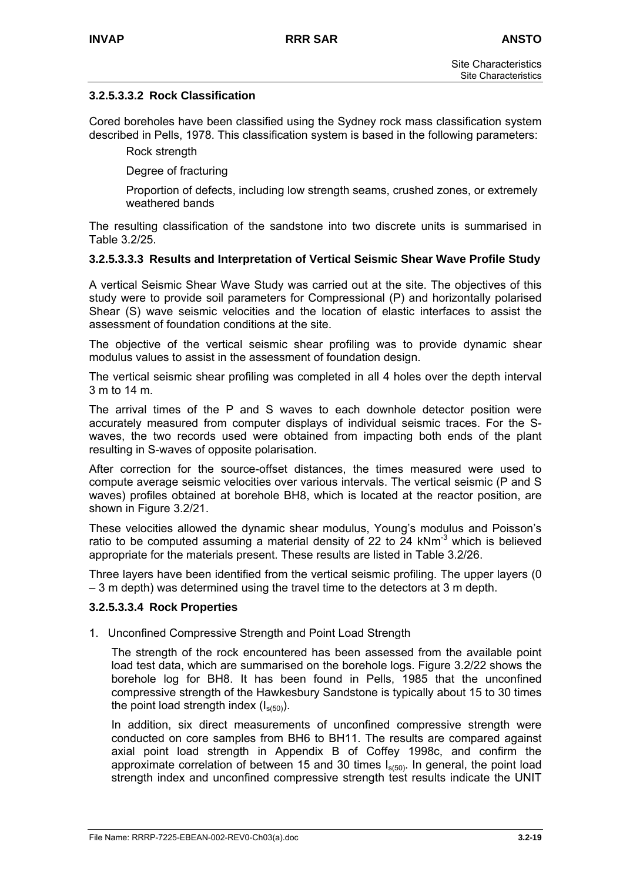#### 3.2.5.3.3.2 Rock Classification

Cored boreholes have been classified using the Sydney rock mass classification system described in Pells, 1978. This classification system is based in the following parameters:

Rock strength

Degree of fracturing

Proportion of defects, including low strength seams, crushed zones, or extremely weathered bands

The resulting classification of the sandstone into two discrete units is summarised in Table 3.2/25.

#### 3.2.5.3.3.3 Results and Interpretation of Vertical Seismic Shear Wave Profile Study

A vertical Seismic Shear Wave Study was carried out at the site. The objectives of this study were to provide soil parameters for Compressional (P) and horizontally polarised Shear (S) wave seismic velocities and the location of elastic interfaces to assist the assessment of foundation conditions at the site.

The objective of the vertical seismic shear profiling was to provide dynamic shear modulus values to assist in the assessment of foundation design.

The vertical seismic shear profiling was completed in all 4 holes over the depth interval 3 m to 14 m.

The arrival times of the P and S waves to each downhole detector position were accurately measured from computer displays of individual seismic traces. For the S-waves, the two records used were obtained from impacting both ends of the plant resulting in S-waves of opposite polarisation.

After correction for the source-offset distances, the times measured were used to compute average seismic velocities over various intervals. The vertical seismic (P and S waves) profiles obtained at borehole BH8, which is located at the reactor position, are shown in Figure 3.2/21.

These velocities allowed the dynamic shear modulus, Young's modulus and Poisson's ratio to be computed assuming a material density of 22 to 24 $kNm^{-3}$ which is believed appropriate for the materials present. These results are listed in Table 3.2/26.

Three layers have been identified from the vertical seismic profiling. The upper layers (0 – 3 m depth) was determined using the travel time to the detectors at 3 m depth.

#### 3.2.5.3.3.4 Rock Properties

1. Unconfined Compressive Strength and Point Load Strength

   The strength of the rock encountered has been assessed from the available point load test data, which are summarised on the borehole logs. Figure 3.2/22 shows the borehole log for BH8. It has been found in Pells, 1985 that the unconfined compressive strength of the Hawkesbury Sandstone is typically about 15 to 30 times the point load strength index ($I_{s(50)}$).

   In addition, six direct measurements of unconfined compressive strength were conducted on core samples from BH6 to BH11. The results are compared against axial point load strength in Appendix B of Coffey 1998c, and confirm the approximate correlation of between 15 and 30 times $I_{s(50)}$. In general, the point load strength index and unconfined compressive strength test results indicate the UNIT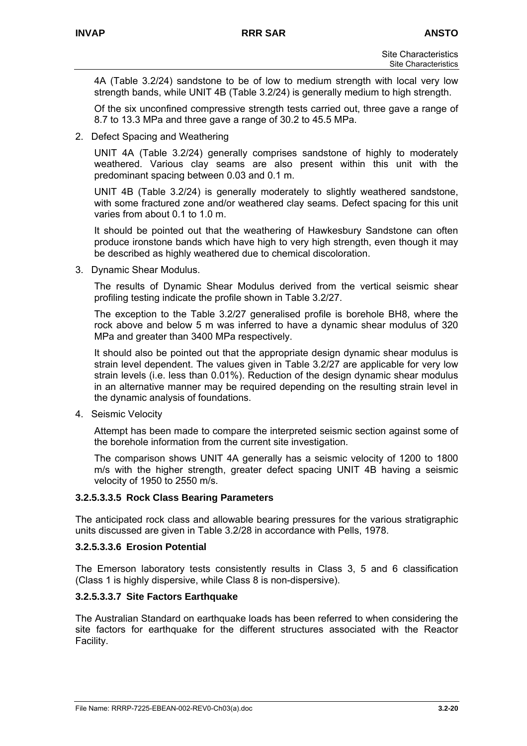4A (Table 3.2/24) sandstone to be of low to medium strength with local very low strength bands, while UNIT 4B (Table 3.2/24) is generally medium to high strength.

Of the six unconfined compressive strength tests carried out, three gave a range of 8.7 to 13.3 MPa and three gave a range of 30.2 to 45.5 MPa.

2. Defect Spacing and Weathering

   UNIT 4A (Table 3.2/24) generally comprises sandstone of highly to moderately weathered. Various clay seams are also present within this unit with the predominant spacing between 0.03 and 0.1 m.

   UNIT 4B (Table 3.2/24) is generally moderately to slightly weathered sandstone, with some fractured zone and/or weathered clay seams. Defect spacing for this unit varies from about 0.1 to 1.0 m.

   It should be pointed out that the weathering of Hawkesbury Sandstone can often produce ironstone bands which have high to very high strength, even though it may be described as highly weathered due to chemical discoloration.

3. Dynamic Shear Modulus.

   The results of Dynamic Shear Modulus derived from the vertical seismic shear profiling testing indicate the profile shown in Table 3.2/27.

   The exception to the Table 3.2/27 generalised profile is borehole BH8, where the rock above and below 5 m was inferred to have a dynamic shear modulus of 320 MPa and greater than 3400 MPa respectively.

   It should also be pointed out that the appropriate design dynamic shear modulus is strain level dependent. The values given in Table 3.2/27 are applicable for very low strain levels (i.e. less than 0.01%). Reduction of the design dynamic shear modulus in an alternative manner may be required depending on the resulting strain level in the dynamic analysis of foundations.

4. Seismic Velocity

   Attempt has been made to compare the interpreted seismic section against some of the borehole information from the current site investigation.

   The comparison shows UNIT 4A generally has a seismic velocity of 1200 to 1800 m/s with the higher strength, greater defect spacing UNIT 4B having a seismic velocity of 1950 to 2550 m/s.

#### 3.2.5.3.3.5 Rock Class Bearing Parameters

The anticipated rock class and allowable bearing pressures for the various stratigraphic units discussed are given in Table 3.2/28 in accordance with Pells, 1978.

#### 3.2.5.3.3.6 Erosion Potential

The Emerson laboratory tests consistently results in Class 3, 5 and 6 classification (Class 1 is highly dispersive, while Class 8 is non-dispersive).

#### 3.2.5.3.3.7 Site Factors Earthquake

The Australian Standard on earthquake loads has been referred to when considering the site factors for earthquake for the different structures associated with the Reactor Facility.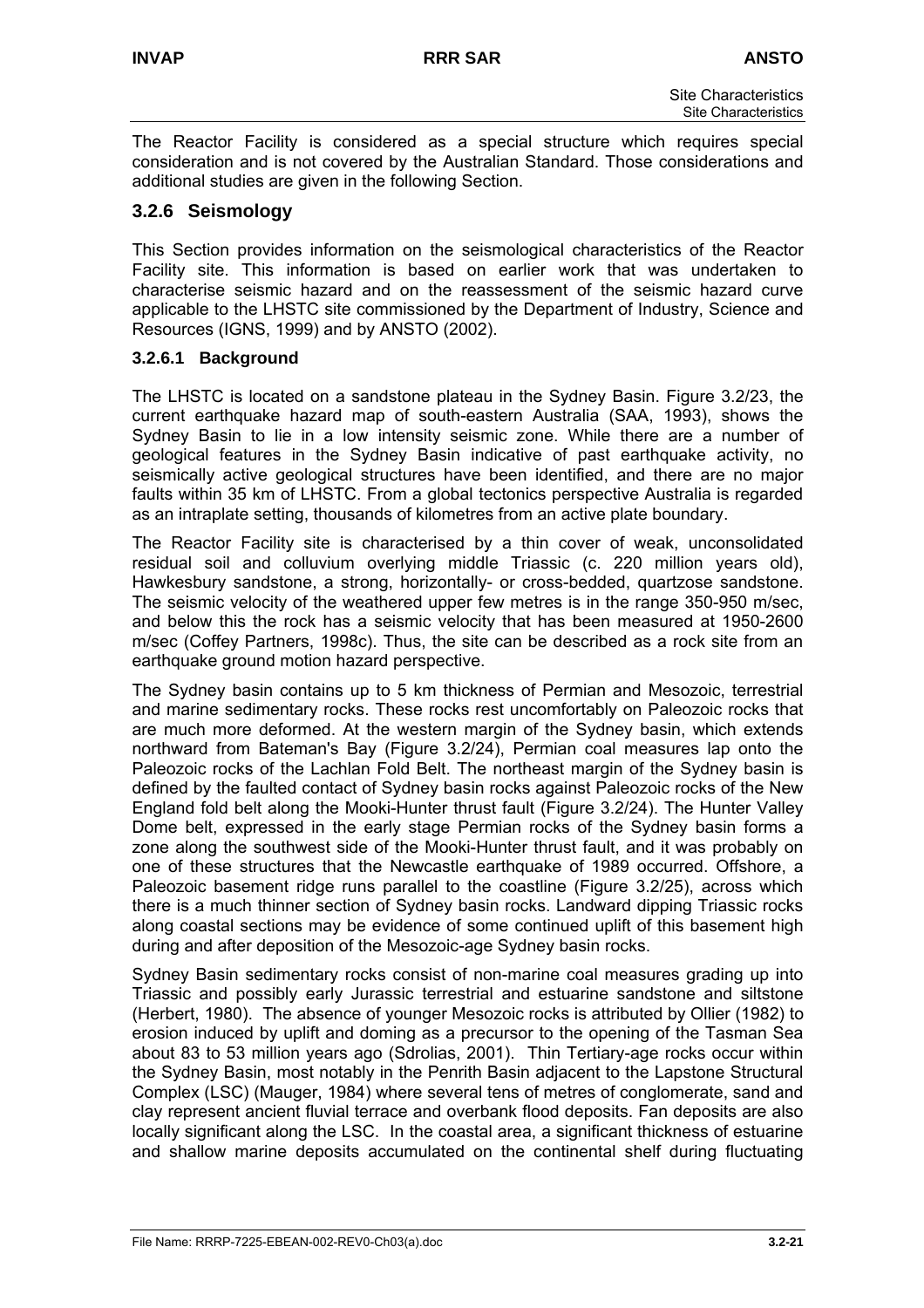The Reactor Facility is considered as a special structure which requires special consideration and is not covered by the Australian Standard. Those considerations and additional studies are given in the following Section.

## 3.2.6 Seismology

This Section provides information on the seismological characteristics of the Reactor Facility site. This information is based on earlier work that was undertaken to characterise seismic hazard and on the reassessment of the seismic hazard curve applicable to the LHSTC site commissioned by the Department of Industry, Science and Resources (IGNS, 1999) and by ANSTO (2002).

### 3.2.6.1 Background

The LHSTC is located on a sandstone plateau in the Sydney Basin. Figure 3.2/23, the current earthquake hazard map of south-eastern Australia (SAA, 1993), shows the Sydney Basin to lie in a low intensity seismic zone. While there are a number of geological features in the Sydney Basin indicative of past earthquake activity, no seismically active geological structures have been identified, and there are no major faults within 35 km of LHSTC. From a global tectonics perspective Australia is regarded as an intraplate setting, thousands of kilometres from an active plate boundary.

The Reactor Facility site is characterised by a thin cover of weak, unconsolidated residual soil and colluvium overlying middle Triassic (c. 220 million years old), Hawkesbury sandstone, a strong, horizontally- or cross-bedded, quartzose sandstone. The seismic velocity of the weathered upper few metres is in the range 350-950 m/sec, and below this the rock has a seismic velocity that has been measured at 1950-2600 m/sec (Coffey Partners, 1998c). Thus, the site can be described as a rock site from an earthquake ground motion hazard perspective.

The Sydney basin contains up to 5 km thickness of Permian and Mesozoic, terrestrial and marine sedimentary rocks. These rocks rest uncomfortably on Paleozoic rocks that are much more deformed. At the western margin of the Sydney basin, which extends northward from Bateman's Bay (Figure 3.2/24), Permian coal measures lap onto the Paleozoic rocks of the Lachlan Fold Belt. The northeast margin of the Sydney basin is defined by the faulted contact of Sydney basin rocks against Paleozoic rocks of the New England fold belt along the Mooki-Hunter thrust fault (Figure 3.2/24). The Hunter Valley Dome belt, expressed in the early stage Permian rocks of the Sydney basin forms a zone along the southwest side of the Mooki-Hunter thrust fault, and it was probably on one of these structures that the Newcastle earthquake of 1989 occurred. Offshore, a Paleozoic basement ridge runs parallel to the coastline (Figure 3.2/25), across which there is a much thinner section of Sydney basin rocks. Landward dipping Triassic rocks along coastal sections may be evidence of some continued uplift of this basement high during and after deposition of the Mesozoic-age Sydney basin rocks.

Sydney Basin sedimentary rocks consist of non-marine coal measures grading up into Triassic and possibly early Jurassic terrestrial and estuarine sandstone and siltstone (Herbert, 1980). The absence of younger Mesozoic rocks is attributed by Ollier (1982) to erosion induced by uplift and doming as a precursor to the opening of the Tasman Sea about 83 to 53 million years ago (Sdrolias, 2001). Thin Tertiary-age rocks occur within the Sydney Basin, most notably in the Penrith Basin adjacent to the Lapstone Structural Complex (LSC) (Mauger, 1984) where several tens of metres of conglomerate, sand and clay represent ancient fluvial terrace and overbank flood deposits. Fan deposits are also locally significant along the LSC. In the coastal area, a significant thickness of estuarine and shallow marine deposits accumulated on the continental shelf during fluctuating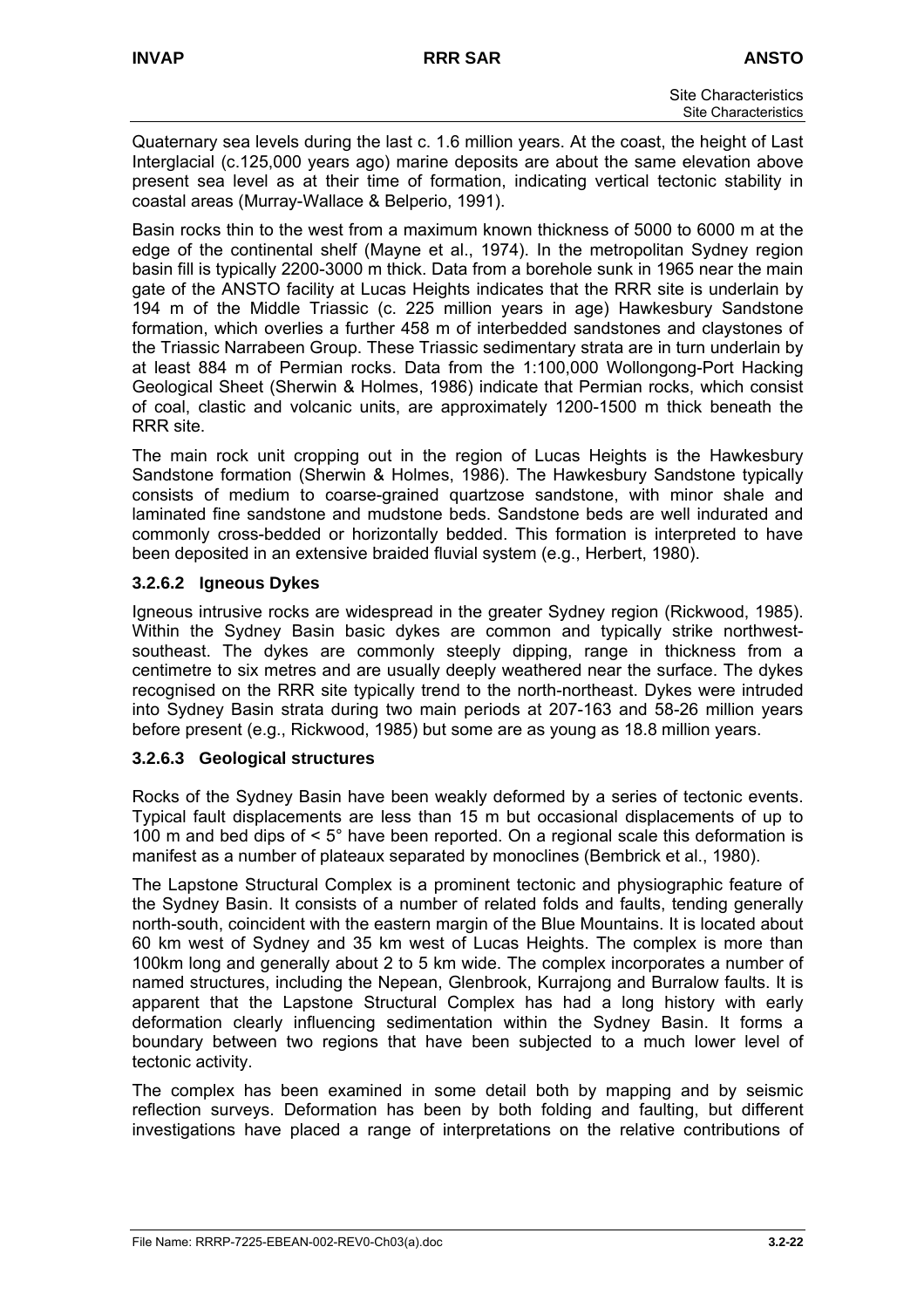Quaternary sea levels during the last c. 1.6 million years. At the coast, the height of Last Interglacial (c.125,000 years ago) marine deposits are about the same elevation above present sea level as at their time of formation, indicating vertical tectonic stability in coastal areas (Murray-Wallace & Belperio, 1991).

Basin rocks thin to the west from a maximum known thickness of 5000 to 6000 m at the edge of the continental shelf (Mayne et al., 1974). In the metropolitan Sydney region basin fill is typically 2200-3000 m thick. Data from a borehole sunk in 1965 near the main gate of the ANSTO facility at Lucas Heights indicates that the RRR site is underlain by 194 m of the Middle Triassic (c. 225 million years in age) Hawkesbury Sandstone formation, which overlies a further 458 m of interbedded sandstones and claystones of the Triassic Narrabeen Group. These Triassic sedimentary strata are in turn underlain by at least 884 m of Permian rocks. Data from the 1:100,000 Wollongong-Port Hacking Geological Sheet (Sherwin & Holmes, 1986) indicate that Permian rocks, which consist of coal, clastic and volcanic units, are approximately 1200-1500 m thick beneath the RRR site.

The main rock unit cropping out in the region of Lucas Heights is the Hawkesbury Sandstone formation (Sherwin & Holmes, 1986). The Hawkesbury Sandstone typically consists of medium to coarse-grained quartzose sandstone, with minor shale and laminated fine sandstone and mudstone beds. Sandstone beds are well indurated and commonly cross-bedded or horizontally bedded. This formation is interpreted to have been deposited in an extensive braided fluvial system (e.g., Herbert, 1980).

### 3.2.6.2 Igneous Dykes

Igneous intrusive rocks are widespread in the greater Sydney region (Rickwood, 1985). Within the Sydney Basin basic dykes are common and typically strike northwest-southeast. The dykes are commonly steeply dipping, range in thickness from a centimetre to six metres and are usually deeply weathered near the surface. The dykes recognised on the RRR site typically trend to the north-northeast. Dykes were intruded into Sydney Basin strata during two main periods at 207-163 and 58-26 million years before present (e.g., Rickwood, 1985) but some are as young as 18.8 million years.

### 3.2.6.3 Geological structures

Rocks of the Sydney Basin have been weakly deformed by a series of tectonic events. Typical fault displacements are less than 15 m but occasional displacements of up to 100 m and bed dips of < 5° have been reported. On a regional scale this deformation is manifest as a number of plateaux separated by monoclines (Bembrick et al., 1980).

The Lapstone Structural Complex is a prominent tectonic and physiographic feature of the Sydney Basin. It consists of a number of related folds and faults, tending generally north-south, coincident with the eastern margin of the Blue Mountains. It is located about 60 km west of Sydney and 35 km west of Lucas Heights. The complex is more than 100km long and generally about 2 to 5 km wide. The complex incorporates a number of named structures, including the Nepean, Glenbrook, Kurrajong and Burralow faults. It is apparent that the Lapstone Structural Complex has had a long history with early deformation clearly influencing sedimentation within the Sydney Basin. It forms a boundary between two regions that have been subjected to a much lower level of tectonic activity.

The complex has been examined in some detail both by mapping and by seismic reflection surveys. Deformation has been by both folding and faulting, but different investigations have placed a range of interpretations on the relative contributions of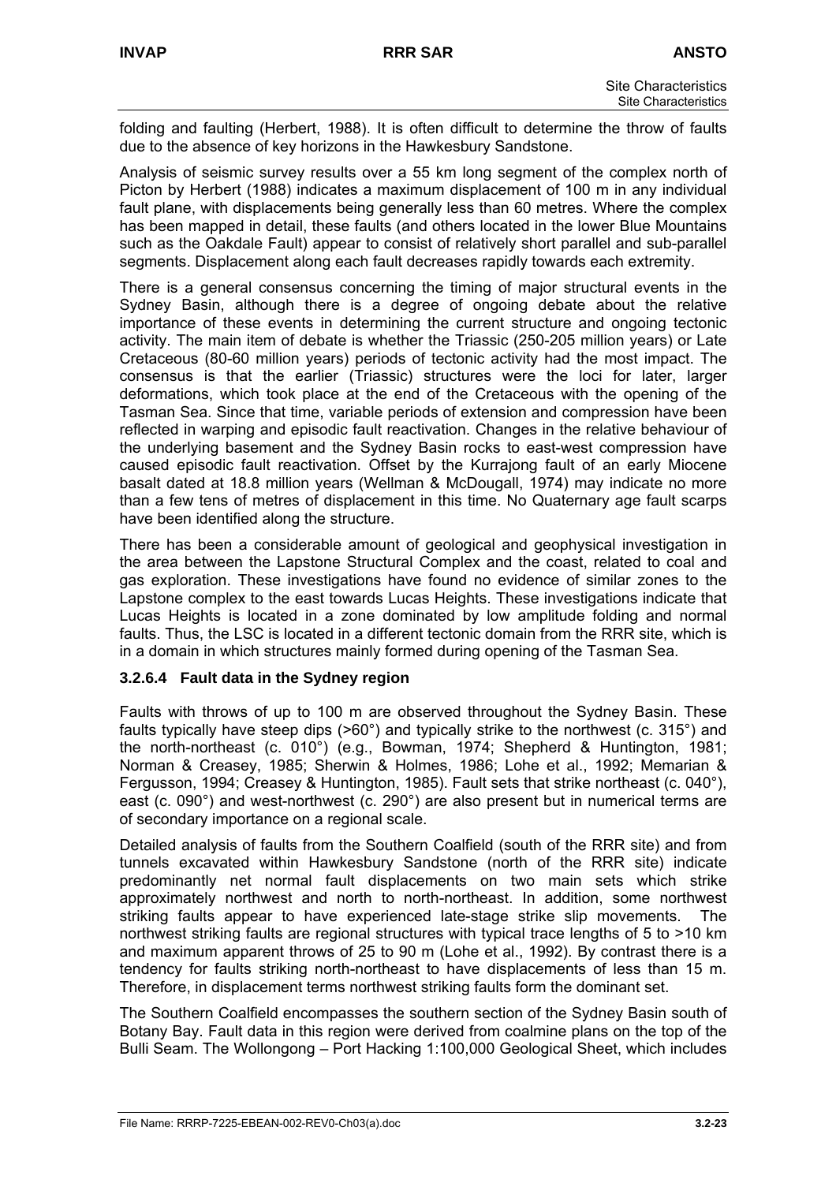folding and faulting (Herbert, 1988). It is often difficult to determine the throw of faults due to the absence of key horizons in the Hawkesbury Sandstone.

Analysis of seismic survey results over a 55 km long segment of the complex north of Picton by Herbert (1988) indicates a maximum displacement of 100 m in any individual fault plane, with displacements being generally less than 60 metres. Where the complex has been mapped in detail, these faults (and others located in the lower Blue Mountains such as the Oakdale Fault) appear to consist of relatively short parallel and sub-parallel segments. Displacement along each fault decreases rapidly towards each extremity.

There is a general consensus concerning the timing of major structural events in the Sydney Basin, although there is a degree of ongoing debate about the relative importance of these events in determining the current structure and ongoing tectonic activity. The main item of debate is whether the Triassic (250-205 million years) or Late Cretaceous (80-60 million years) periods of tectonic activity had the most impact. The consensus is that the earlier (Triassic) structures were the loci for later, larger deformations, which took place at the end of the Cretaceous with the opening of the Tasman Sea. Since that time, variable periods of extension and compression have been reflected in warping and episodic fault reactivation. Changes in the relative behaviour of the underlying basement and the Sydney Basin rocks to east-west compression have caused episodic fault reactivation. Offset by the Kurrajong fault of an early Miocene basalt dated at 18.8 million years (Wellman & McDougall, 1974) may indicate no more than a few tens of metres of displacement in this time. No Quaternary age fault scarps have been identified along the structure.

There has been a considerable amount of geological and geophysical investigation in the area between the Lapstone Structural Complex and the coast, related to coal and gas exploration. These investigations have found no evidence of similar zones to the Lapstone complex to the east towards Lucas Heights. These investigations indicate that Lucas Heights is located in a zone dominated by low amplitude folding and normal faults. Thus, the LSC is located in a different tectonic domain from the RRR site, which is in a domain in which structures mainly formed during opening of the Tasman Sea.

#### 3.2.6.4 Fault data in the Sydney region

Faults with throws of up to 100 m are observed throughout the Sydney Basin. These faults typically have steep dips (>60°) and typically strike to the northwest (c. 315°) and the north-northeast (c. 010°) (e.g., Bowman, 1974; Shepherd & Huntington, 1981; Norman & Creasey, 1985; Sherwin & Holmes, 1986; Lohe et al., 1992; Memarian & Fergusson, 1994; Creasey & Huntington, 1985). Fault sets that strike northeast (c. 040°), east (c. 090°) and west-northwest (c. 290°) are also present but in numerical terms are of secondary importance on a regional scale.

Detailed analysis of faults from the Southern Coalfield (south of the RRR site) and from tunnels excavated within Hawkesbury Sandstone (north of the RRR site) indicate predominantly net normal fault displacements on two main sets which strike approximately northwest and north to north-northeast. In addition, some northwest striking faults appear to have experienced late-stage strike slip movements. The northwest striking faults are regional structures with typical trace lengths of 5 to >10 km and maximum apparent throws of 25 to 90 m (Lohe et al., 1992). By contrast there is a tendency for faults striking north-northeast to have displacements of less than 15 m. Therefore, in displacement terms northwest striking faults form the dominant set.

The Southern Coalfield encompasses the southern section of the Sydney Basin south of Botany Bay. Fault data in this region were derived from coalmine plans on the top of the Bulli Seam. The Wollongong – Port Hacking 1:100,000 Geological Sheet, which includes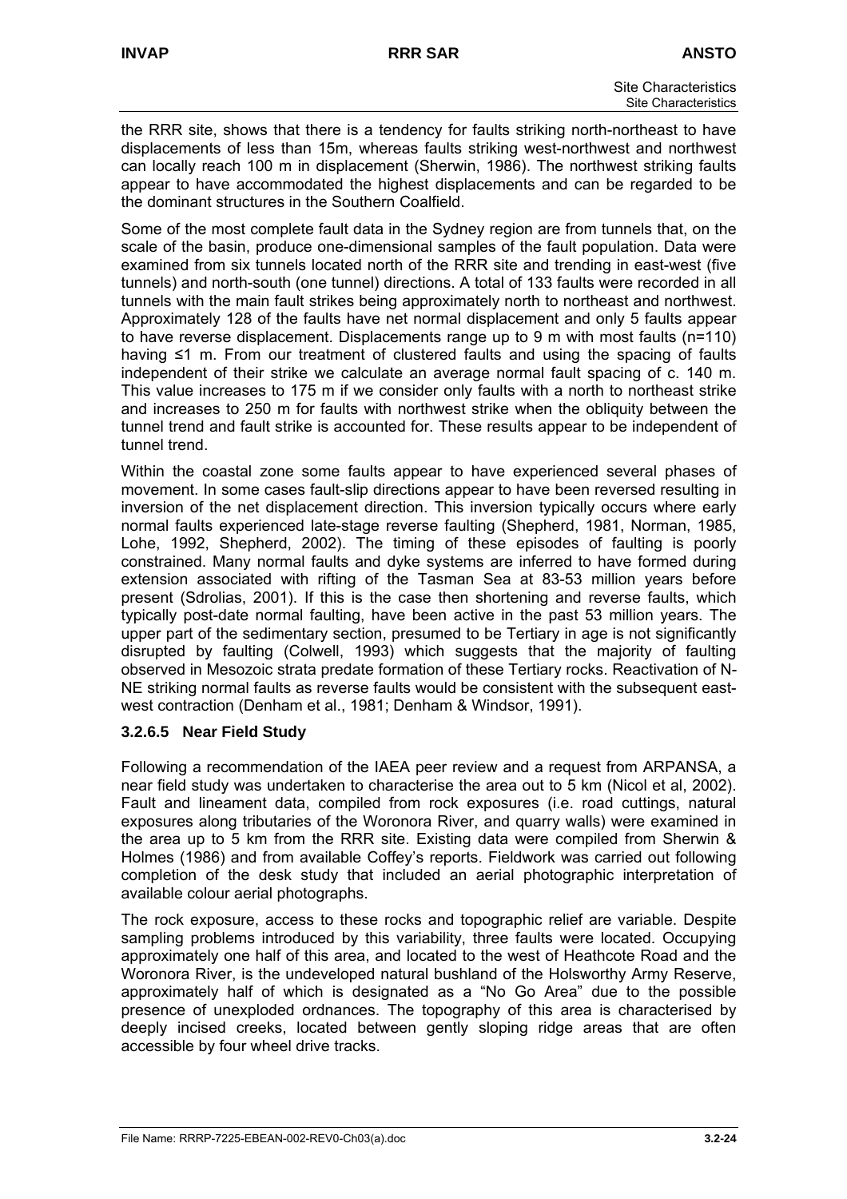the RRR site, shows that there is a tendency for faults striking north-northeast to have displacements of less than 15m, whereas faults striking west-northwest and northwest can locally reach 100 m in displacement (Sherwin, 1986). The northwest striking faults appear to have accommodated the highest displacements and can be regarded to be the dominant structures in the Southern Coalfield.

Some of the most complete fault data in the Sydney region are from tunnels that, on the scale of the basin, produce one-dimensional samples of the fault population. Data were examined from six tunnels located north of the RRR site and trending in east-west (five tunnels) and north-south (one tunnel) directions. A total of 133 faults were recorded in all tunnels with the main fault strikes being approximately north to northeast and northwest. Approximately 128 of the faults have net normal displacement and only 5 faults appear to have reverse displacement. Displacements range up to 9 m with most faults (n=110) having ≤1 m. From our treatment of clustered faults and using the spacing of faults independent of their strike we calculate an average normal fault spacing of c. 140 m. This value increases to 175 m if we consider only faults with a north to northeast strike and increases to 250 m for faults with northwest strike when the obliquity between the tunnel trend and fault strike is accounted for. These results appear to be independent of tunnel trend.

Within the coastal zone some faults appear to have experienced several phases of movement. In some cases fault-slip directions appear to have been reversed resulting in inversion of the net displacement direction. This inversion typically occurs where early normal faults experienced late-stage reverse faulting (Shepherd, 1981, Norman, 1985, Lohe, 1992, Shepherd, 2002). The timing of these episodes of faulting is poorly constrained. Many normal faults and dyke systems are inferred to have formed during extension associated with rifting of the Tasman Sea at 83-53 million years before present (Sdrolias, 2001). If this is the case then shortening and reverse faults, which typically post-date normal faulting, have been active in the past 53 million years. The upper part of the sedimentary section, presumed to be Tertiary in age is not significantly disrupted by faulting (Colwell, 1993) which suggests that the majority of faulting observed in Mesozoic strata predate formation of these Tertiary rocks. Reactivation of N-NE striking normal faults as reverse faults would be consistent with the subsequent east-west contraction (Denham et al., 1981; Denham & Windsor, 1991).

#### 3.2.6.5 Near Field Study

Following a recommendation of the IAEA peer review and a request from ARPANSA, a near field study was undertaken to characterise the area out to 5 km (Nicol et al, 2002). Fault and lineament data, compiled from rock exposures (i.e. road cuttings, natural exposures along tributaries of the Woronora River, and quarry walls) were examined in the area up to 5 km from the RRR site. Existing data were compiled from Sherwin & Holmes (1986) and from available Coffey's reports. Fieldwork was carried out following completion of the desk study that included an aerial photographic interpretation of available colour aerial photographs.

The rock exposure, access to these rocks and topographic relief are variable. Despite sampling problems introduced by this variability, three faults were located. Occupying approximately one half of this area, and located to the west of Heathcote Road and the Woronora River, is the undeveloped natural bushland of the Holsworthy Army Reserve, approximately half of which is designated as a "No Go Area" due to the possible presence of unexploded ordnances. The topography of this area is characterised by deeply incised creeks, located between gently sloping ridge areas that are often accessible by four wheel drive tracks.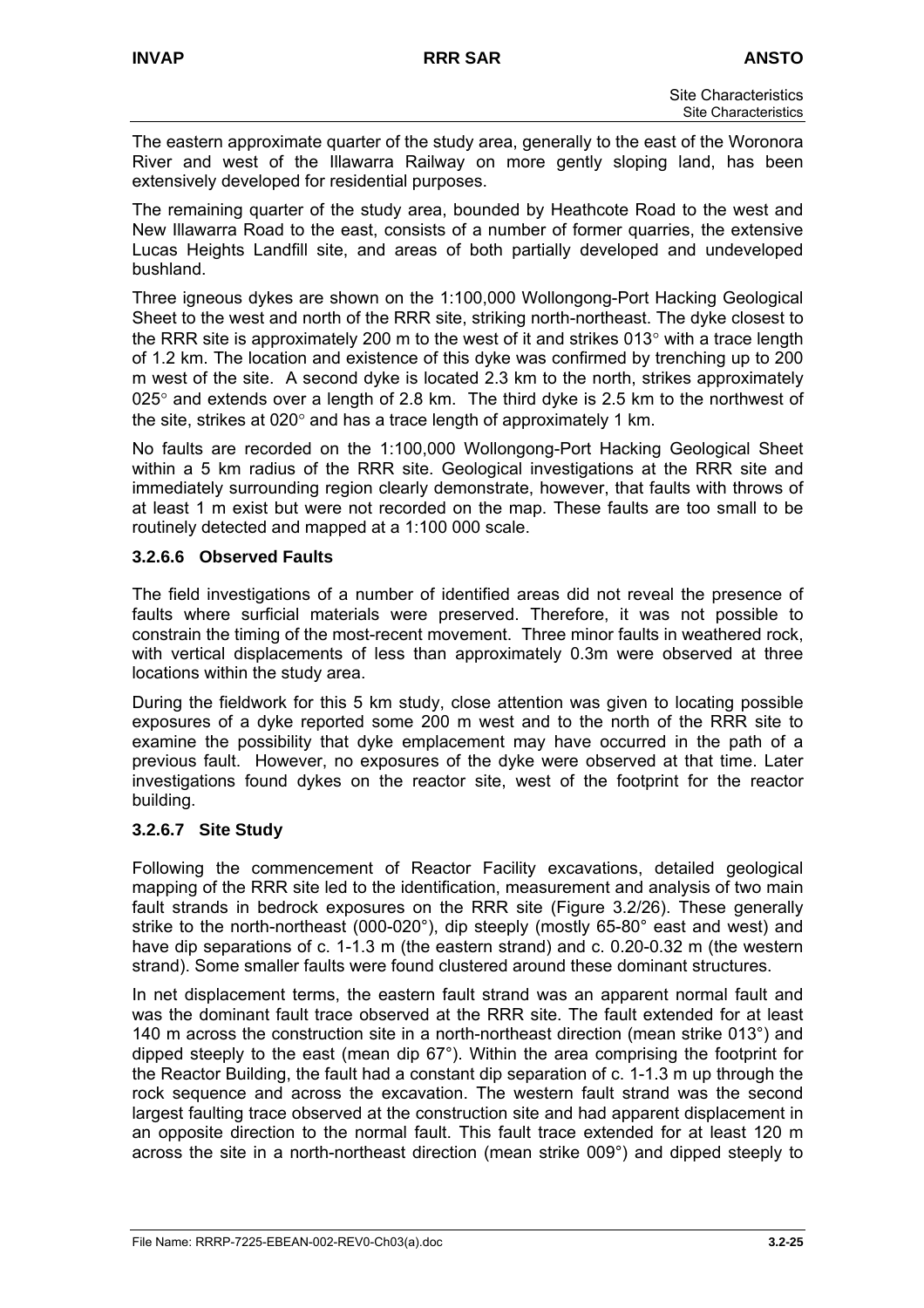The eastern approximate quarter of the study area, generally to the east of the Woronora River and west of the Illawarra Railway on more gently sloping land, has been extensively developed for residential purposes.

The remaining quarter of the study area, bounded by Heathcote Road to the west and New Illawarra Road to the east, consists of a number of former quarries, the extensive Lucas Heights Landfill site, and areas of both partially developed and undeveloped bushland.

Three igneous dykes are shown on the 1:100,000 Wollongong-Port Hacking Geological Sheet to the west and north of the RRR site, striking north-northeast. The dyke closest to the RRR site is approximately 200 m to the west of it and strikes 013° with a trace length of 1.2 km. The location and existence of this dyke was confirmed by trenching up to 200 m west of the site. A second dyke is located 2.3 km to the north, strikes approximately 025° and extends over a length of 2.8 km. The third dyke is 2.5 km to the northwest of the site, strikes at 020° and has a trace length of approximately 1 km.

No faults are recorded on the 1:100,000 Wollongong-Port Hacking Geological Sheet within a 5 km radius of the RRR site. Geological investigations at the RRR site and immediately surrounding region clearly demonstrate, however, that faults with throws of at least 1 m exist but were not recorded on the map. These faults are too small to be routinely detected and mapped at a 1:100 000 scale.

#### 3.2.6.6 Observed Faults

The field investigations of a number of identified areas did not reveal the presence of faults where surficial materials were preserved. Therefore, it was not possible to constrain the timing of the most-recent movement. Three minor faults in weathered rock, with vertical displacements of less than approximately 0.3m were observed at three locations within the study area.

During the fieldwork for this 5 km study, close attention was given to locating possible exposures of a dyke reported some 200 m west and to the north of the RRR site to examine the possibility that dyke emplacement may have occurred in the path of a previous fault. However, no exposures of the dyke were observed at that time. Later investigations found dykes on the reactor site, west of the footprint for the reactor building.

#### 3.2.6.7 Site Study

Following the commencement of Reactor Facility excavations, detailed geological mapping of the RRR site led to the identification, measurement and analysis of two main fault strands in bedrock exposures on the RRR site (Figure 3.2/26). These generally strike to the north-northeast (000-020°), dip steeply (mostly 65-80° east and west) and have dip separations of c. 1-1.3 m (the eastern strand) and c. 0.20-0.32 m (the western strand). Some smaller faults were found clustered around these dominant structures.

In net displacement terms, the eastern fault strand was an apparent normal fault and was the dominant fault trace observed at the RRR site. The fault extended for at least 140 m across the construction site in a north-northeast direction (mean strike 013°) and dipped steeply to the east (mean dip 67°). Within the area comprising the footprint for the Reactor Building, the fault had a constant dip separation of c. 1-1.3 m up through the rock sequence and across the excavation. The western fault strand was the second largest faulting trace observed at the construction site and had apparent displacement in an opposite direction to the normal fault. This fault trace extended for at least 120 m across the site in a north-northeast direction (mean strike 009°) and dipped steeply to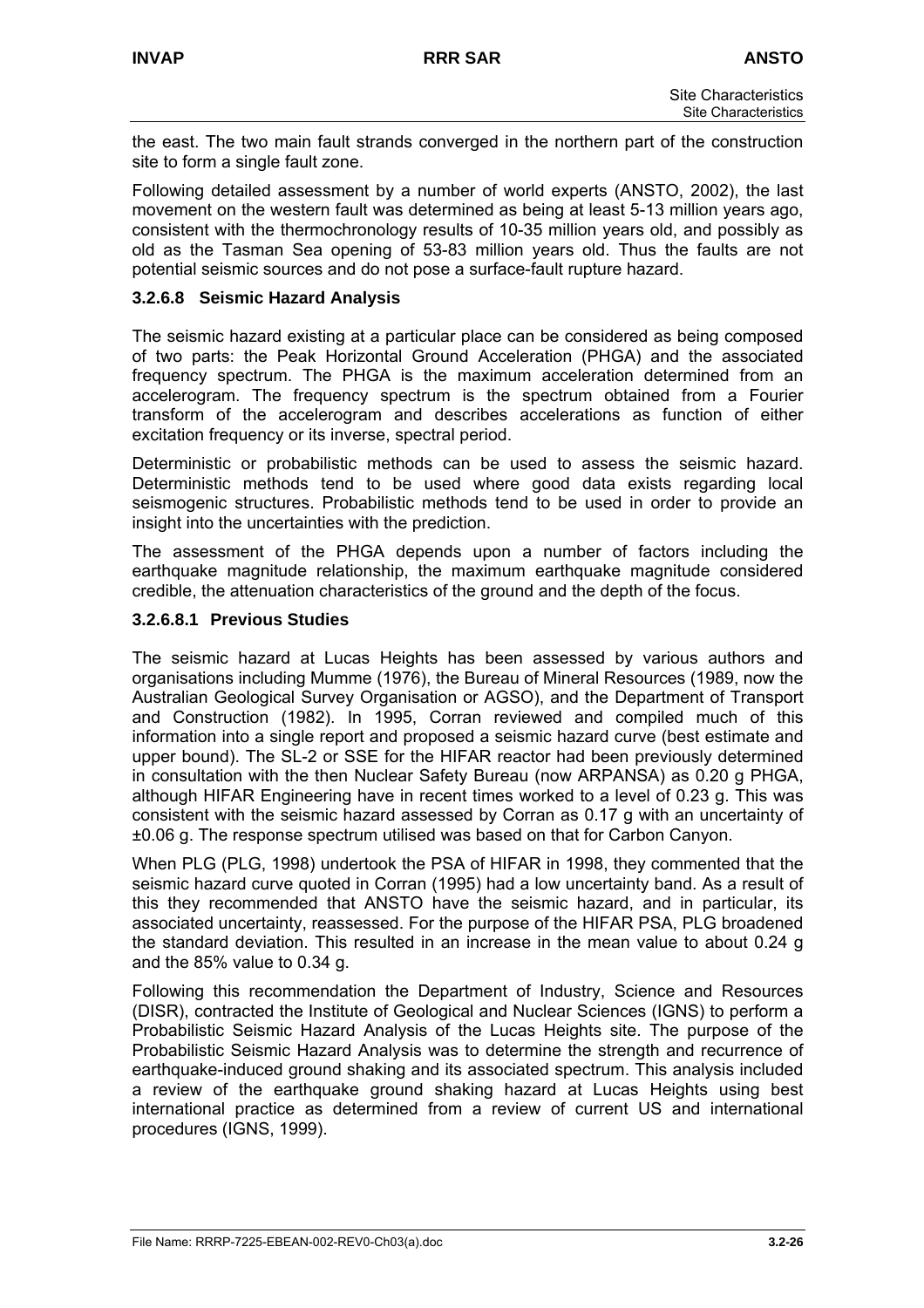the east. The two main fault strands converged in the northern part of the construction site to form a single fault zone.

Following detailed assessment by a number of world experts (ANSTO, 2002), the last movement on the western fault was determined as being at least 5-13 million years ago, consistent with the thermochronology results of 10-35 million years old, and possibly as old as the Tasman Sea opening of 53-83 million years old. Thus the faults are not potential seismic sources and do not pose a surface-fault rupture hazard.

### 3.2.6.8 Seismic Hazard Analysis

The seismic hazard existing at a particular place can be considered as being composed of two parts: the Peak Horizontal Ground Acceleration (PHGA) and the associated frequency spectrum. The PHGA is the maximum acceleration determined from an accelerogram. The frequency spectrum is the spectrum obtained from a Fourier transform of the accelerogram and describes accelerations as function of either excitation frequency or its inverse, spectral period.

Deterministic or probabilistic methods can be used to assess the seismic hazard. Deterministic methods tend to be used where good data exists regarding local seismogenic structures. Probabilistic methods tend to be used in order to provide an insight into the uncertainties with the prediction.

The assessment of the PHGA depends upon a number of factors including the earthquake magnitude relationship, the maximum earthquake magnitude considered credible, the attenuation characteristics of the ground and the depth of the focus.

#### 3.2.6.8.1 Previous Studies

The seismic hazard at Lucas Heights has been assessed by various authors and organisations including Mumme (1976), the Bureau of Mineral Resources (1989, now the Australian Geological Survey Organisation or AGSO), and the Department of Transport and Construction (1982). In 1995, Corran reviewed and compiled much of this information into a single report and proposed a seismic hazard curve (best estimate and upper bound). The SL-2 or SSE for the HIFAR reactor had been previously determined in consultation with the then Nuclear Safety Bureau (now ARPANSA) as 0.20 g PHGA, although HIFAR Engineering have in recent times worked to a level of 0.23 g. This was consistent with the seismic hazard assessed by Corran as 0.17 g with an uncertainty of ±0.06 g. The response spectrum utilised was based on that for Carbon Canyon.

When PLG (PLG, 1998) undertook the PSA of HIFAR in 1998, they commented that the seismic hazard curve quoted in Corran (1995) had a low uncertainty band. As a result of this they recommended that ANSTO have the seismic hazard, and in particular, its associated uncertainty, reassessed. For the purpose of the HIFAR PSA, PLG broadened the standard deviation. This resulted in an increase in the mean value to about 0.24 g and the 85% value to 0.34 g.

Following this recommendation the Department of Industry, Science and Resources (DISR), contracted the Institute of Geological and Nuclear Sciences (IGNS) to perform a Probabilistic Seismic Hazard Analysis of the Lucas Heights site. The purpose of the Probabilistic Seismic Hazard Analysis was to determine the strength and recurrence of earthquake-induced ground shaking and its associated spectrum. This analysis included a review of the earthquake ground shaking hazard at Lucas Heights using best international practice as determined from a review of current US and international procedures (IGNS, 1999).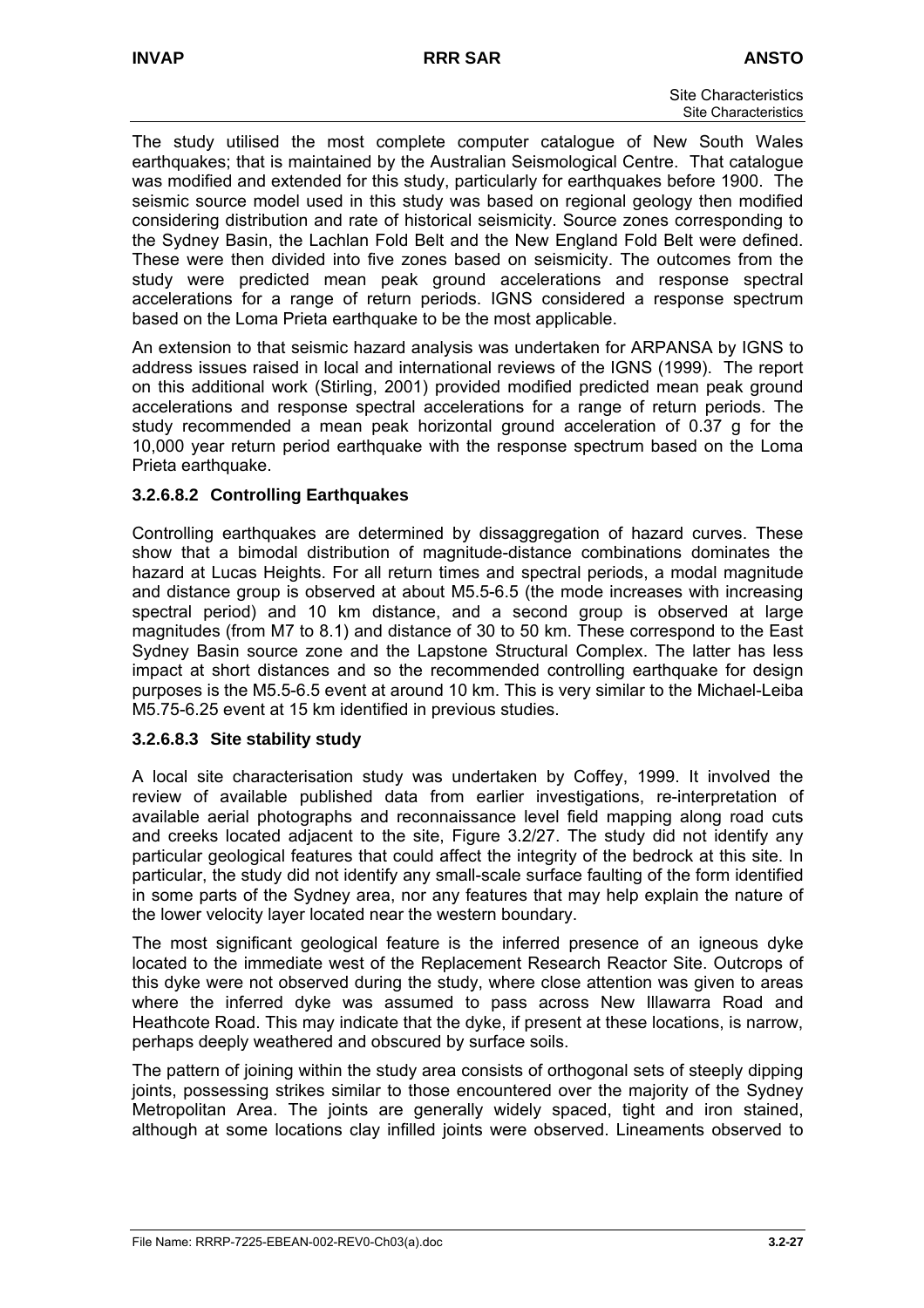The study utilised the most complete computer catalogue of New South Wales earthquakes; that is maintained by the Australian Seismological Centre. That catalogue was modified and extended for this study, particularly for earthquakes before 1900. The seismic source model used in this study was based on regional geology then modified considering distribution and rate of historical seismicity. Source zones corresponding to the Sydney Basin, the Lachlan Fold Belt and the New England Fold Belt were defined. These were then divided into five zones based on seismicity. The outcomes from the study were predicted mean peak ground accelerations and response spectral accelerations for a range of return periods. IGNS considered a response spectrum based on the Loma Prieta earthquake to be the most applicable.

An extension to that seismic hazard analysis was undertaken for ARPANSA by IGNS to address issues raised in local and international reviews of the IGNS (1999). The report on this additional work (Stirling, 2001) provided modified predicted mean peak ground accelerations and response spectral accelerations for a range of return periods. The study recommended a mean peak horizontal ground acceleration of 0.37 g for the 10,000 year return period earthquake with the response spectrum based on the Loma Prieta earthquake.

#### 3.2.6.8.2 Controlling Earthquakes

Controlling earthquakes are determined by dissaggregation of hazard curves. These show that a bimodal distribution of magnitude-distance combinations dominates the hazard at Lucas Heights. For all return times and spectral periods, a modal magnitude and distance group is observed at about M5.5-6.5 (the mode increases with increasing spectral period) and 10 km distance, and a second group is observed at large magnitudes (from M7 to 8.1) and distance of 30 to 50 km. These correspond to the East Sydney Basin source zone and the Lapstone Structural Complex. The latter has less impact at short distances and so the recommended controlling earthquake for design purposes is the M5.5-6.5 event at around 10 km. This is very similar to the Michael-Leiba M5.75-6.25 event at 15 km identified in previous studies.

#### 3.2.6.8.3 Site stability study

A local site characterisation study was undertaken by Coffey, 1999. It involved the review of available published data from earlier investigations, re-interpretation of available aerial photographs and reconnaissance level field mapping along road cuts and creeks located adjacent to the site, Figure 3.2/27. The study did not identify any particular geological features that could affect the integrity of the bedrock at this site. In particular, the study did not identify any small-scale surface faulting of the form identified in some parts of the Sydney area, nor any features that may help explain the nature of the lower velocity layer located near the western boundary.

The most significant geological feature is the inferred presence of an igneous dyke located to the immediate west of the Replacement Research Reactor Site. Outcrops of this dyke were not observed during the study, where close attention was given to areas where the inferred dyke was assumed to pass across New Illawarra Road and Heathcote Road. This may indicate that the dyke, if present at these locations, is narrow, perhaps deeply weathered and obscured by surface soils.

The pattern of joining within the study area consists of orthogonal sets of steeply dipping joints, possessing strikes similar to those encountered over the majority of the Sydney Metropolitan Area. The joints are generally widely spaced, tight and iron stained, although at some locations clay infilled joints were observed. Lineaments observed to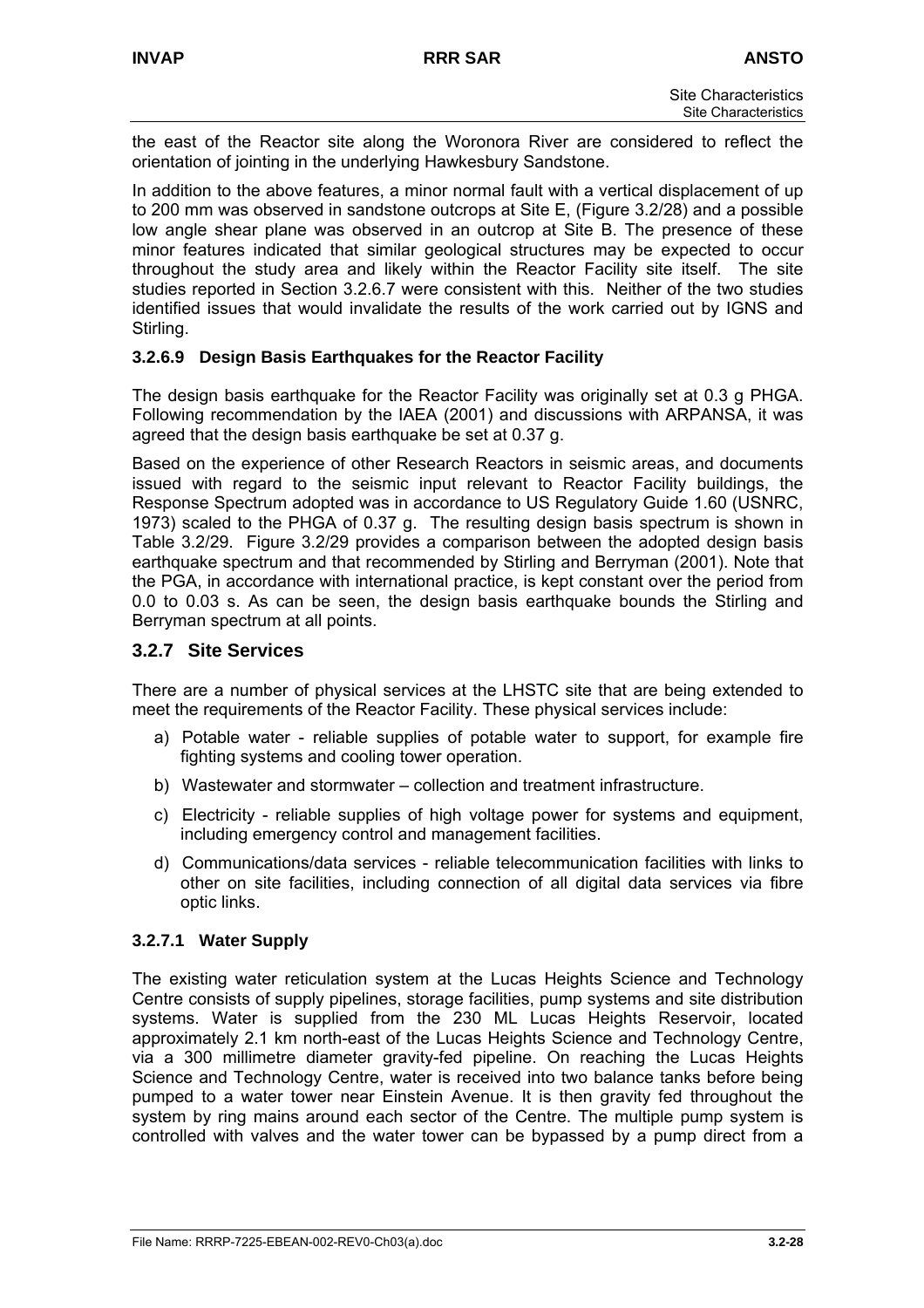the east of the Reactor site along the Woronora River are considered to reflect the orientation of jointing in the underlying Hawkesbury Sandstone.

In addition to the above features, a minor normal fault with a vertical displacement of up to 200 mm was observed in sandstone outcrops at Site E, (Figure 3.2/28) and a possible low angle shear plane was observed in an outcrop at Site B. The presence of these minor features indicated that similar geological structures may be expected to occur throughout the study area and likely within the Reactor Facility site itself. The site studies reported in Section 3.2.6.7 were consistent with this. Neither of the two studies identified issues that would invalidate the results of the work carried out by IGNS and Stirling.

#### 3.2.6.9 Design Basis Earthquakes for the Reactor Facility

The design basis earthquake for the Reactor Facility was originally set at 0.3 g PHGA. Following recommendation by the IAEA (2001) and discussions with ARPANSA, it was agreed that the design basis earthquake be set at 0.37 g.

Based on the experience of other Research Reactors in seismic areas, and documents issued with regard to the seismic input relevant to Reactor Facility buildings, the Response Spectrum adopted was in accordance to US Regulatory Guide 1.60 (USNRC, 1973) scaled to the PHGA of 0.37 g. The resulting design basis spectrum is shown in Table 3.2/29. Figure 3.2/29 provides a comparison between the adopted design basis earthquake spectrum and that recommended by Stirling and Berryman (2001). Note that the PGA, in accordance with international practice, is kept constant over the period from 0.0 to 0.03 s. As can be seen, the design basis earthquake bounds the Stirling and Berryman spectrum at all points.

### 3.2.7 Site Services

There are a number of physical services at the LHSTC site that are being extended to meet the requirements of the Reactor Facility. These physical services include:

a) Potable water - reliable supplies of potable water to support, for example fire fighting systems and cooling tower operation.

b) Wastewater and stormwater – collection and treatment infrastructure.

c) Electricity - reliable supplies of high voltage power for systems and equipment, including emergency control and management facilities.

d) Communications/data services - reliable telecommunication facilities with links to other on site facilities, including connection of all digital data services via fibre optic links.

#### 3.2.7.1 Water Supply

The existing water reticulation system at the Lucas Heights Science and Technology Centre consists of supply pipelines, storage facilities, pump systems and site distribution systems. Water is supplied from the 230 ML Lucas Heights Reservoir, located approximately 2.1 km north-east of the Lucas Heights Science and Technology Centre, via a 300 millimetre diameter gravity-fed pipeline. On reaching the Lucas Heights Science and Technology Centre, water is received into two balance tanks before being pumped to a water tower near Einstein Avenue. It is then gravity fed throughout the system by ring mains around each sector of the Centre. The multiple pump system is controlled with valves and the water tower can be bypassed by a pump direct from a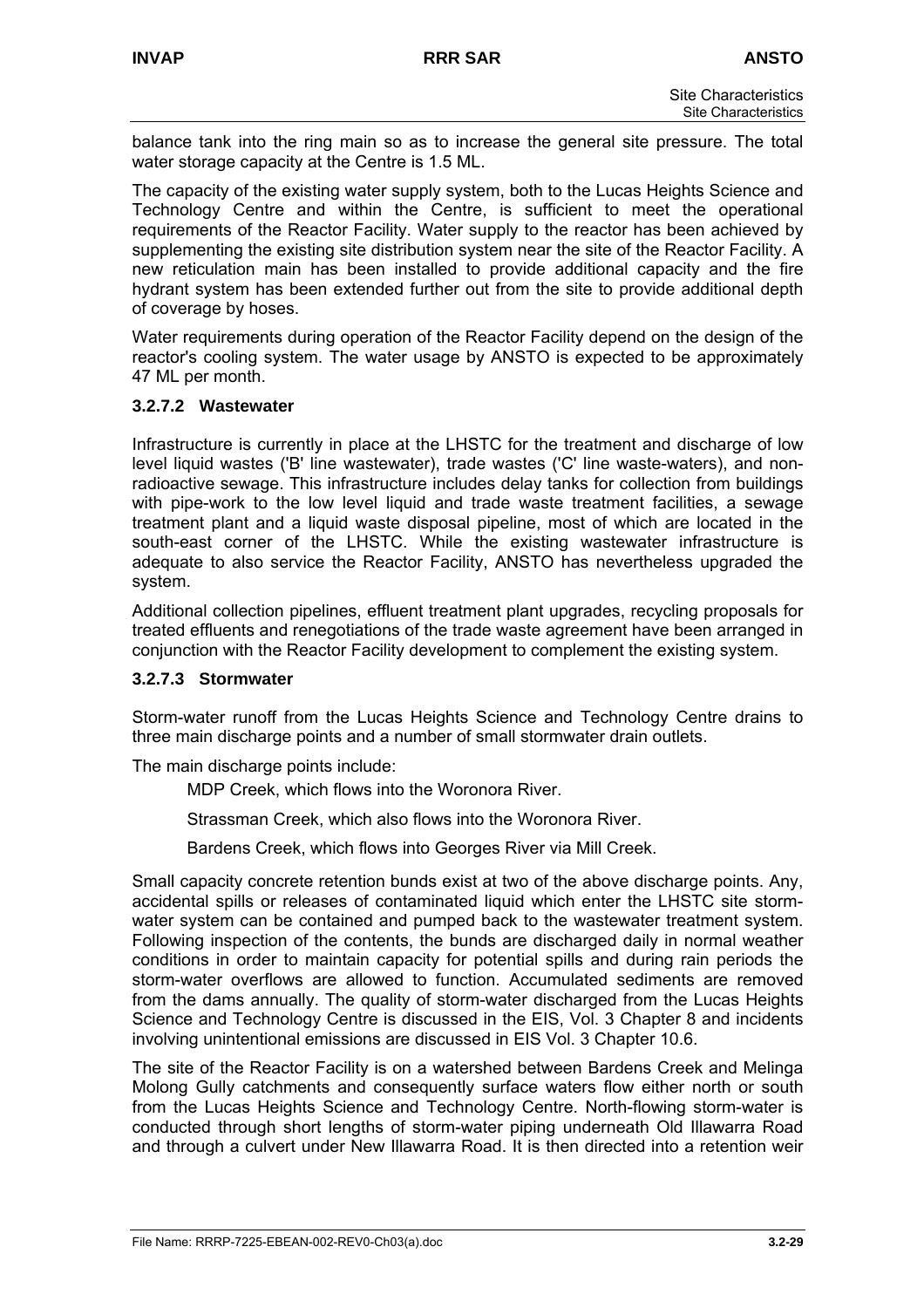balance tank into the ring main so as to increase the general site pressure. The total water storage capacity at the Centre is 1.5 ML.

The capacity of the existing water supply system, both to the Lucas Heights Science and Technology Centre and within the Centre, is sufficient to meet the operational requirements of the Reactor Facility. Water supply to the reactor has been achieved by supplementing the existing site distribution system near the site of the Reactor Facility. A new reticulation main has been installed to provide additional capacity and the fire hydrant system has been extended further out from the site to provide additional depth of coverage by hoses.

Water requirements during operation of the Reactor Facility depend on the design of the reactor's cooling system. The water usage by ANSTO is expected to be approximately 47 ML per month.

#### 3.2.7.2 Wastewater

Infrastructure is currently in place at the LHSTC for the treatment and discharge of low level liquid wastes ('B' line wastewater), trade wastes ('C' line waste-waters), and non-radioactive sewage. This infrastructure includes delay tanks for collection from buildings with pipe-work to the low level liquid and trade waste treatment facilities, a sewage treatment plant and a liquid waste disposal pipeline, most of which are located in the south-east corner of the LHSTC. While the existing wastewater infrastructure is adequate to also service the Reactor Facility, ANSTO has nevertheless upgraded the system.

Additional collection pipelines, effluent treatment plant upgrades, recycling proposals for treated effluents and renegotiations of the trade waste agreement have been arranged in conjunction with the Reactor Facility development to complement the existing system.

#### 3.2.7.3 Stormwater

Storm-water runoff from the Lucas Heights Science and Technology Centre drains to three main discharge points and a number of small stormwater drain outlets.

The main discharge points include:

- MDP Creek, which flows into the Woronora River.
- Strassman Creek, which also flows into the Woronora River.
- Bardens Creek, which flows into Georges River via Mill Creek.

Small capacity concrete retention bunds exist at two of the above discharge points. Any, accidental spills or releases of contaminated liquid which enter the LHSTC site storm-water system can be contained and pumped back to the wastewater treatment system. Following inspection of the contents, the bunds are discharged daily in normal weather conditions in order to maintain capacity for potential spills and during rain periods the storm-water overflows are allowed to function. Accumulated sediments are removed from the dams annually. The quality of storm-water discharged from the Lucas Heights Science and Technology Centre is discussed in the EIS, Vol. 3 Chapter 8 and incidents involving unintentional emissions are discussed in EIS Vol. 3 Chapter 10.6.

The site of the Reactor Facility is on a watershed between Bardens Creek and Melinga Molong Gully catchments and consequently surface waters flow either north or south from the Lucas Heights Science and Technology Centre. North-flowing storm-water is conducted through short lengths of storm-water piping underneath Old Illawarra Road and through a culvert under New Illawarra Road. It is then directed into a retention weir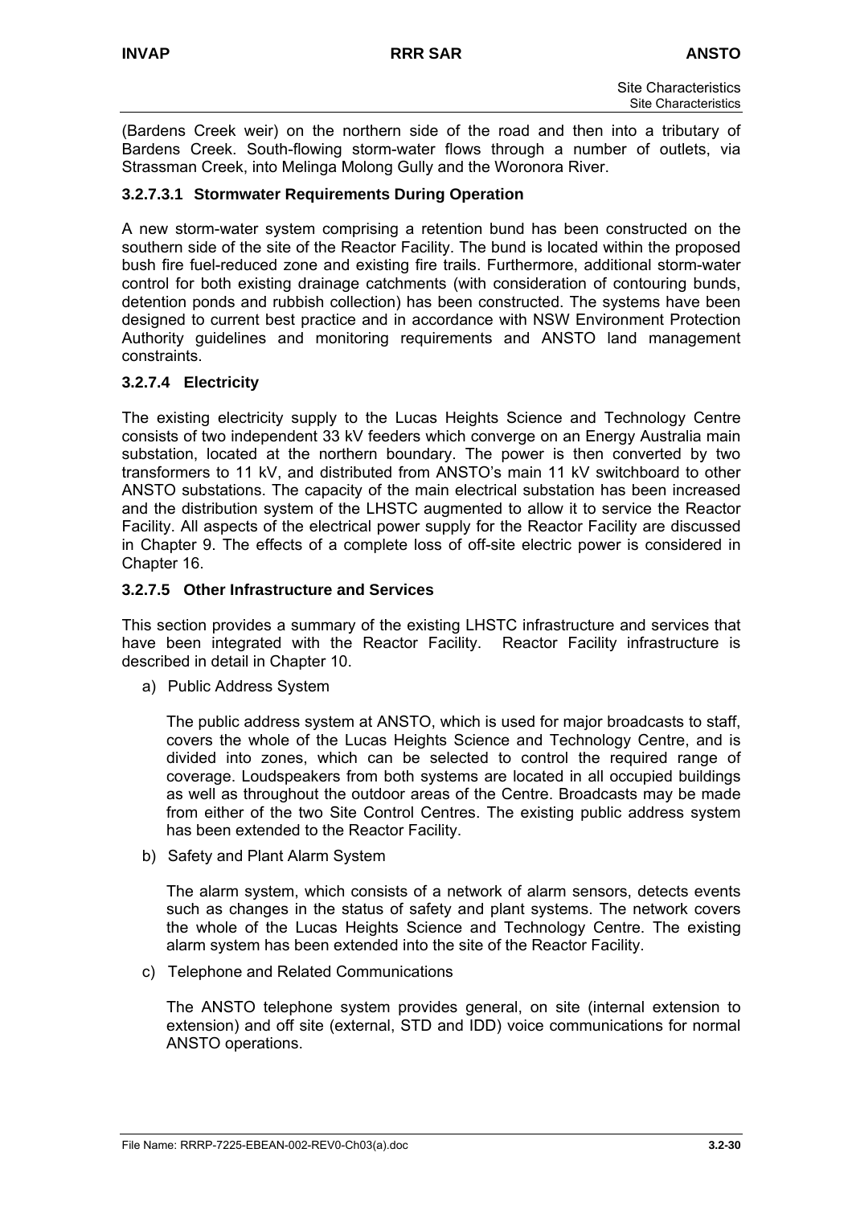(Bardens Creek weir) on the northern side of the road and then into a tributary of Bardens Creek. South-flowing storm-water flows through a number of outlets, via Strassman Creek, into Melinga Molong Gully and the Woronora River.

#### 3.2.7.3.1 Stormwater Requirements During Operation

A new storm-water system comprising a retention bund has been constructed on the southern side of the site of the Reactor Facility. The bund is located within the proposed bush fire fuel-reduced zone and existing fire trails. Furthermore, additional storm-water control for both existing drainage catchments (with consideration of contouring bunds, detention ponds and rubbish collection) has been constructed. The systems have been designed to current best practice and in accordance with NSW Environment Protection Authority guidelines and monitoring requirements and ANSTO land management constraints.

### 3.2.7.4 Electricity

The existing electricity supply to the Lucas Heights Science and Technology Centre consists of two independent 33 kV feeders which converge on an Energy Australia main substation, located at the northern boundary. The power is then converted by two transformers to 11 kV, and distributed from ANSTO's main 11 kV switchboard to other ANSTO substations. The capacity of the main electrical substation has been increased and the distribution system of the LHSTC augmented to allow it to service the Reactor Facility. All aspects of the electrical power supply for the Reactor Facility are discussed in Chapter 9. The effects of a complete loss of off-site electric power is considered in Chapter 16.

### 3.2.7.5 Other Infrastructure and Services

This section provides a summary of the existing LHSTC infrastructure and services that have been integrated with the Reactor Facility. Reactor Facility infrastructure is described in detail in Chapter 10.

a) Public Address System

   The public address system at ANSTO, which is used for major broadcasts to staff, covers the whole of the Lucas Heights Science and Technology Centre, and is divided into zones, which can be selected to control the required range of coverage. Loudspeakers from both systems are located in all occupied buildings as well as throughout the outdoor areas of the Centre. Broadcasts may be made from either of the two Site Control Centres. The existing public address system has been extended to the Reactor Facility.

b) Safety and Plant Alarm System

   The alarm system, which consists of a network of alarm sensors, detects events such as changes in the status of safety and plant systems. The network covers the whole of the Lucas Heights Science and Technology Centre. The existing alarm system has been extended into the site of the Reactor Facility.

c) Telephone and Related Communications

   The ANSTO telephone system provides general, on site (internal extension to extension) and off site (external, STD and IDD) voice communications for normal ANSTO operations.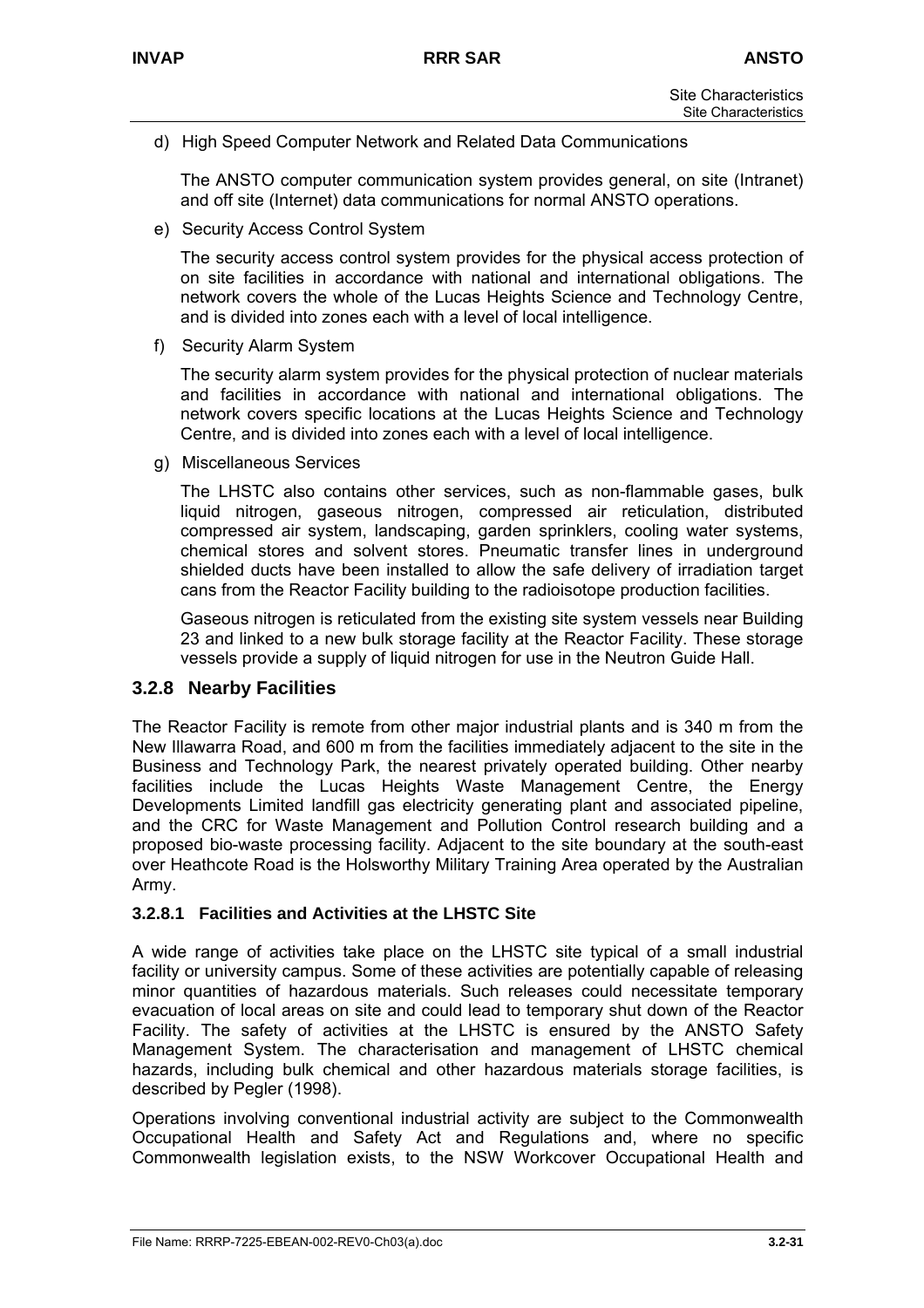d) High Speed Computer Network and Related Data Communications

   The ANSTO computer communication system provides general, on site (Intranet) and off site (Internet) data communications for normal ANSTO operations.

e) Security Access Control System

   The security access control system provides for the physical access protection of on site facilities in accordance with national and international obligations. The network covers the whole of the Lucas Heights Science and Technology Centre, and is divided into zones each with a level of local intelligence.

f) Security Alarm System

   The security alarm system provides for the physical protection of nuclear materials and facilities in accordance with national and international obligations. The network covers specific locations at the Lucas Heights Science and Technology Centre, and is divided into zones each with a level of local intelligence.

g) Miscellaneous Services

   The LHSTC also contains other services, such as non-flammable gases, bulk liquid nitrogen, gaseous nitrogen, compressed air reticulation, distributed compressed air system, landscaping, garden sprinklers, cooling water systems, chemical stores and solvent stores. Pneumatic transfer lines in underground shielded ducts have been installed to allow the safe delivery of irradiation target cans from the Reactor Facility building to the radioisotope production facilities.

   Gaseous nitrogen is reticulated from the existing site system vessels near Building 23 and linked to a new bulk storage facility at the Reactor Facility. These storage vessels provide a supply of liquid nitrogen for use in the Neutron Guide Hall.

## 3.2.8 Nearby Facilities

The Reactor Facility is remote from other major industrial plants and is 340 m from the New Illawarra Road, and 600 m from the facilities immediately adjacent to the site in the Business and Technology Park, the nearest privately operated building. Other nearby facilities include the Lucas Heights Waste Management Centre, the Energy Developments Limited landfill gas electricity generating plant and associated pipeline, and the CRC for Waste Management and Pollution Control research building and a proposed bio-waste processing facility. Adjacent to the site boundary at the south-east over Heathcote Road is the Holsworthy Military Training Area operated by the Australian Army.

### 3.2.8.1 Facilities and Activities at the LHSTC Site

A wide range of activities take place on the LHSTC site typical of a small industrial facility or university campus. Some of these activities are potentially capable of releasing minor quantities of hazardous materials. Such releases could necessitate temporary evacuation of local areas on site and could lead to temporary shut down of the Reactor Facility. The safety of activities at the LHSTC is ensured by the ANSTO Safety Management System. The characterisation and management of LHSTC chemical hazards, including bulk chemical and other hazardous materials storage facilities, is described by Pegler (1998).

Operations involving conventional industrial activity are subject to the Commonwealth Occupational Health and Safety Act and Regulations and, where no specific Commonwealth legislation exists, to the NSW Workcover Occupational Health and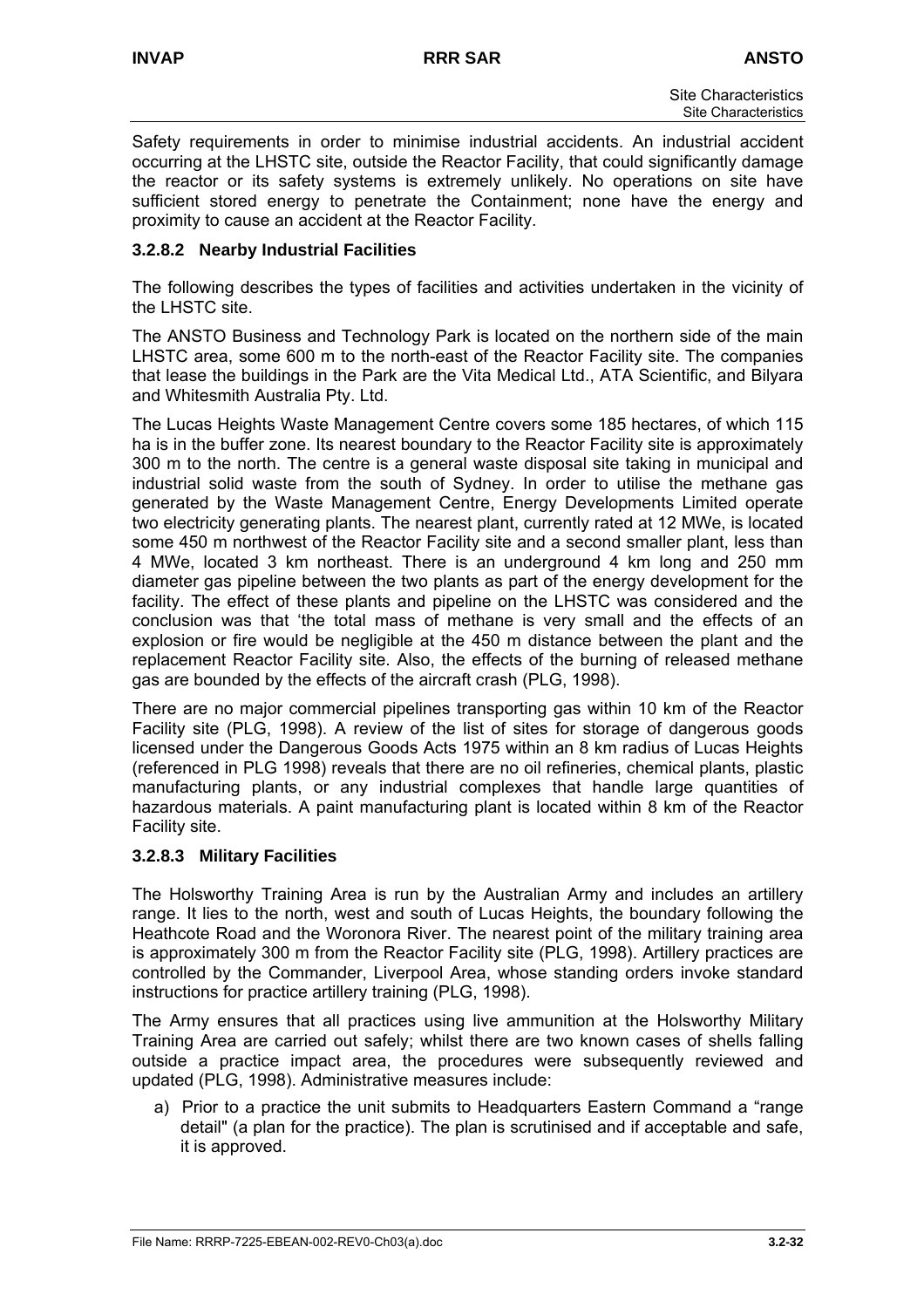Safety requirements in order to minimise industrial accidents. An industrial accident occurring at the LHSTC site, outside the Reactor Facility, that could significantly damage the reactor or its safety systems is extremely unlikely. No operations on site have sufficient stored energy to penetrate the Containment; none have the energy and proximity to cause an accident at the Reactor Facility.

### 3.2.8.2 Nearby Industrial Facilities

The following describes the types of facilities and activities undertaken in the vicinity of the LHSTC site.

The ANSTO Business and Technology Park is located on the northern side of the main LHSTC area, some 600 m to the north-east of the Reactor Facility site. The companies that lease the buildings in the Park are the Vita Medical Ltd., ATA Scientific, and Bilyara and Whitesmith Australia Pty. Ltd.

The Lucas Heights Waste Management Centre covers some 185 hectares, of which 115 ha is in the buffer zone. Its nearest boundary to the Reactor Facility site is approximately 300 m to the north. The centre is a general waste disposal site taking in municipal and industrial solid waste from the south of Sydney. In order to utilise the methane gas generated by the Waste Management Centre, Energy Developments Limited operate two electricity generating plants. The nearest plant, currently rated at 12 MWe, is located some 450 m northwest of the Reactor Facility site and a second smaller plant, less than 4 MWe, located 3 km northeast. There is an underground 4 km long and 250 mm diameter gas pipeline between the two plants as part of the energy development for the facility. The effect of these plants and pipeline on the LHSTC was considered and the conclusion was that 'the total mass of methane is very small and the effects of an explosion or fire would be negligible at the 450 m distance between the plant and the replacement Reactor Facility site. Also, the effects of the burning of released methane gas are bounded by the effects of the aircraft crash (PLG, 1998).

There are no major commercial pipelines transporting gas within 10 km of the Reactor Facility site (PLG, 1998). A review of the list of sites for storage of dangerous goods licensed under the Dangerous Goods Acts 1975 within an 8 km radius of Lucas Heights (referenced in PLG 1998) reveals that there are no oil refineries, chemical plants, plastic manufacturing plants, or any industrial complexes that handle large quantities of hazardous materials. A paint manufacturing plant is located within 8 km of the Reactor Facility site.

### 3.2.8.3 Military Facilities

The Holsworthy Training Area is run by the Australian Army and includes an artillery range. It lies to the north, west and south of Lucas Heights, the boundary following the Heathcote Road and the Woronora River. The nearest point of the military training area is approximately 300 m from the Reactor Facility site (PLG, 1998). Artillery practices are controlled by the Commander, Liverpool Area, whose standing orders invoke standard instructions for practice artillery training (PLG, 1998).

The Army ensures that all practices using live ammunition at the Holsworthy Military Training Area are carried out safely; whilst there are two known cases of shells falling outside a practice impact area, the procedures were subsequently reviewed and updated (PLG, 1998). Administrative measures include:

a) Prior to a practice the unit submits to Headquarters Eastern Command a "range detail" (a plan for the practice). The plan is scrutinised and if acceptable and safe, it is approved.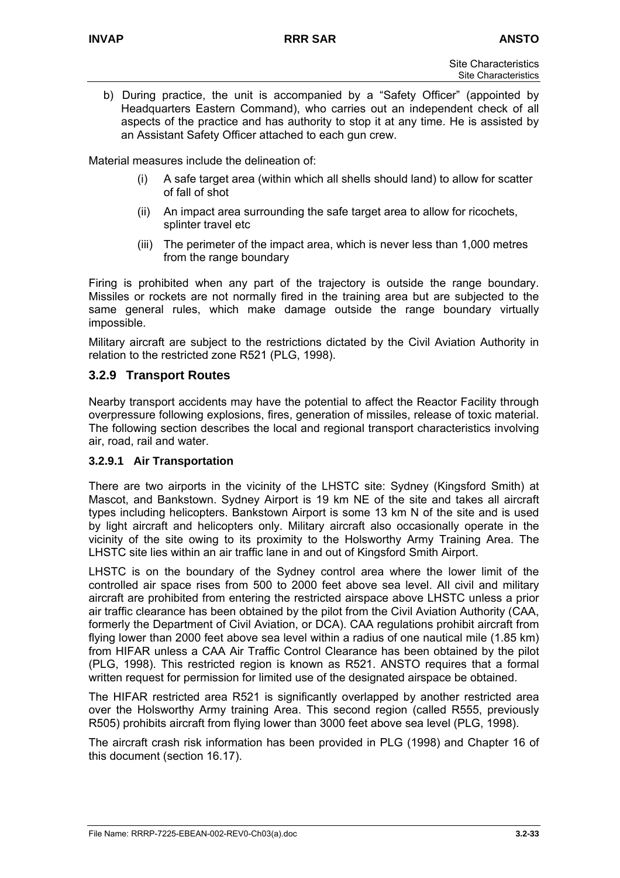b) During practice, the unit is accompanied by a "Safety Officer" (appointed by Headquarters Eastern Command), who carries out an independent check of all aspects of the practice and has authority to stop it at any time. He is assisted by an Assistant Safety Officer attached to each gun crew.

Material measures include the delineation of:

(i) A safe target area (within which all shells should land) to allow for scatter of fall of shot

(ii) An impact area surrounding the safe target area to allow for ricochets, splinter travel etc

(iii) The perimeter of the impact area, which is never less than 1,000 metres from the range boundary

Firing is prohibited when any part of the trajectory is outside the range boundary. Missiles or rockets are not normally fired in the training area but are subjected to the same general rules, which make damage outside the range boundary virtually impossible.

Military aircraft are subject to the restrictions dictated by the Civil Aviation Authority in relation to the restricted zone R521 (PLG, 1998).

## 3.2.9 Transport Routes

Nearby transport accidents may have the potential to affect the Reactor Facility through overpressure following explosions, fires, generation of missiles, release of toxic material. The following section describes the local and regional transport characteristics involving air, road, rail and water.

### 3.2.9.1 Air Transportation

There are two airports in the vicinity of the LHSTC site: Sydney (Kingsford Smith) at Mascot, and Bankstown. Sydney Airport is 19 km NE of the site and takes all aircraft types including helicopters. Bankstown Airport is some 13 km N of the site and is used by light aircraft and helicopters only. Military aircraft also occasionally operate in the vicinity of the site owing to its proximity to the Holsworthy Army Training Area. The LHSTC site lies within an air traffic lane in and out of Kingsford Smith Airport.

LHSTC is on the boundary of the Sydney control area where the lower limit of the controlled air space rises from 500 to 2000 feet above sea level. All civil and military aircraft are prohibited from entering the restricted airspace above LHSTC unless a prior air traffic clearance has been obtained by the pilot from the Civil Aviation Authority (CAA, formerly the Department of Civil Aviation, or DCA). CAA regulations prohibit aircraft from flying lower than 2000 feet above sea level within a radius of one nautical mile (1.85 km) from HIFAR unless a CAA Air Traffic Control Clearance has been obtained by the pilot (PLG, 1998). This restricted region is known as R521. ANSTO requires that a formal written request for permission for limited use of the designated airspace be obtained.

The HIFAR restricted area R521 is significantly overlapped by another restricted area over the Holsworthy Army training Area. This second region (called R555, previously R505) prohibits aircraft from flying lower than 3000 feet above sea level (PLG, 1998).

The aircraft crash risk information has been provided in PLG (1998) and Chapter 16 of this document (section 16.17).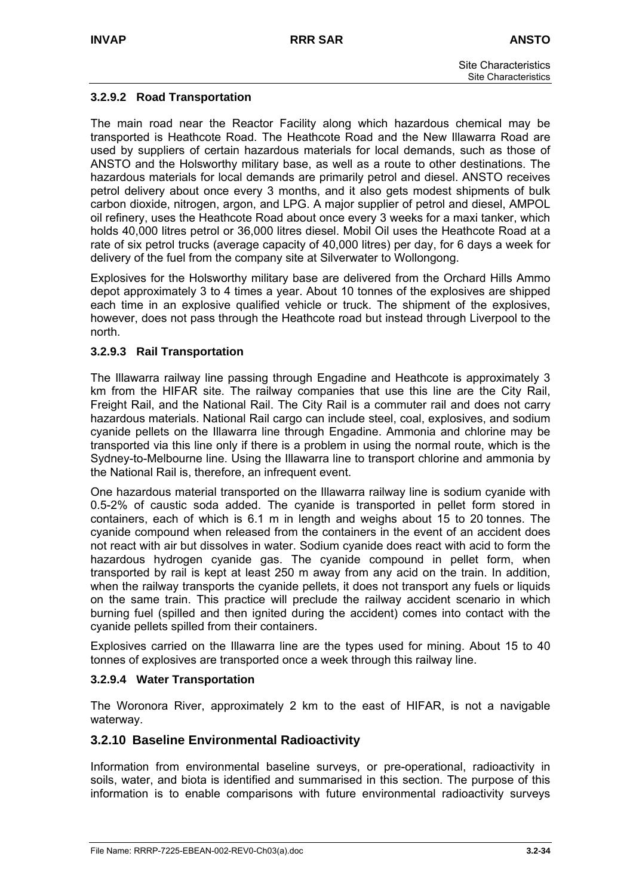### 3.2.9.2 Road Transportation

The main road near the Reactor Facility along which hazardous chemical may be transported is Heathcote Road. The Heathcote Road and the New Illawarra Road are used by suppliers of certain hazardous materials for local demands, such as those of ANSTO and the Holsworthy military base, as well as a route to other destinations. The hazardous materials for local demands are primarily petrol and diesel. ANSTO receives petrol delivery about once every 3 months, and it also gets modest shipments of bulk carbon dioxide, nitrogen, argon, and LPG. A major supplier of petrol and diesel, AMPOL oil refinery, uses the Heathcote Road about once every 3 weeks for a maxi tanker, which holds 40,000 litres petrol or 36,000 litres diesel. Mobil Oil uses the Heathcote Road at a rate of six petrol trucks (average capacity of 40,000 litres) per day, for 6 days a week for delivery of the fuel from the company site at Silverwater to Wollongong.

Explosives for the Holsworthy military base are delivered from the Orchard Hills Ammo depot approximately 3 to 4 times a year. About 10 tonnes of the explosives are shipped each time in an explosive qualified vehicle or truck. The shipment of the explosives, however, does not pass through the Heathcote road but instead through Liverpool to the north.

### 3.2.9.3 Rail Transportation

The Illawarra railway line passing through Engadine and Heathcote is approximately 3 km from the HIFAR site. The railway companies that use this line are the City Rail, Freight Rail, and the National Rail. The City Rail is a commuter rail and does not carry hazardous materials. National Rail cargo can include steel, coal, explosives, and sodium cyanide pellets on the Illawarra line through Engadine. Ammonia and chlorine may be transported via this line only if there is a problem in using the normal route, which is the Sydney-to-Melbourne line. Using the Illawarra line to transport chlorine and ammonia by the National Rail is, therefore, an infrequent event.

One hazardous material transported on the Illawarra railway line is sodium cyanide with 0.5-2% of caustic soda added. The cyanide is transported in pellet form stored in containers, each of which is 6.1 m in length and weighs about 15 to 20 tonnes. The cyanide compound when released from the containers in the event of an accident does not react with air but dissolves in water. Sodium cyanide does react with acid to form the hazardous hydrogen cyanide gas. The cyanide compound in pellet form, when transported by rail is kept at least 250 m away from any acid on the train. In addition, when the railway transports the cyanide pellets, it does not transport any fuels or liquids on the same train. This practice will preclude the railway accident scenario in which burning fuel (spilled and then ignited during the accident) comes into contact with the cyanide pellets spilled from their containers.

Explosives carried on the Illawarra line are the types used for mining. About 15 to 40 tonnes of explosives are transported once a week through this railway line.

### 3.2.9.4 Water Transportation

The Woronora River, approximately 2 km to the east of HIFAR, is not a navigable waterway.

## 3.2.10 Baseline Environmental Radioactivity

Information from environmental baseline surveys, or pre-operational, radioactivity in soils, water, and biota is identified and summarised in this section. The purpose of this information is to enable comparisons with future environmental radioactivity surveys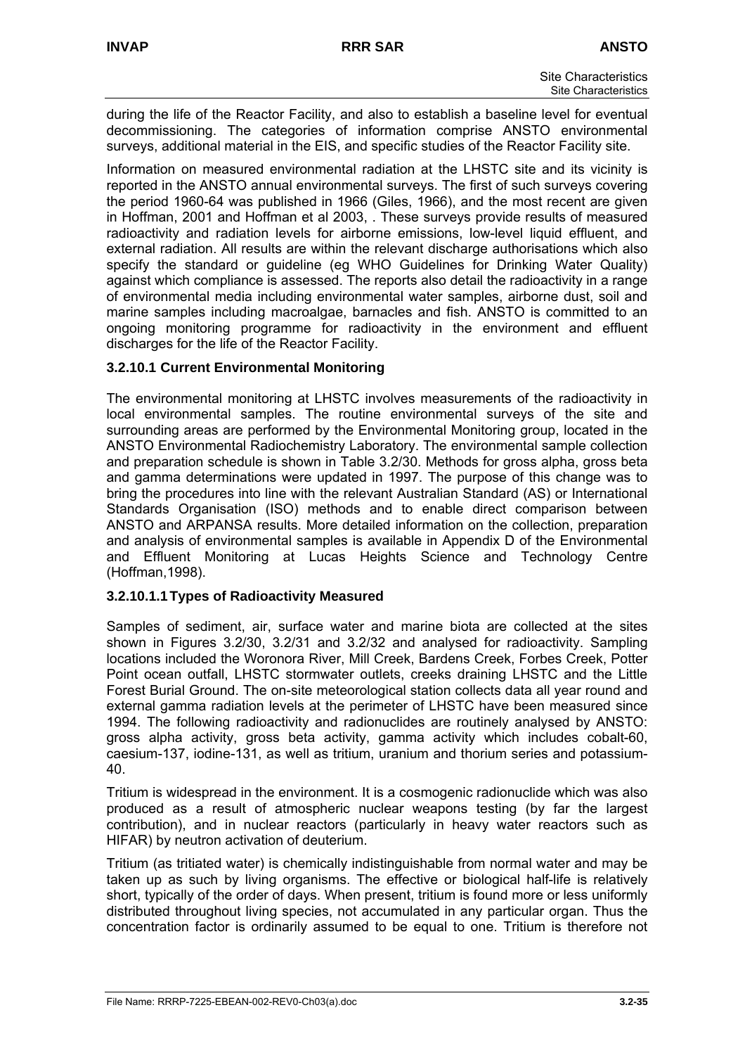during the life of the Reactor Facility, and also to establish a baseline level for eventual decommissioning. The categories of information comprise ANSTO environmental surveys, additional material in the EIS, and specific studies of the Reactor Facility site.

Information on measured environmental radiation at the LHSTC site and its vicinity is reported in the ANSTO annual environmental surveys. The first of such surveys covering the period 1960-64 was published in 1966 (Giles, 1966), and the most recent are given in Hoffman, 2001 and Hoffman et al 2003, . These surveys provide results of measured radioactivity and radiation levels for airborne emissions, low-level liquid effluent, and external radiation. All results are within the relevant discharge authorisations which also specify the standard or guideline (eg WHO Guidelines for Drinking Water Quality) against which compliance is assessed. The reports also detail the radioactivity in a range of environmental media including environmental water samples, airborne dust, soil and marine samples including macroalgae, barnacles and fish. ANSTO is committed to an ongoing monitoring programme for radioactivity in the environment and effluent discharges for the life of the Reactor Facility.

### 3.2.10.1 Current Environmental Monitoring

The environmental monitoring at LHSTC involves measurements of the radioactivity in local environmental samples. The routine environmental surveys of the site and surrounding areas are performed by the Environmental Monitoring group, located in the ANSTO Environmental Radiochemistry Laboratory. The environmental sample collection and preparation schedule is shown in Table 3.2/30. Methods for gross alpha, gross beta and gamma determinations were updated in 1997. The purpose of this change was to bring the procedures into line with the relevant Australian Standard (AS) or International Standards Organisation (ISO) methods and to enable direct comparison between ANSTO and ARPANSA results. More detailed information on the collection, preparation and analysis of environmental samples is available in Appendix D of the Environmental and Effluent Monitoring at Lucas Heights Science and Technology Centre (Hoffman,1998).

#### 3.2.10.1.1 Types of Radioactivity Measured

Samples of sediment, air, surface water and marine biota are collected at the sites shown in Figures 3.2/30, 3.2/31 and 3.2/32 and analysed for radioactivity. Sampling locations included the Woronora River, Mill Creek, Bardens Creek, Forbes Creek, Potter Point ocean outfall, LHSTC stormwater outlets, creeks draining LHSTC and the Little Forest Burial Ground. The on-site meteorological station collects data all year round and external gamma radiation levels at the perimeter of LHSTC have been measured since 1994. The following radioactivity and radionuclides are routinely analysed by ANSTO: gross alpha activity, gross beta activity, gamma activity which includes cobalt-60, caesium-137, iodine-131, as well as tritium, uranium and thorium series and potassium-40.

Tritium is widespread in the environment. It is a cosmogenic radionuclide which was also produced as a result of atmospheric nuclear weapons testing (by far the largest contribution), and in nuclear reactors (particularly in heavy water reactors such as HIFAR) by neutron activation of deuterium.

Tritium (as tritiated water) is chemically indistinguishable from normal water and may be taken up as such by living organisms. The effective or biological half-life is relatively short, typically of the order of days. When present, tritium is found more or less uniformly distributed throughout living species, not accumulated in any particular organ. Thus the concentration factor is ordinarily assumed to be equal to one. Tritium is therefore not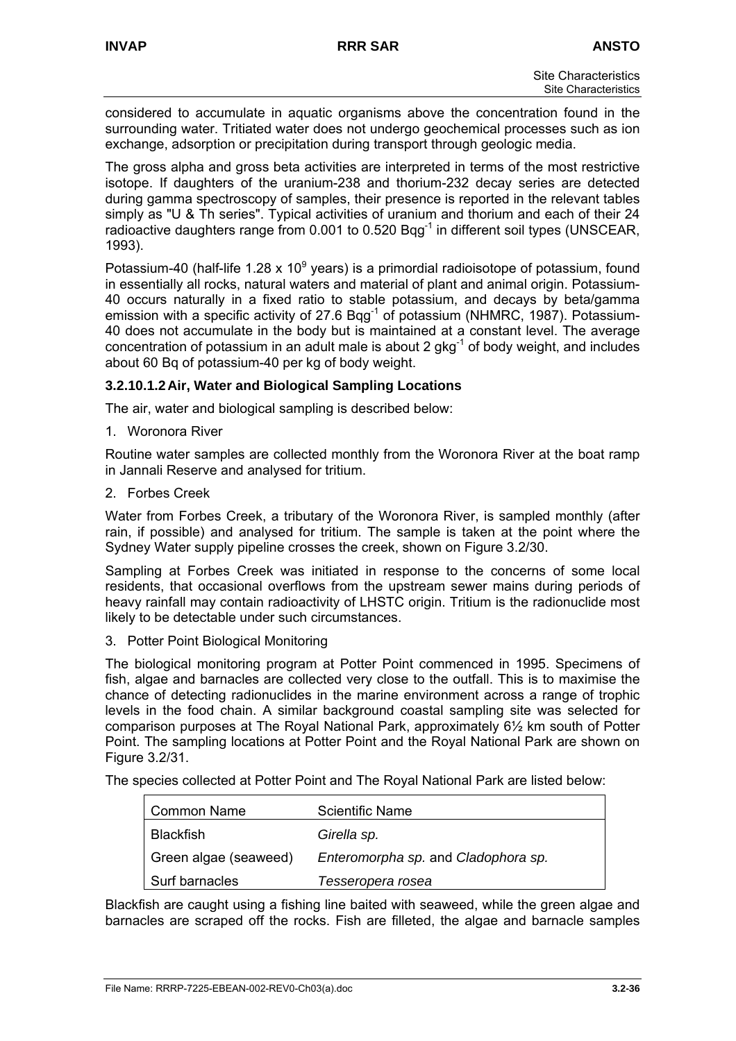considered to accumulate in aquatic organisms above the concentration found in the surrounding water. Tritiated water does not undergo geochemical processes such as ion exchange, adsorption or precipitation during transport through geologic media.

The gross alpha and gross beta activities are interpreted in terms of the most restrictive isotope. If daughters of the uranium-238 and thorium-232 decay series are detected during gamma spectroscopy of samples, their presence is reported in the relevant tables simply as "U & Th series". Typical activities of uranium and thorium and each of their 24 radioactive daughters range from 0.001 to 0.520 $Bqg^{-1}$ in different soil types (UNSCEAR, 1993).

Potassium-40 (half-life $1.28 \times 10^9$ years) is a primordial radioisotope of potassium, found in essentially all rocks, natural waters and material of plant and animal origin. Potassium-40 occurs naturally in a fixed ratio to stable potassium, and decays by beta/gamma emission with a specific activity of 27.6 $Bqg^{-1}$ of potassium (NHMRC, 1987). Potassium-40 does not accumulate in the body but is maintained at a constant level. The average concentration of potassium in an adult male is about 2 $gkg^{-1}$ of body weight, and includes about 60 Bq of potassium-40 per kg of body weight.

### 3.2.10.1.2 Air, Water and Biological Sampling Locations

The air, water and biological sampling is described below:

1. Woronora River

Routine water samples are collected monthly from the Woronora River at the boat ramp in Jannali Reserve and analysed for tritium.

2. Forbes Creek

Water from Forbes Creek, a tributary of the Woronora River, is sampled monthly (after rain, if possible) and analysed for tritium. The sample is taken at the point where the Sydney Water supply pipeline crosses the creek, shown on Figure 3.2/30.

Sampling at Forbes Creek was initiated in response to the concerns of some local residents, that occasional overflows from the upstream sewer mains during periods of heavy rainfall may contain radioactivity of LHSTC origin. Tritium is the radionuclide most likely to be detectable under such circumstances.

3. Potter Point Biological Monitoring

The biological monitoring program at Potter Point commenced in 1995. Specimens of fish, algae and barnacles are collected very close to the outfall. This is to maximise the chance of detecting radionuclides in the marine environment across a range of trophic levels in the food chain. A similar background coastal sampling site was selected for comparison purposes at The Royal National Park, approximately 6½ km south of Potter Point. The sampling locations at Potter Point and the Royal National Park are shown on Figure 3.2/31.

The species collected at Potter Point and The Royal National Park are listed below:

| Common Name | Scientific Name |
|---|---|
| Blackfish | *Girella sp.* |
| Green algae (seaweed) | *Enteromorpha sp.* and *Cladophora sp.* |
| Surf barnacles | *Tesseropera rosea* |

Blackfish are caught using a fishing line baited with seaweed, while the green algae and barnacles are scraped off the rocks. Fish are filleted, the algae and barnacle samples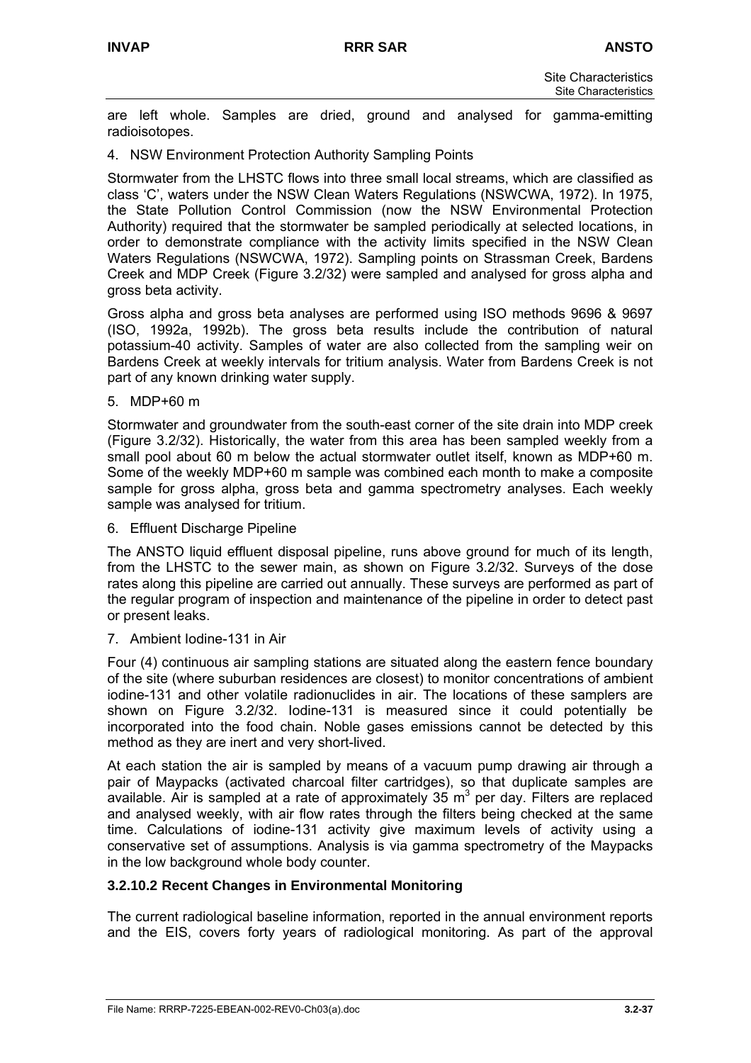are left whole. Samples are dried, ground and analysed for gamma-emitting radioisotopes.

4. NSW Environment Protection Authority Sampling Points

Stormwater from the LHSTC flows into three small local streams, which are classified as class 'C', waters under the NSW Clean Waters Regulations (NSWCWA, 1972). In 1975, the State Pollution Control Commission (now the NSW Environmental Protection Authority) required that the stormwater be sampled periodically at selected locations, in order to demonstrate compliance with the activity limits specified in the NSW Clean Waters Regulations (NSWCWA, 1972). Sampling points on Strassman Creek, Bardens Creek and MDP Creek (Figure 3.2/32) were sampled and analysed for gross alpha and gross beta activity.

Gross alpha and gross beta analyses are performed using ISO methods 9696 & 9697 (ISO, 1992a, 1992b). The gross beta results include the contribution of natural potassium-40 activity. Samples of water are also collected from the sampling weir on Bardens Creek at weekly intervals for tritium analysis. Water from Bardens Creek is not part of any known drinking water supply.

5. MDP+60 m

Stormwater and groundwater from the south-east corner of the site drain into MDP creek (Figure 3.2/32). Historically, the water from this area has been sampled weekly from a small pool about 60 m below the actual stormwater outlet itself, known as MDP+60 m. Some of the weekly MDP+60 m sample was combined each month to make a composite sample for gross alpha, gross beta and gamma spectrometry analyses. Each weekly sample was analysed for tritium.

6. Effluent Discharge Pipeline

The ANSTO liquid effluent disposal pipeline, runs above ground for much of its length, from the LHSTC to the sewer main, as shown on Figure 3.2/32. Surveys of the dose rates along this pipeline are carried out annually. These surveys are performed as part of the regular program of inspection and maintenance of the pipeline in order to detect past or present leaks.

7. Ambient Iodine-131 in Air

Four (4) continuous air sampling stations are situated along the eastern fence boundary of the site (where suburban residences are closest) to monitor concentrations of ambient iodine-131 and other volatile radionuclides in air. The locations of these samplers are shown on Figure 3.2/32. Iodine-131 is measured since it could potentially be incorporated into the food chain. Noble gases emissions cannot be detected by this method as they are inert and very short-lived.

At each station the air is sampled by means of a vacuum pump drawing air through a pair of Maypacks (activated charcoal filter cartridges), so that duplicate samples are available. Air is sampled at a rate of approximately 35 $m^3$ per day. Filters are replaced and analysed weekly, with air flow rates through the filters being checked at the same time. Calculations of iodine-131 activity give maximum levels of activity using a conservative set of assumptions. Analysis is via gamma spectrometry of the Maypacks in the low background whole body counter.

### 3.2.10.2 Recent Changes in Environmental Monitoring

The current radiological baseline information, reported in the annual environment reports and the EIS, covers forty years of radiological monitoring. As part of the approval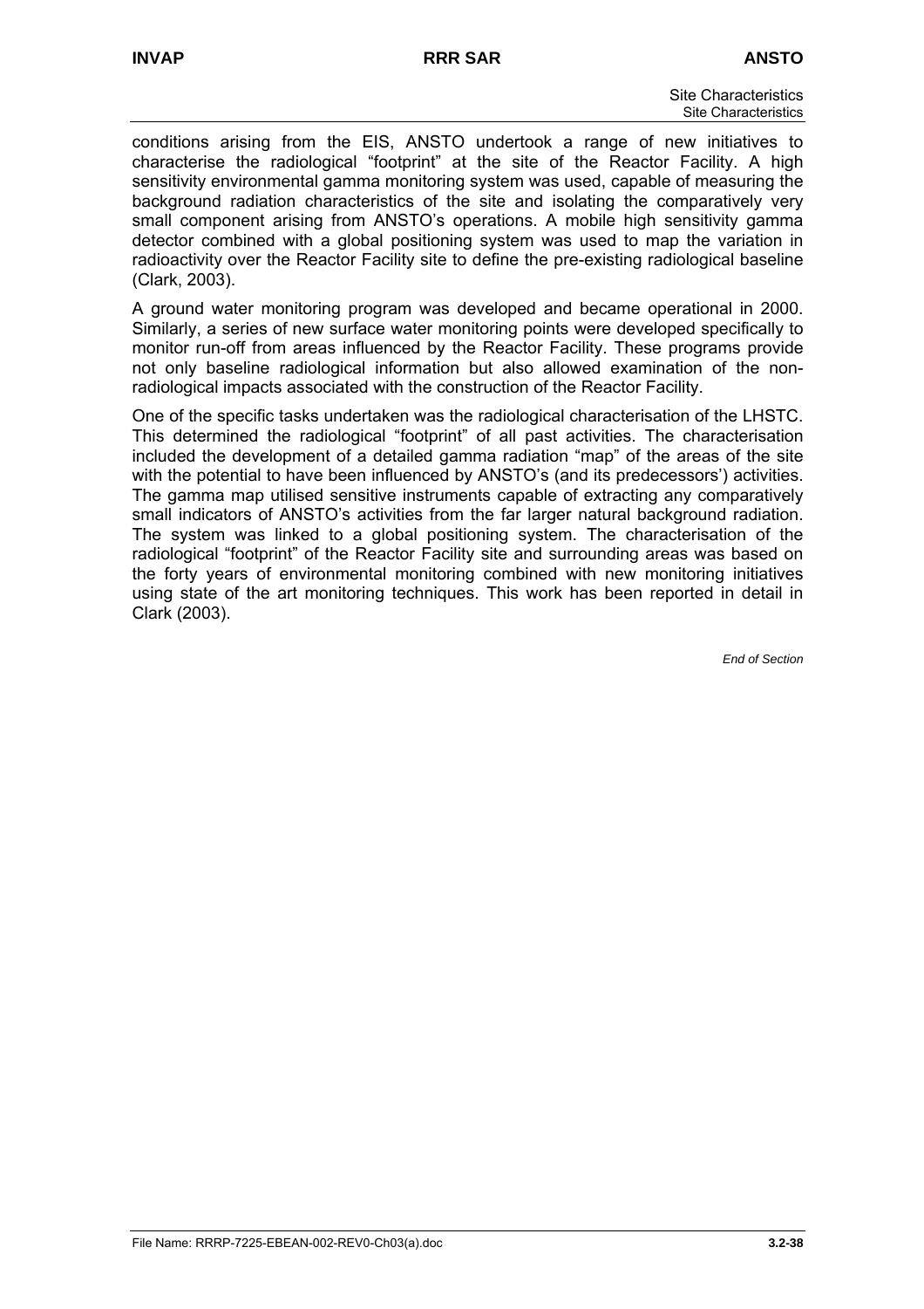conditions arising from the EIS, ANSTO undertook a range of new initiatives to characterise the radiological "footprint" at the site of the Reactor Facility. A high sensitivity environmental gamma monitoring system was used, capable of measuring the background radiation characteristics of the site and isolating the comparatively very small component arising from ANSTO's operations. A mobile high sensitivity gamma detector combined with a global positioning system was used to map the variation in radioactivity over the Reactor Facility site to define the pre-existing radiological baseline (Clark, 2003).

A ground water monitoring program was developed and became operational in 2000. Similarly, a series of new surface water monitoring points were developed specifically to monitor run-off from areas influenced by the Reactor Facility. These programs provide not only baseline radiological information but also allowed examination of the non-radiological impacts associated with the construction of the Reactor Facility.

One of the specific tasks undertaken was the radiological characterisation of the LHSTC. This determined the radiological "footprint" of all past activities. The characterisation included the development of a detailed gamma radiation "map" of the areas of the site with the potential to have been influenced by ANSTO's (and its predecessors') activities. The gamma map utilised sensitive instruments capable of extracting any comparatively small indicators of ANSTO's activities from the far larger natural background radiation. The system was linked to a global positioning system. The characterisation of the radiological "footprint" of the Reactor Facility site and surrounding areas was based on the forty years of environmental monitoring combined with new monitoring initiatives using state of the art monitoring techniques. This work has been reported in detail in Clark (2003).

*End of Section*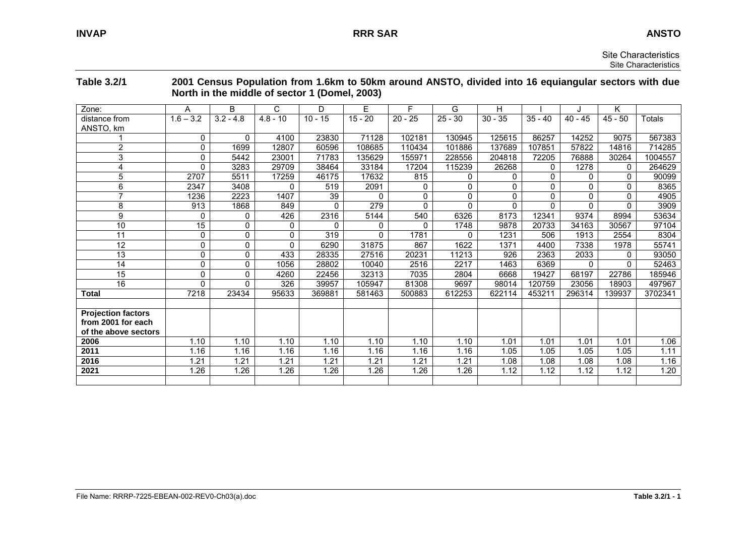**Table 3.2/1 2001 Census Population from 1.6km to 50km around ANSTO, divided into 16 equiangular sectors with due North in the middle of sector 1 (Domel, 2003)**

| Zone: | A | B | C | D | E | F | G | H | I | J | K | |
|---|---|---|---|---|---|---|---|---|---|---|---|---|
| distance from ANSTO, km | 1.6 – 3.2 | 3.2 - 4.8 | 4.8 - 10 | 10 - 15 | 15 - 20 | 20 - 25 | 25 - 30 | 30 - 35 | 35 - 40 | 40 - 45 | 45 - 50 | Totals |
| 1 | 0 | 0 | 4100 | 23830 | 71128 | 102181 | 130945 | 125615 | 86257 | 14252 | 9075 | 567383 |
| 2 | 0 | 1699 | 12807 | 60596 | 108685 | 110434 | 101886 | 137689 | 107851 | 57822 | 14816 | 714285 |
| 3 | 0 | 5442 | 23001 | 71783 | 135629 | 155971 | 228556 | 204818 | 72205 | 76888 | 30264 | 1004557 |
| 4 | 0 | 3283 | 29709 | 38464 | 33184 | 17204 | 115239 | 26268 | 0 | 1278 | 0 | 264629 |
| 5 | 2707 | 5511 | 17259 | 46175 | 17632 | 815 | 0 | 0 | 0 | 0 | 0 | 90099 |
| 6 | 2347 | 3408 | 0 | 519 | 2091 | 0 | 0 | 0 | 0 | 0 | 0 | 8365 |
| 7 | 1236 | 2223 | 1407 | 39 | 0 | 0 | 0 | 0 | 0 | 0 | 0 | 4905 |
| 8 | 913 | 1868 | 849 | 0 | 279 | 0 | 0 | 0 | 0 | 0 | 0 | 3909 |
| 9 | 0 | 0 | 426 | 2316 | 5144 | 540 | 6326 | 8173 | 12341 | 9374 | 8994 | 53634 |
| 10 | 15 | 0 | 0 | 0 | 0 | 0 | 1748 | 9878 | 20733 | 34163 | 30567 | 97104 |
| 11 | 0 | 0 | 0 | 319 | 0 | 1781 | 0 | 1231 | 506 | 1913 | 2554 | 8304 |
| 12 | 0 | 0 | 0 | 6290 | 31875 | 867 | 1622 | 1371 | 4400 | 7338 | 1978 | 55741 |
| 13 | 0 | 0 | 433 | 28335 | 27516 | 20231 | 11213 | 926 | 2363 | 2033 | 0 | 93050 |
| 14 | 0 | 0 | 1056 | 28802 | 10040 | 2516 | 2217 | 1463 | 6369 | 0 | 0 | 52463 |
| 15 | 0 | 0 | 4260 | 22456 | 32313 | 7035 | 2804 | 6668 | 19427 | 68197 | 22786 | 185946 |
| 16 | 0 | 0 | 326 | 39957 | 105947 | 81308 | 9697 | 98014 | 120759 | 23056 | 18903 | 497967 |
| **Total** | 7218 | 23434 | 95633 | 369881 | 581463 | 500883 | 612253 | 622114 | 453211 | 296314 | 139937 | 3702341 |
| | | | | | | | | | | | | |
| **Projection factors from 2001 for each of the above sectors** | | | | | | | | | | | | |
| **2006** | 1.10 | 1.10 | 1.10 | 1.10 | 1.10 | 1.10 | 1.10 | 1.01 | 1.01 | 1.01 | 1.01 | 1.06 |
| **2011** | 1.16 | 1.16 | 1.16 | 1.16 | 1.16 | 1.16 | 1.16 | 1.05 | 1.05 | 1.05 | 1.05 | 1.11 |
| **2016** | 1.21 | 1.21 | 1.21 | 1.21 | 1.21 | 1.21 | 1.21 | 1.08 | 1.08 | 1.08 | 1.08 | 1.16 |
| **2021** | 1.26 | 1.26 | 1.26 | 1.26 | 1.26 | 1.26 | 1.26 | 1.12 | 1.12 | 1.12 | 1.12 | 1.20 |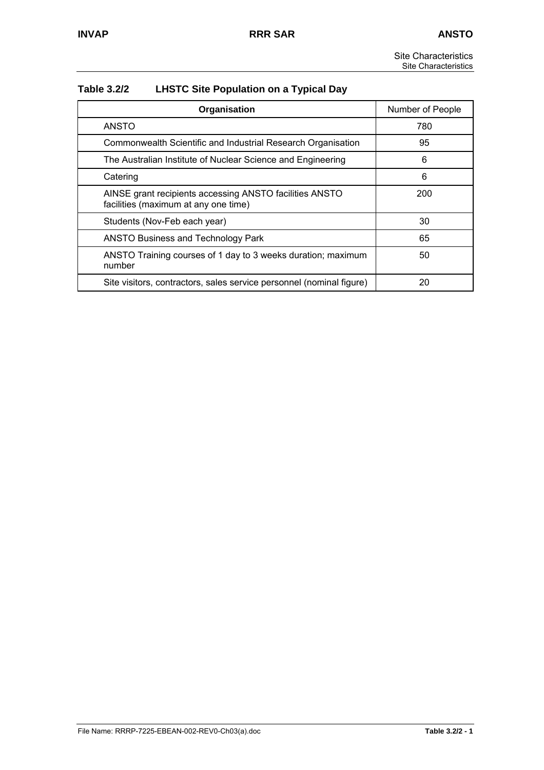**Table 3.2/2 LHSTC Site Population on a Typical Day**

| Organisation | Number of People |
|---|---|
| ANSTO | 780 |
| Commonwealth Scientific and Industrial Research Organisation | 95 |
| The Australian Institute of Nuclear Science and Engineering | 6 |
| Catering | 6 |
| AINSE grant recipients accessing ANSTO facilities ANSTO facilities (maximum at any one time) | 200 |
| Students (Nov-Feb each year) | 30 |
| ANSTO Business and Technology Park | 65 |
| ANSTO Training courses of 1 day to 3 weeks duration; maximum number | 50 |
| Site visitors, contractors, sales service personnel (nominal figure) | 20 |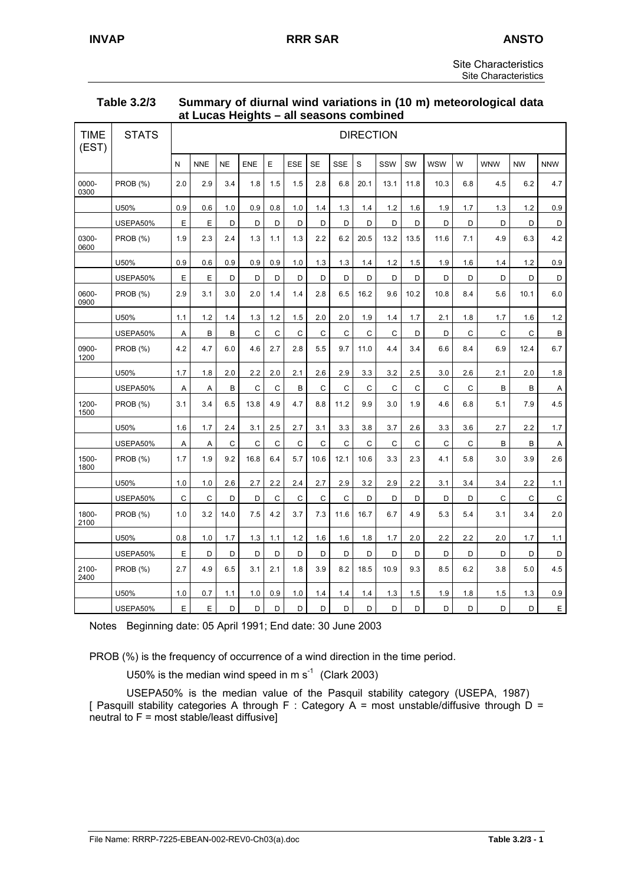**Table 3.2/3 Summary of diurnal wind variations in (10 m) meteorological data at Lucas Heights – all seasons combined**

| TIME (EST) | STATS | DIRECTION | | | | | | | | | | | | | | | |
|---|---|---|---|---|---|---|---|---|---|---|---|---|---|---|---|---|---|
| | | N | NNE | NE | ENE | E | ESE | SE | SSE | S | SSW | SW | WSW | W | WNW | NW | NNW |
| 0000-0300 | PROB (%) | 2.0 | 2.9 | 3.4 | 1.8 | 1.5 | 1.5 | 2.8 | 6.8 | 20.1 | 13.1 | 11.8 | 10.3 | 6.8 | 4.5 | 6.2 | 4.7 |
| | U50% | 0.9 | 0.6 | 1.0 | 0.9 | 0.8 | 1.0 | 1.4 | 1.3 | 1.4 | 1.2 | 1.6 | 1.9 | 1.7 | 1.3 | 1.2 | 0.9 |
| | USEPA50% | E | E | D | D | D | D | D | D | D | D | D | D | D | D | D | D |
| 0300-0600 | PROB (%) | 1.9 | 2.3 | 2.4 | 1.3 | 1.1 | 1.3 | 2.2 | 6.2 | 20.5 | 13.2 | 13.5 | 11.6 | 7.1 | 4.9 | 6.3 | 4.2 |
| | U50% | 0.9 | 0.6 | 0.9 | 0.9 | 0.9 | 1.0 | 1.3 | 1.3 | 1.4 | 1.2 | 1.5 | 1.9 | 1.6 | 1.4 | 1.2 | 0.9 |
| | USEPA50% | E | E | D | D | D | D | D | D | D | D | D | D | D | D | D | D |
| 0600-0900 | PROB (%) | 2.9 | 3.1 | 3.0 | 2.0 | 1.4 | 1.4 | 2.8 | 6.5 | 16.2 | 9.6 | 10.2 | 10.8 | 8.4 | 5.6 | 10.1 | 6.0 |
| | U50% | 1.1 | 1.2 | 1.4 | 1.3 | 1.2 | 1.5 | 2.0 | 2.0 | 1.9 | 1.4 | 1.7 | 2.1 | 1.8 | 1.7 | 1.6 | 1.2 |
| | USEPA50% | A | B | B | C | C | C | C | C | C | C | D | D | C | C | C | B |
| 0900-1200 | PROB (%) | 4.2 | 4.7 | 6.0 | 4.6 | 2.7 | 2.8 | 5.5 | 9.7 | 11.0 | 4.4 | 3.4 | 6.6 | 8.4 | 6.9 | 12.4 | 6.7 |
| | U50% | 1.7 | 1.8 | 2.0 | 2.2 | 2.0 | 2.1 | 2.6 | 2.9 | 3.3 | 3.2 | 2.5 | 3.0 | 2.6 | 2.1 | 2.0 | 1.8 |
| | USEPA50% | A | A | B | C | C | B | C | C | C | C | C | C | C | B | B | A |
| 1200-1500 | PROB (%) | 3.1 | 3.4 | 6.5 | 13.8 | 4.9 | 4.7 | 8.8 | 11.2 | 9.9 | 3.0 | 1.9 | 4.6 | 6.8 | 5.1 | 7.9 | 4.5 |
| | U50% | 1.6 | 1.7 | 2.4 | 3.1 | 2.5 | 2.7 | 3.1 | 3.3 | 3.8 | 3.7 | 2.6 | 3.3 | 3.6 | 2.7 | 2.2 | 1.7 |
| | USEPA50% | A | A | C | C | C | C | C | C | C | C | C | C | C | B | B | A |
| 1500-1800 | PROB (%) | 1.7 | 1.9 | 9.2 | 16.8 | 6.4 | 5.7 | 10.6 | 12.1 | 10.6 | 3.3 | 2.3 | 4.1 | 5.8 | 3.0 | 3.9 | 2.6 |
| | U50% | 1.0 | 1.0 | 2.6 | 2.7 | 2.2 | 2.4 | 2.7 | 2.9 | 3.2 | 2.9 | 2.2 | 3.1 | 3.4 | 3.4 | 2.2 | 1.1 |
| | USEPA50% | C | C | D | D | C | C | C | C | D | D | D | D | D | C | C | C |
| 1800-2100 | PROB (%) | 1.0 | 3.2 | 14.0 | 7.5 | 4.2 | 3.7 | 7.3 | 11.6 | 16.7 | 6.7 | 4.9 | 5.3 | 5.4 | 3.1 | 3.4 | 2.0 |
| | U50% | 0.8 | 1.0 | 1.7 | 1.3 | 1.1 | 1.2 | 1.6 | 1.6 | 1.8 | 1.7 | 2.0 | 2.2 | 2.2 | 2.0 | 1.7 | 1.1 |
| | USEPA50% | E | D | D | D | D | D | D | D | D | D | D | D | D | D | D | D |
| 2100-2400 | PROB (%) | 2.7 | 4.9 | 6.5 | 3.1 | 2.1 | 1.8 | 3.9 | 8.2 | 18.5 | 10.9 | 9.3 | 8.5 | 6.2 | 3.8 | 5.0 | 4.5 |
| | U50% | 1.0 | 0.7 | 1.1 | 1.0 | 0.9 | 1.0 | 1.4 | 1.4 | 1.4 | 1.3 | 1.5 | 1.9 | 1.8 | 1.5 | 1.3 | 0.9 |
| | USEPA50% | E | E | D | D | D | D | D | D | D | D | D | D | D | D | D | E |

Notes Beginning date: 05 April 1991; End date: 30 June 2003

PROB (%) is the frequency of occurrence of a wind direction in the time period.

U50% is the median wind speed in m $s^{-1}$ (Clark 2003)

USEPA50% is the median value of the Pasquil stability category (USEPA, 1987) [ Pasquill stability categories A through F : Category A = most unstable/diffusive through D = neutral to F = most stable/least diffusive]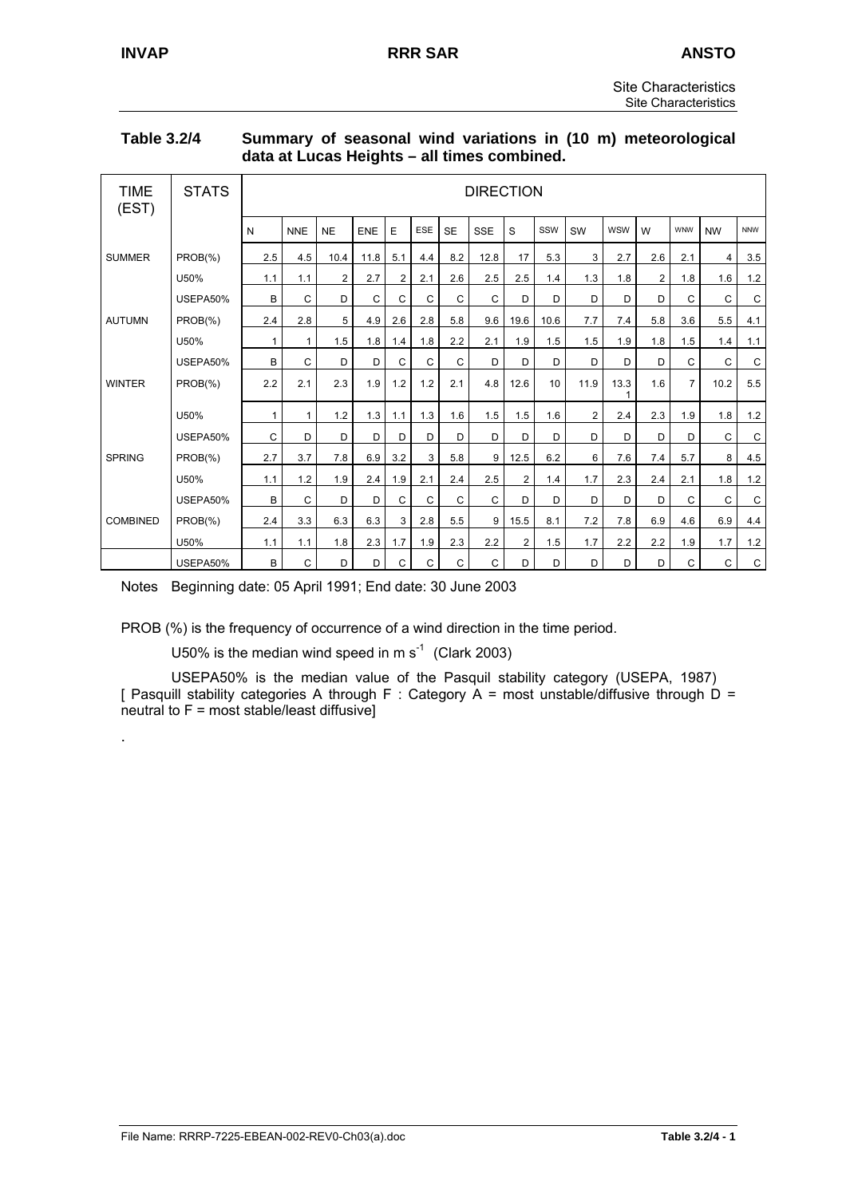**Table 3.2/4 Summary of seasonal wind variations in (10 m) meteorological data at Lucas Heights – all times combined.**

| TIME (EST) | STATS | DIRECTION | | | | | | | | | | | | | | | |
|---|---|---|---|---|---|---|---|---|---|---|---|---|---|---|---|---|---|
| | | N | NNE | NE | ENE | E | ESE | SE | SSE | S | SSW | SW | WSW | W | WNW | NW | NNW |
| SUMMER | PROB(%) | 2.5 | 4.5 | 10.4 | 11.8 | 5.1 | 4.4 | 8.2 | 12.8 | 17 | 5.3 | 3 | 2.7 | 2.6 | 2.1 | 4 | 3.5 |
| | U50% | 1.1 | 1.1 | 2 | 2.7 | 2 | 2.1 | 2.6 | 2.5 | 2.5 | 1.4 | 1.3 | 1.8 | 2 | 1.8 | 1.6 | 1.2 |
| | USEPA50% | B | C | D | C | C | C | C | C | D | D | D | D | D | C | C | C |
| AUTUMN | PROB(%) | 2.4 | 2.8 | 5 | 4.9 | 2.6 | 2.8 | 5.8 | 9.6 | 19.6 | 10.6 | 7.7 | 7.4 | 5.8 | 3.6 | 5.5 | 4.1 |
| | U50% | 1 | 1 | 1.5 | 1.8 | 1.4 | 1.8 | 2.2 | 2.1 | 1.9 | 1.5 | 1.5 | 1.9 | 1.8 | 1.5 | 1.4 | 1.1 |
| | USEPA50% | B | C | D | D | C | C | C | D | D | D | D | D | D | C | C | C |
| WINTER | PROB(%) | 2.2 | 2.1 | 2.3 | 1.9 | 1.2 | 1.2 | 2.1 | 4.8 | 12.6 | 10 | 11.9 | 13.31 | 1.6 | 7 | 10.2 | 5.5 |
| | U50% | 1 | 1 | 1.2 | 1.3 | 1.1 | 1.3 | 1.6 | 1.5 | 1.5 | 1.6 | 2 | 2.4 | 2.3 | 1.9 | 1.8 | 1.2 |
| | USEPA50% | C | D | D | D | D | D | D | D | D | D | D | D | D | D | C | C |
| SPRING | PROB(%) | 2.7 | 3.7 | 7.8 | 6.9 | 3.2 | 3 | 5.8 | 9 | 12.5 | 6.2 | 6 | 7.6 | 7.4 | 5.7 | 8 | 4.5 |
| | U50% | 1.1 | 1.2 | 1.9 | 2.4 | 1.9 | 2.1 | 2.4 | 2.5 | 2 | 1.4 | 1.7 | 2.3 | 2.4 | 2.1 | 1.8 | 1.2 |
| | USEPA50% | B | C | D | D | C | C | C | C | D | D | D | D | D | C | C | C |
| COMBINED | PROB(%) | 2.4 | 3.3 | 6.3 | 6.3 | 3 | 2.8 | 5.5 | 9 | 15.5 | 8.1 | 7.2 | 7.8 | 6.9 | 4.6 | 6.9 | 4.4 |
| | U50% | 1.1 | 1.1 | 1.8 | 2.3 | 1.7 | 1.9 | 2.3 | 2.2 | 2 | 1.5 | 1.7 | 2.2 | 2.2 | 1.9 | 1.7 | 1.2 |
| | USEPA50% | B | C | D | D | C | C | C | C | D | D | D | D | D | C | C | C |

Notes Beginning date: 05 April 1991; End date: 30 June 2003

PROB (%) is the frequency of occurrence of a wind direction in the time period.

U50% is the median wind speed in m $s^{-1}$ (Clark 2003)

USEPA50% is the median value of the Pasquil stability category (USEPA, 1987) [ Pasquill stability categories A through F : Category A = most unstable/diffusive through D = neutral to F = most stable/least diffusive]

.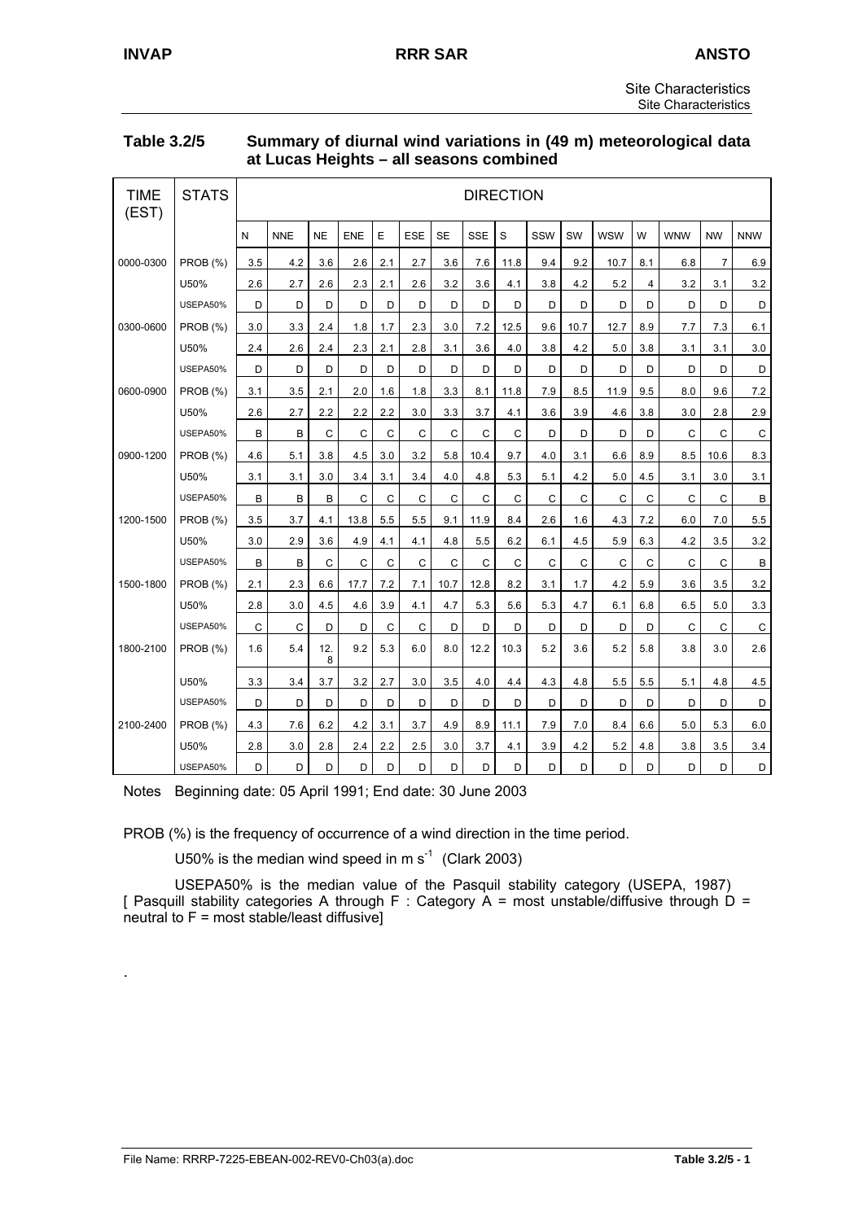**Table 3.2/5 Summary of diurnal wind variations in (49 m) meteorological data at Lucas Heights – all seasons combined**

| TIME (EST) | STATS | DIRECTION | | | | | | | | | | | | | | | |
|---|---|---|---|---|---|---|---|---|---|---|---|---|---|---|---|---|---|
| | | N | NNE | NE | ENE | E | ESE | SE | SSE | S | SSW | SW | WSW | W | WNW | NW | NNW |
| 0000-0300 | PROB (%) | 3.5 | 4.2 | 3.6 | 2.6 | 2.1 | 2.7 | 3.6 | 7.6 | 11.8 | 9.4 | 9.2 | 10.7 | 8.1 | 6.8 | 7 | 6.9 |
| | U50% | 2.6 | 2.7 | 2.6 | 2.3 | 2.1 | 2.6 | 3.2 | 3.6 | 4.1 | 3.8 | 4.2 | 5.2 | 4 | 3.2 | 3.1 | 3.2 |
| | USEPA50% | D | D | D | D | D | D | D | D | D | D | D | D | D | D | D | D |
| 0300-0600 | PROB (%) | 3.0 | 3.3 | 2.4 | 1.8 | 1.7 | 2.3 | 3.0 | 7.2 | 12.5 | 9.6 | 10.7 | 12.7 | 8.9 | 7.7 | 7.3 | 6.1 |
| | U50% | 2.4 | 2.6 | 2.4 | 2.3 | 2.1 | 2.8 | 3.1 | 3.6 | 4.0 | 3.8 | 4.2 | 5.0 | 3.8 | 3.1 | 3.1 | 3.0 |
| | USEPA50% | D | D | D | D | D | D | D | D | D | D | D | D | D | D | D | D |
| 0600-0900 | PROB (%) | 3.1 | 3.5 | 2.1 | 2.0 | 1.6 | 1.8 | 3.3 | 8.1 | 11.8 | 7.9 | 8.5 | 11.9 | 9.5 | 8.0 | 9.6 | 7.2 |
| | U50% | 2.6 | 2.7 | 2.2 | 2.2 | 2.2 | 3.0 | 3.3 | 3.7 | 4.1 | 3.6 | 3.9 | 4.6 | 3.8 | 3.0 | 2.8 | 2.9 |
| | USEPA50% | B | B | C | C | C | C | C | C | C | D | D | D | D | C | C | C |
| 0900-1200 | PROB (%) | 4.6 | 5.1 | 3.8 | 4.5 | 3.0 | 3.2 | 5.8 | 10.4 | 9.7 | 4.0 | 3.1 | 6.6 | 8.9 | 8.5 | 10.6 | 8.3 |
| | U50% | 3.1 | 3.1 | 3.0 | 3.4 | 3.1 | 3.4 | 4.0 | 4.8 | 5.3 | 5.1 | 4.2 | 5.0 | 4.5 | 3.1 | 3.0 | 3.1 |
| | USEPA50% | B | B | B | C | C | C | C | C | C | C | C | C | C | C | C | B |
| 1200-1500 | PROB (%) | 3.5 | 3.7 | 4.1 | 13.8 | 5.5 | 5.5 | 9.1 | 11.9 | 8.4 | 2.6 | 1.6 | 4.3 | 7.2 | 6.0 | 7.0 | 5.5 |
| | U50% | 3.0 | 2.9 | 3.6 | 4.9 | 4.1 | 4.1 | 4.8 | 5.5 | 6.2 | 6.1 | 4.5 | 5.9 | 6.3 | 4.2 | 3.5 | 3.2 |
| | USEPA50% | B | B | C | C | C | C | C | C | C | C | C | C | C | C | C | B |
| 1500-1800 | PROB (%) | 2.1 | 2.3 | 6.6 | 17.7 | 7.2 | 7.1 | 10.7 | 12.8 | 8.2 | 3.1 | 1.7 | 4.2 | 5.9 | 3.6 | 3.5 | 3.2 |
| | U50% | 2.8 | 3.0 | 4.5 | 4.6 | 3.9 | 4.1 | 4.7 | 5.3 | 5.6 | 5.3 | 4.7 | 6.1 | 6.8 | 6.5 | 5.0 | 3.3 |
| | USEPA50% | C | C | D | D | C | C | D | D | D | D | D | D | D | C | C | C |
| 1800-2100 | PROB (%) | 1.6 | 5.4 | 12.8 | 9.2 | 5.3 | 6.0 | 8.0 | 12.2 | 10.3 | 5.2 | 3.6 | 5.2 | 5.8 | 3.8 | 3.0 | 2.6 |
| | U50% | 3.3 | 3.4 | 3.7 | 3.2 | 2.7 | 3.0 | 3.5 | 4.0 | 4.4 | 4.3 | 4.8 | 5.5 | 5.5 | 5.1 | 4.8 | 4.5 |
| | USEPA50% | D | D | D | D | D | D | D | D | D | D | D | D | D | D | D | D |
| 2100-2400 | PROB (%) | 4.3 | 7.6 | 6.2 | 4.2 | 3.1 | 3.7 | 4.9 | 8.9 | 11.1 | 7.9 | 7.0 | 8.4 | 6.6 | 5.0 | 5.3 | 6.0 |
| | U50% | 2.8 | 3.0 | 2.8 | 2.4 | 2.2 | 2.5 | 3.0 | 3.7 | 4.1 | 3.9 | 4.2 | 5.2 | 4.8 | 3.8 | 3.5 | 3.4 |
| | USEPA50% | D | D | D | D | D | D | D | D | D | D | D | D | D | D | D | D |

Notes Beginning date: 05 April 1991; End date: 30 June 2003

PROB (%) is the frequency of occurrence of a wind direction in the time period.

U50% is the median wind speed in m $s^{-1}$ (Clark 2003)

USEPA50% is the median value of the Pasquil stability category (USEPA, 1987) [ Pasquill stability categories A through F : Category A = most unstable/diffusive through D = neutral to F = most stable/least diffusive]

.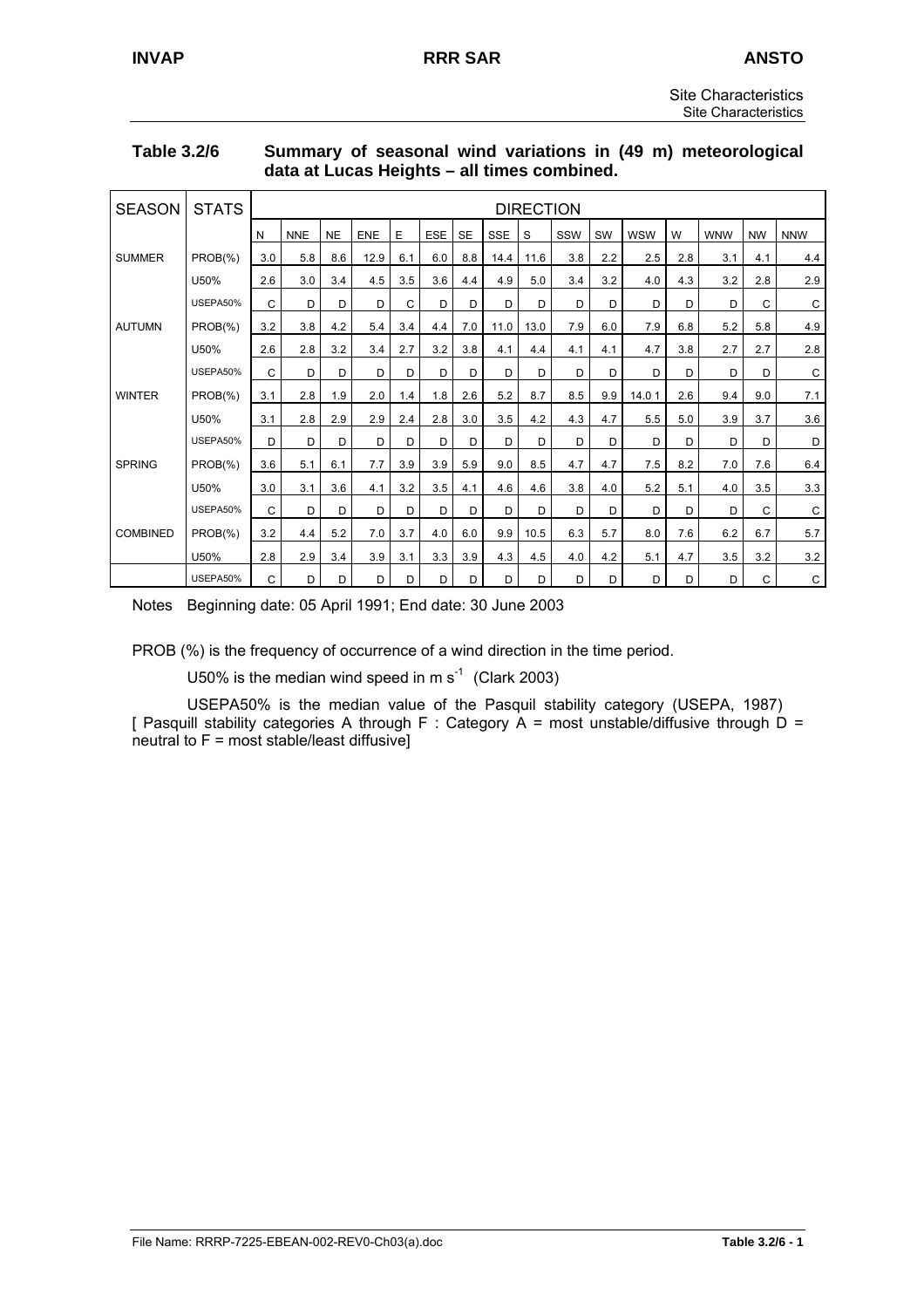**Table 3.2/6 Summary of seasonal wind variations in (49 m) meteorological data at Lucas Heights – all times combined.**

| SEASON | STATS | DIRECTION | | | | | | | | | | | | | | | |
|---|---|---|---|---|---|---|---|---|---|---|---|---|---|---|---|---|---|
| | | N | NNE | NE | ENE | E | ESE | SE | SSE | S | SSW | SW | WSW | W | WNW | NW | NNW |
| SUMMER | PROB(%) | 3.0 | 5.8 | 8.6 | 12.9 | 6.1 | 6.0 | 8.8 | 14.4 | 11.6 | 3.8 | 2.2 | 2.5 | 2.8 | 3.1 | 4.1 | 4.4 |
| | U50% | 2.6 | 3.0 | 3.4 | 4.5 | 3.5 | 3.6 | 4.4 | 4.9 | 5.0 | 3.4 | 3.2 | 4.0 | 4.3 | 3.2 | 2.8 | 2.9 |
| | USEPA50% | C | D | D | D | C | D | D | D | D | D | D | D | D | D | C | C |
| AUTUMN | PROB(%) | 3.2 | 3.8 | 4.2 | 5.4 | 3.4 | 4.4 | 7.0 | 11.0 | 13.0 | 7.9 | 6.0 | 7.9 | 6.8 | 5.2 | 5.8 | 4.9 |
| | U50% | 2.6 | 2.8 | 3.2 | 3.4 | 2.7 | 3.2 | 3.8 | 4.1 | 4.4 | 4.1 | 4.1 | 4.7 | 3.8 | 2.7 | 2.7 | 2.8 |
| | USEPA50% | C | D | D | D | D | D | D | D | D | D | D | D | D | D | D | C |
| WINTER | PROB(%) | 3.1 | 2.8 | 1.9 | 2.0 | 1.4 | 1.8 | 2.6 | 5.2 | 8.7 | 8.5 | 9.9 | 14.0 1 | 2.6 | 9.4 | 9.0 | 7.1 |
| | U50% | 3.1 | 2.8 | 2.9 | 2.9 | 2.4 | 2.8 | 3.0 | 3.5 | 4.2 | 4.3 | 4.7 | 5.5 | 5.0 | 3.9 | 3.7 | 3.6 |
| | USEPA50% | D | D | D | D | D | D | D | D | D | D | D | D | D | D | D | D |
| SPRING | PROB(%) | 3.6 | 5.1 | 6.1 | 7.7 | 3.9 | 3.9 | 5.9 | 9.0 | 8.5 | 4.7 | 4.7 | 7.5 | 8.2 | 7.0 | 7.6 | 6.4 |
| | U50% | 3.0 | 3.1 | 3.6 | 4.1 | 3.2 | 3.5 | 4.1 | 4.6 | 4.6 | 3.8 | 4.0 | 5.2 | 5.1 | 4.0 | 3.5 | 3.3 |
| | USEPA50% | C | D | D | D | D | D | D | D | D | D | D | D | D | D | C | C |
| COMBINED | PROB(%) | 3.2 | 4.4 | 5.2 | 7.0 | 3.7 | 4.0 | 6.0 | 9.9 | 10.5 | 6.3 | 5.7 | 8.0 | 7.6 | 6.2 | 6.7 | 5.7 |
| | U50% | 2.8 | 2.9 | 3.4 | 3.9 | 3.1 | 3.3 | 3.9 | 4.3 | 4.5 | 4.0 | 4.2 | 5.1 | 4.7 | 3.5 | 3.2 | 3.2 |
| | USEPA50% | C | D | D | D | D | D | D | D | D | D | D | D | D | D | C | C |

Notes Beginning date: 05 April 1991; End date: 30 June 2003

PROB (%) is the frequency of occurrence of a wind direction in the time period.

U50% is the median wind speed in m $s^{-1}$ (Clark 2003)

USEPA50% is the median value of the Pasquil stability category (USEPA, 1987) [ Pasquill stability categories A through F : Category A = most unstable/diffusive through D = neutral to F = most stable/least diffusive]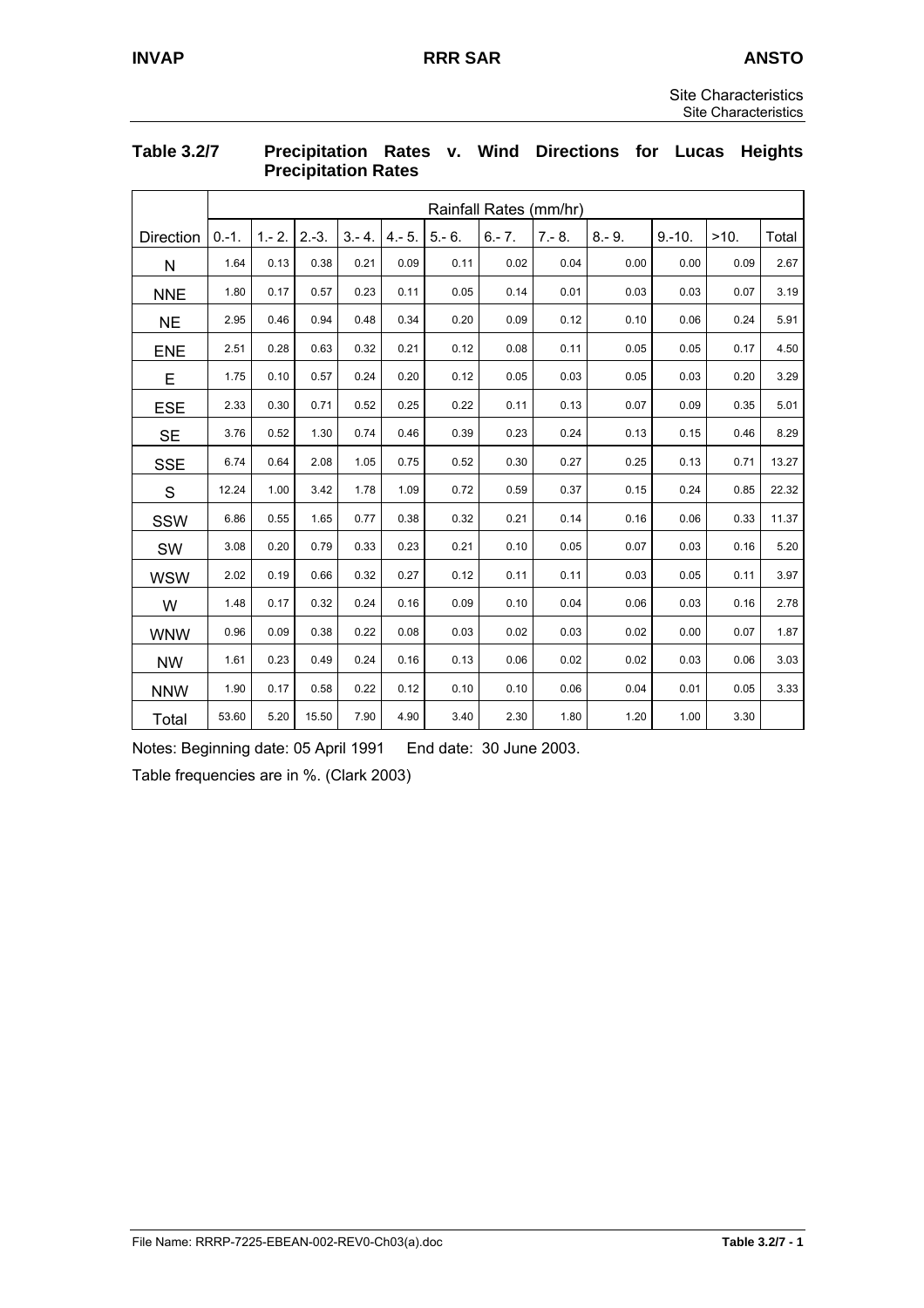**Table 3.2/7 Precipitation Rates v. Wind Directions for Lucas Heights Precipitation Rates**

| | Rainfall Rates (mm/hr) | | | | | | | | | | | |
|---|---|---|---|---|---|---|---|---|---|---|---|---|
| Direction | 0.-1. | 1.- 2. | 2.-3. | 3.- 4. | 4.- 5. | 5.- 6. | 6.- 7. | 7.- 8. | 8.- 9. | 9.-10. | >10. | Total |
| N | 1.64 | 0.13 | 0.38 | 0.21 | 0.09 | 0.11 | 0.02 | 0.04 | 0.00 | 0.00 | 0.09 | 2.67 |
| NNE | 1.80 | 0.17 | 0.57 | 0.23 | 0.11 | 0.05 | 0.14 | 0.01 | 0.03 | 0.03 | 0.07 | 3.19 |
| NE | 2.95 | 0.46 | 0.94 | 0.48 | 0.34 | 0.20 | 0.09 | 0.12 | 0.10 | 0.06 | 0.24 | 5.91 |
| ENE | 2.51 | 0.28 | 0.63 | 0.32 | 0.21 | 0.12 | 0.08 | 0.11 | 0.05 | 0.05 | 0.17 | 4.50 |
| E | 1.75 | 0.10 | 0.57 | 0.24 | 0.20 | 0.12 | 0.05 | 0.03 | 0.05 | 0.03 | 0.20 | 3.29 |
| ESE | 2.33 | 0.30 | 0.71 | 0.52 | 0.25 | 0.22 | 0.11 | 0.13 | 0.07 | 0.09 | 0.35 | 5.01 |
| SE | 3.76 | 0.52 | 1.30 | 0.74 | 0.46 | 0.39 | 0.23 | 0.24 | 0.13 | 0.15 | 0.46 | 8.29 |
| SSE | 6.74 | 0.64 | 2.08 | 1.05 | 0.75 | 0.52 | 0.30 | 0.27 | 0.25 | 0.13 | 0.71 | 13.27 |
| S | 12.24 | 1.00 | 3.42 | 1.78 | 1.09 | 0.72 | 0.59 | 0.37 | 0.15 | 0.24 | 0.85 | 22.32 |
| SSW | 6.86 | 0.55 | 1.65 | 0.77 | 0.38 | 0.32 | 0.21 | 0.14 | 0.16 | 0.06 | 0.33 | 11.37 |
| SW | 3.08 | 0.20 | 0.79 | 0.33 | 0.23 | 0.21 | 0.10 | 0.05 | 0.07 | 0.03 | 0.16 | 5.20 |
| WSW | 2.02 | 0.19 | 0.66 | 0.32 | 0.27 | 0.12 | 0.11 | 0.11 | 0.03 | 0.05 | 0.11 | 3.97 |
| W | 1.48 | 0.17 | 0.32 | 0.24 | 0.16 | 0.09 | 0.10 | 0.04 | 0.06 | 0.03 | 0.16 | 2.78 |
| WNW | 0.96 | 0.09 | 0.38 | 0.22 | 0.08 | 0.03 | 0.02 | 0.03 | 0.02 | 0.00 | 0.07 | 1.87 |
| NW | 1.61 | 0.23 | 0.49 | 0.24 | 0.16 | 0.13 | 0.06 | 0.02 | 0.02 | 0.03 | 0.06 | 3.03 |
| NNW | 1.90 | 0.17 | 0.58 | 0.22 | 0.12 | 0.10 | 0.10 | 0.06 | 0.04 | 0.01 | 0.05 | 3.33 |
| Total | 53.60 | 5.20 | 15.50 | 7.90 | 4.90 | 3.40 | 2.30 | 1.80 | 1.20 | 1.00 | 3.30 | |

Notes: Beginning date: 05 April 1991 End date: 30 June 2003.

Table frequencies are in %. (Clark 2003)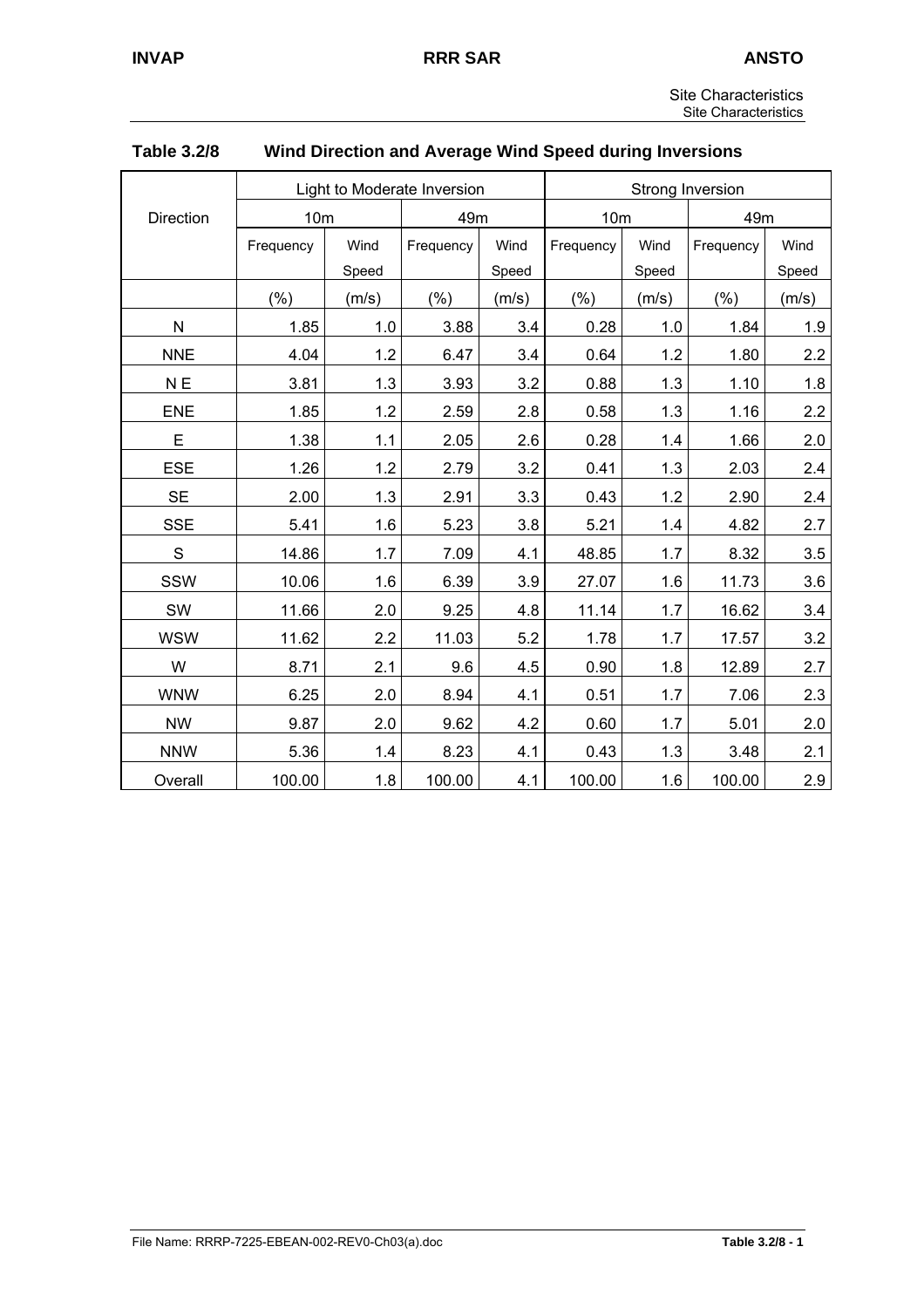## Table 3.2/8 Wind Direction and Average Wind Speed during Inversions

| Direction | Light to Moderate Inversion | | | | Strong Inversion | | | |
|---|---|---|---|---|---|---|---|---|
| | 10m | | 49m | | 10m | | 49m | |
| | Frequency | Wind Speed | Frequency | Wind Speed | Frequency | Wind Speed | Frequency | Wind Speed |
| | (%) | (m/s) | (%) | (m/s) | (%) | (m/s) | (%) | (m/s) |
| N | 1.85 | 1.0 | 3.88 | 3.4 | 0.28 | 1.0 | 1.84 | 1.9 |
| NNE | 4.04 | 1.2 | 6.47 | 3.4 | 0.64 | 1.2 | 1.80 | 2.2 |
| N E | 3.81 | 1.3 | 3.93 | 3.2 | 0.88 | 1.3 | 1.10 | 1.8 |
| ENE | 1.85 | 1.2 | 2.59 | 2.8 | 0.58 | 1.3 | 1.16 | 2.2 |
| E | 1.38 | 1.1 | 2.05 | 2.6 | 0.28 | 1.4 | 1.66 | 2.0 |
| ESE | 1.26 | 1.2 | 2.79 | 3.2 | 0.41 | 1.3 | 2.03 | 2.4 |
| SE | 2.00 | 1.3 | 2.91 | 3.3 | 0.43 | 1.2 | 2.90 | 2.4 |
| SSE | 5.41 | 1.6 | 5.23 | 3.8 | 5.21 | 1.4 | 4.82 | 2.7 |
| S | 14.86 | 1.7 | 7.09 | 4.1 | 48.85 | 1.7 | 8.32 | 3.5 |
| SSW | 10.06 | 1.6 | 6.39 | 3.9 | 27.07 | 1.6 | 11.73 | 3.6 |
| SW | 11.66 | 2.0 | 9.25 | 4.8 | 11.14 | 1.7 | 16.62 | 3.4 |
| WSW | 11.62 | 2.2 | 11.03 | 5.2 | 1.78 | 1.7 | 17.57 | 3.2 |
| W | 8.71 | 2.1 | 9.6 | 4.5 | 0.90 | 1.8 | 12.89 | 2.7 |
| WNW | 6.25 | 2.0 | 8.94 | 4.1 | 0.51 | 1.7 | 7.06 | 2.3 |
| NW | 9.87 | 2.0 | 9.62 | 4.2 | 0.60 | 1.7 | 5.01 | 2.0 |
| NNW | 5.36 | 1.4 | 8.23 | 4.1 | 0.43 | 1.3 | 3.48 | 2.1 |
| Overall | 100.00 | 1.8 | 100.00 | 4.1 | 100.00 | 1.6 | 100.00 | 2.9 |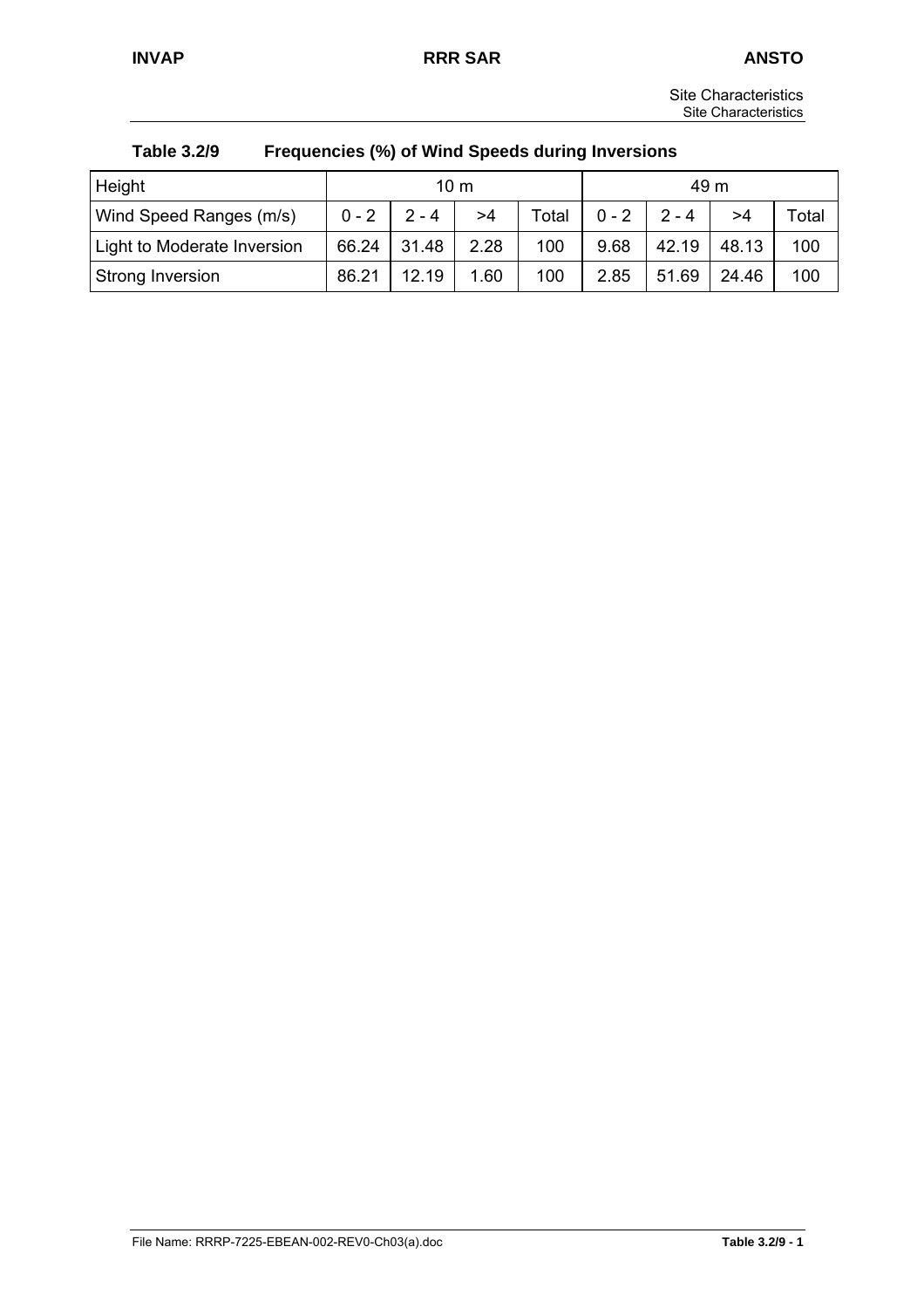**Table 3.2/9 Frequencies (%) of Wind Speeds during Inversions**

| Height | 10 m | | | | 49 m | | | |
|---|---|---|---|---|---|---|---|---|
| Wind Speed Ranges (m/s) | 0 - 2 | 2 - 4 | >4 | Total | 0 - 2 | 2 - 4 | >4 | Total |
| Light to Moderate Inversion | 66.24 | 31.48 | 2.28 | 100 | 9.68 | 42.19 | 48.13 | 100 |
| Strong Inversion | 86.21 | 12.19 | 1.60 | 100 | 2.85 | 51.69 | 24.46 | 100 |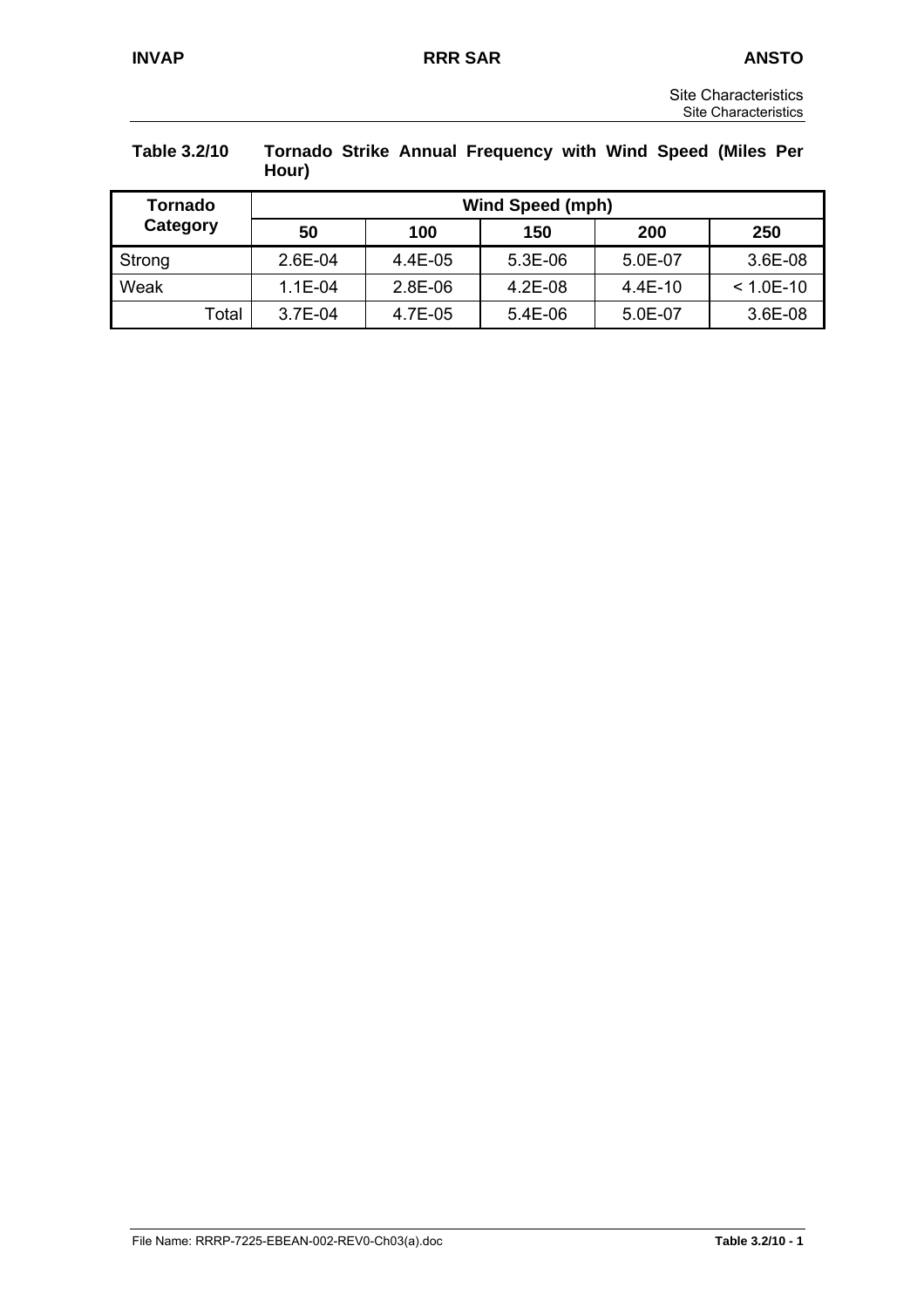**Table 3.2/10 Tornado Strike Annual Frequency with Wind Speed (Miles Per Hour)**

| Tornado Category | Wind Speed (mph) | | | | |
|---|---|---|---|---|---|
| | 50 | 100 | 150 | 200 | 250 |
| Strong | 2.6E-04 | 4.4E-05 | 5.3E-06 | 5.0E-07 | 3.6E-08 |
| Weak | 1.1E-04 | 2.8E-06 | 4.2E-08 | 4.4E-10 | < 1.0E-10 |
| Total | 3.7E-04 | 4.7E-05 | 5.4E-06 | 5.0E-07 | 3.6E-08 |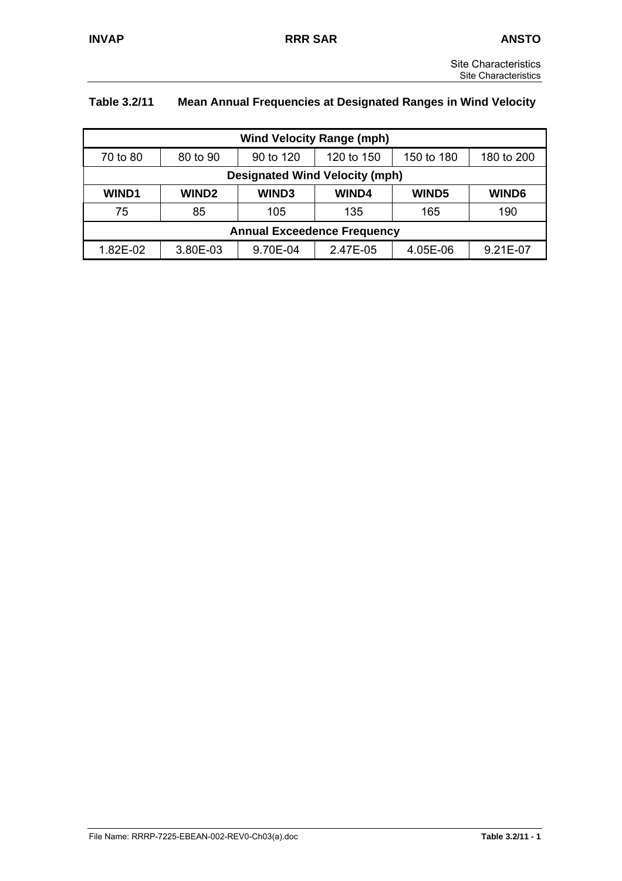**Table 3.2/11 Mean Annual Frequencies at Designated Ranges in Wind Velocity**

| Wind Velocity Range (mph) | | | | | |
|---|---|---|---|---|---|
| 70 to 80 | 80 to 90 | 90 to 120 | 120 to 150 | 150 to 180 | 180 to 200 |
| **Designated Wind Velocity (mph)** | | | | | |
| **WIND1** | **WIND2** | **WIND3** | **WIND4** | **WIND5** | **WIND6** |
| 75 | 85 | 105 | 135 | 165 | 190 |
| **Annual Exceedence Frequency** | | | | | |
| 1.82E-02 | 3.80E-03 | 9.70E-04 | 2.47E-05 | 4.05E-06 | 9.21E-07 |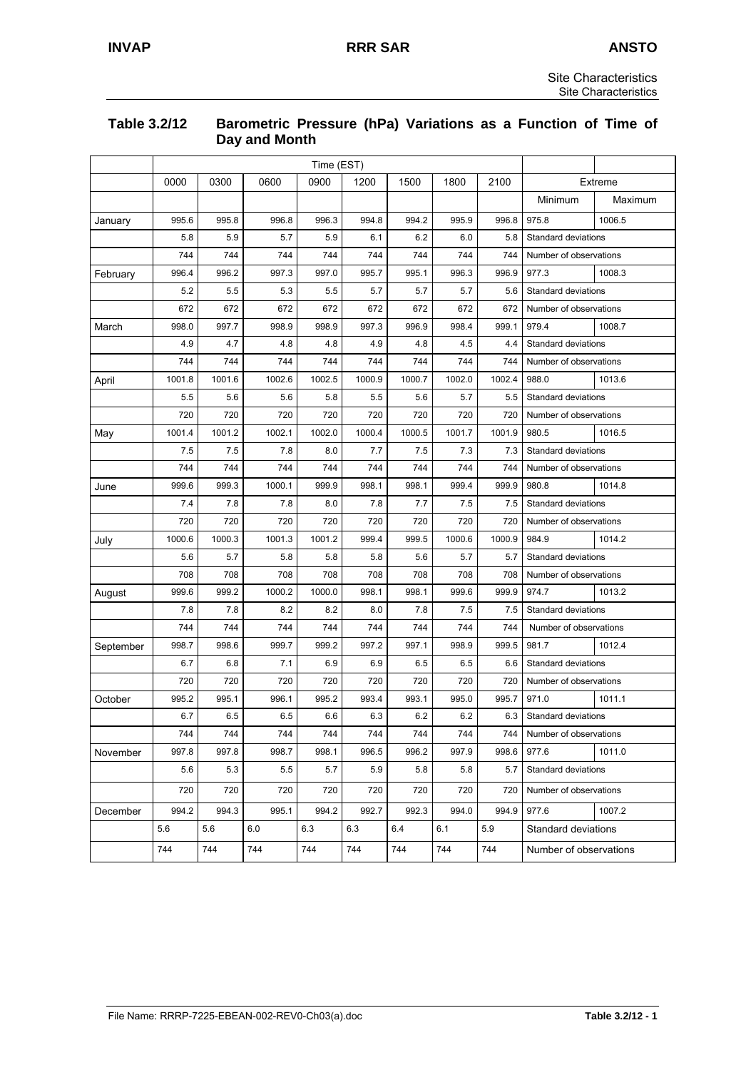## Table 3.2/12 Barometric Pressure (hPa) Variations as a Function of Time of Day and Month

| | Time (EST) | | | | | | | | | |
|---|---|---|---|---|---|---|---|---|---|---|
| | 0000 | 0300 | 0600 | 0900 | 1200 | 1500 | 1800 | 2100 | Extreme | |
| | | | | | | | | | Minimum | Maximum |
| January | 995.6 | 995.8 | 996.8 | 996.3 | 994.8 | 994.2 | 995.9 | 996.8 | 975.8 | 1006.5 |
| | 5.8 | 5.9 | 5.7 | 5.9 | 6.1 | 6.2 | 6.0 | 5.8 | Standard deviations | |
| | 744 | 744 | 744 | 744 | 744 | 744 | 744 | 744 | Number of observations | |
| February | 996.4 | 996.2 | 997.3 | 997.0 | 995.7 | 995.1 | 996.3 | 996.9 | 977.3 | 1008.3 |
| | 5.2 | 5.5 | 5.3 | 5.5 | 5.7 | 5.7 | 5.7 | 5.6 | Standard deviations | |
| | 672 | 672 | 672 | 672 | 672 | 672 | 672 | 672 | Number of observations | |
| March | 998.0 | 997.7 | 998.9 | 998.9 | 997.3 | 996.9 | 998.4 | 999.1 | 979.4 | 1008.7 |
| | 4.9 | 4.7 | 4.8 | 4.8 | 4.9 | 4.8 | 4.5 | 4.4 | Standard deviations | |
| | 744 | 744 | 744 | 744 | 744 | 744 | 744 | 744 | Number of observations | |
| April | 1001.8 | 1001.6 | 1002.6 | 1002.5 | 1000.9 | 1000.7 | 1002.0 | 1002.4 | 988.0 | 1013.6 |
| | 5.5 | 5.6 | 5.6 | 5.8 | 5.5 | 5.6 | 5.7 | 5.5 | Standard deviations | |
| | 720 | 720 | 720 | 720 | 720 | 720 | 720 | 720 | Number of observations | |
| May | 1001.4 | 1001.2 | 1002.1 | 1002.0 | 1000.4 | 1000.5 | 1001.7 | 1001.9 | 980.5 | 1016.5 |
| | 7.5 | 7.5 | 7.8 | 8.0 | 7.7 | 7.5 | 7.3 | 7.3 | Standard deviations | |
| | 744 | 744 | 744 | 744 | 744 | 744 | 744 | 744 | Number of observations | |
| June | 999.6 | 999.3 | 1000.1 | 999.9 | 998.1 | 998.1 | 999.4 | 999.9 | 980.8 | 1014.8 |
| | 7.4 | 7.8 | 7.8 | 8.0 | 7.8 | 7.7 | 7.5 | 7.5 | Standard deviations | |
| | 720 | 720 | 720 | 720 | 720 | 720 | 720 | 720 | Number of observations | |
| July | 1000.6 | 1000.3 | 1001.3 | 1001.2 | 999.4 | 999.5 | 1000.6 | 1000.9 | 984.9 | 1014.2 |
| | 5.6 | 5.7 | 5.8 | 5.8 | 5.8 | 5.6 | 5.7 | 5.7 | Standard deviations | |
| | 708 | 708 | 708 | 708 | 708 | 708 | 708 | 708 | Number of observations | |
| August | 999.6 | 999.2 | 1000.2 | 1000.0 | 998.1 | 998.1 | 999.6 | 999.9 | 974.7 | 1013.2 |
| | 7.8 | 7.8 | 8.2 | 8.2 | 8.0 | 7.8 | 7.5 | 7.5 | Standard deviations | |
| | 744 | 744 | 744 | 744 | 744 | 744 | 744 | 744 | Number of observations | |
| September | 998.7 | 998.6 | 999.7 | 999.2 | 997.2 | 997.1 | 998.9 | 999.5 | 981.7 | 1012.4 |
| | 6.7 | 6.8 | 7.1 | 6.9 | 6.9 | 6.5 | 6.5 | 6.6 | Standard deviations | |
| | 720 | 720 | 720 | 720 | 720 | 720 | 720 | 720 | Number of observations | |
| October | 995.2 | 995.1 | 996.1 | 995.2 | 993.4 | 993.1 | 995.0 | 995.7 | 971.0 | 1011.1 |
| | 6.7 | 6.5 | 6.5 | 6.6 | 6.3 | 6.2 | 6.2 | 6.3 | Standard deviations | |
| | 744 | 744 | 744 | 744 | 744 | 744 | 744 | 744 | Number of observations | |
| November | 997.8 | 997.8 | 998.7 | 998.1 | 996.5 | 996.2 | 997.9 | 998.6 | 977.6 | 1011.0 |
| | 5.6 | 5.3 | 5.5 | 5.7 | 5.9 | 5.8 | 5.8 | 5.7 | Standard deviations | |
| | 720 | 720 | 720 | 720 | 720 | 720 | 720 | 720 | Number of observations | |
| December | 994.2 | 994.3 | 995.1 | 994.2 | 992.7 | 992.3 | 994.0 | 994.9 | 977.6 | 1007.2 |
| | 5.6 | 5.6 | 6.0 | 6.3 | 6.3 | 6.4 | 6.1 | 5.9 | Standard deviations | |
| | 744 | 744 | 744 | 744 | 744 | 744 | 744 | 744 | Number of observations | |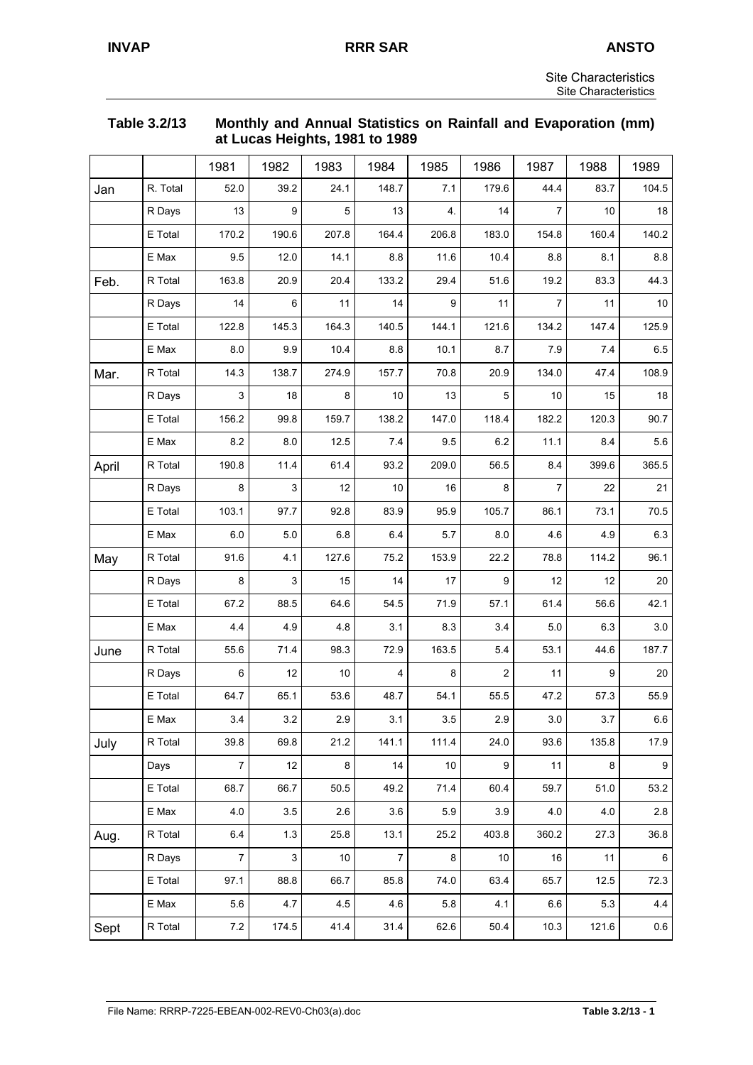**Table 3.2/13 Monthly and Annual Statistics on Rainfall and Evaporation (mm) at Lucas Heights, 1981 to 1989**

| | | 1981 | 1982 | 1983 | 1984 | 1985 | 1986 | 1987 | 1988 | 1989 |
|---|---|---|---|---|---|---|---|---|---|---|
| Jan | R. Total | 52.0 | 39.2 | 24.1 | 148.7 | 7.1 | 179.6 | 44.4 | 83.7 | 104.5 |
| | R Days | 13 | 9 | 5 | 13 | 4. | 14 | 7 | 10 | 18 |
| | E Total | 170.2 | 190.6 | 207.8 | 164.4 | 206.8 | 183.0 | 154.8 | 160.4 | 140.2 |
| | E Max | 9.5 | 12.0 | 14.1 | 8.8 | 11.6 | 10.4 | 8.8 | 8.1 | 8.8 |
| Feb. | R Total | 163.8 | 20.9 | 20.4 | 133.2 | 29.4 | 51.6 | 19.2 | 83.3 | 44.3 |
| | R Days | 14 | 6 | 11 | 14 | 9 | 11 | 7 | 11 | 10 |
| | E Total | 122.8 | 145.3 | 164.3 | 140.5 | 144.1 | 121.6 | 134.2 | 147.4 | 125.9 |
| | E Max | 8.0 | 9.9 | 10.4 | 8.8 | 10.1 | 8.7 | 7.9 | 7.4 | 6.5 |
| Mar. | R Total | 14.3 | 138.7 | 274.9 | 157.7 | 70.8 | 20.9 | 134.0 | 47.4 | 108.9 |
| | R Days | 3 | 18 | 8 | 10 | 13 | 5 | 10 | 15 | 18 |
| | E Total | 156.2 | 99.8 | 159.7 | 138.2 | 147.0 | 118.4 | 182.2 | 120.3 | 90.7 |
| | E Max | 8.2 | 8.0 | 12.5 | 7.4 | 9.5 | 6.2 | 11.1 | 8.4 | 5.6 |
| April | R Total | 190.8 | 11.4 | 61.4 | 93.2 | 209.0 | 56.5 | 8.4 | 399.6 | 365.5 |
| | R Days | 8 | 3 | 12 | 10 | 16 | 8 | 7 | 22 | 21 |
| | E Total | 103.1 | 97.7 | 92.8 | 83.9 | 95.9 | 105.7 | 86.1 | 73.1 | 70.5 |
| | E Max | 6.0 | 5.0 | 6.8 | 6.4 | 5.7 | 8.0 | 4.6 | 4.9 | 6.3 |
| May | R Total | 91.6 | 4.1 | 127.6 | 75.2 | 153.9 | 22.2 | 78.8 | 114.2 | 96.1 |
| | R Days | 8 | 3 | 15 | 14 | 17 | 9 | 12 | 12 | 20 |
| | E Total | 67.2 | 88.5 | 64.6 | 54.5 | 71.9 | 57.1 | 61.4 | 56.6 | 42.1 |
| | E Max | 4.4 | 4.9 | 4.8 | 3.1 | 8.3 | 3.4 | 5.0 | 6.3 | 3.0 |
| June | R Total | 55.6 | 71.4 | 98.3 | 72.9 | 163.5 | 5.4 | 53.1 | 44.6 | 187.7 |
| | R Days | 6 | 12 | 10 | 4 | 8 | 2 | 11 | 9 | 20 |
| | E Total | 64.7 | 65.1 | 53.6 | 48.7 | 54.1 | 55.5 | 47.2 | 57.3 | 55.9 |
| | E Max | 3.4 | 3.2 | 2.9 | 3.1 | 3.5 | 2.9 | 3.0 | 3.7 | 6.6 |
| July | R Total | 39.8 | 69.8 | 21.2 | 141.1 | 111.4 | 24.0 | 93.6 | 135.8 | 17.9 |
| | Days | 7 | 12 | 8 | 14 | 10 | 9 | 11 | 8 | 9 |
| | E Total | 68.7 | 66.7 | 50.5 | 49.2 | 71.4 | 60.4 | 59.7 | 51.0 | 53.2 |
| | E Max | 4.0 | 3.5 | 2.6 | 3.6 | 5.9 | 3.9 | 4.0 | 4.0 | 2.8 |
| Aug. | R Total | 6.4 | 1.3 | 25.8 | 13.1 | 25.2 | 403.8 | 360.2 | 27.3 | 36.8 |
| | R Days | 7 | 3 | 10 | 7 | 8 | 10 | 16 | 11 | 6 |
| | E Total | 97.1 | 88.8 | 66.7 | 85.8 | 74.0 | 63.4 | 65.7 | 12.5 | 72.3 |
| | E Max | 5.6 | 4.7 | 4.5 | 4.6 | 5.8 | 4.1 | 6.6 | 5.3 | 4.4 |
| Sept | R Total | 7.2 | 174.5 | 41.4 | 31.4 | 62.6 | 50.4 | 10.3 | 121.6 | 0.6 |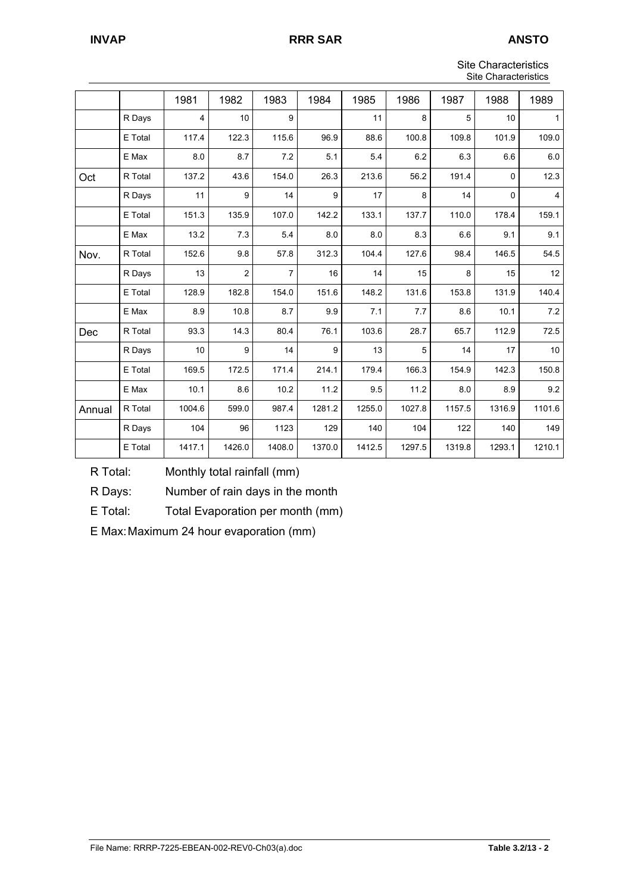|  |  | 1981 | 1982 | 1983 | 1984 | 1985 | 1986 | 1987 | 1988 | 1989 |
|---|---|---|---|---|---|---|---|---|---|---|
|  | R Days | 4 | 10 | 9 |  | 11 | 8 | 5 | 10 | 1 |
|  | E Total | 117.4 | 122.3 | 115.6 | 96.9 | 88.6 | 100.8 | 109.8 | 101.9 | 109.0 |
|  | E Max | 8.0 | 8.7 | 7.2 | 5.1 | 5.4 | 6.2 | 6.3 | 6.6 | 6.0 |
| Oct | R Total | 137.2 | 43.6 | 154.0 | 26.3 | 213.6 | 56.2 | 191.4 | 0 | 12.3 |
|  | R Days | 11 | 9 | 14 | 9 | 17 | 8 | 14 | 0 | 4 |
|  | E Total | 151.3 | 135.9 | 107.0 | 142.2 | 133.1 | 137.7 | 110.0 | 178.4 | 159.1 |
|  | E Max | 13.2 | 7.3 | 5.4 | 8.0 | 8.0 | 8.3 | 6.6 | 9.1 | 9.1 |
| Nov. | R Total | 152.6 | 9.8 | 57.8 | 312.3 | 104.4 | 127.6 | 98.4 | 146.5 | 54.5 |
|  | R Days | 13 | 2 | 7 | 16 | 14 | 15 | 8 | 15 | 12 |
|  | E Total | 128.9 | 182.8 | 154.0 | 151.6 | 148.2 | 131.6 | 153.8 | 131.9 | 140.4 |
|  | E Max | 8.9 | 10.8 | 8.7 | 9.9 | 7.1 | 7.7 | 8.6 | 10.1 | 7.2 |
| Dec | R Total | 93.3 | 14.3 | 80.4 | 76.1 | 103.6 | 28.7 | 65.7 | 112.9 | 72.5 |
|  | R Days | 10 | 9 | 14 | 9 | 13 | 5 | 14 | 17 | 10 |
|  | E Total | 169.5 | 172.5 | 171.4 | 214.1 | 179.4 | 166.3 | 154.9 | 142.3 | 150.8 |
|  | E Max | 10.1 | 8.6 | 10.2 | 11.2 | 9.5 | 11.2 | 8.0 | 8.9 | 9.2 |
| Annual | R Total | 1004.6 | 599.0 | 987.4 | 1281.2 | 1255.0 | 1027.8 | 1157.5 | 1316.9 | 1101.6 |
|  | R Days | 104 | 96 | 1123 | 129 | 140 | 104 | 122 | 140 | 149 |
|  | E Total | 1417.1 | 1426.0 | 1408.0 | 1370.0 | 1412.5 | 1297.5 | 1319.8 | 1293.1 | 1210.1 |

R Total: Monthly total rainfall (mm)

R Days: Number of rain days in the month

E Total: Total Evaporation per month (mm)

E Max: Maximum 24 hour evaporation (mm)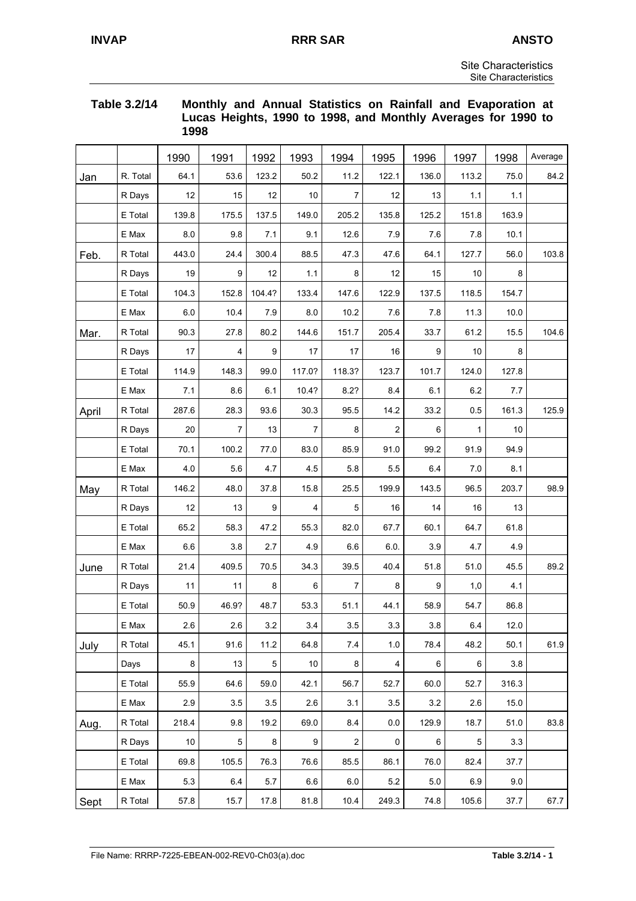**Table 3.2/14 Monthly and Annual Statistics on Rainfall and Evaporation at Lucas Heights, 1990 to 1998, and Monthly Averages for 1990 to 1998**

| | | 1990 | 1991 | 1992 | 1993 | 1994 | 1995 | 1996 | 1997 | 1998 | Average |
|---|---|---|---|---|---|---|---|---|---|---|---|
| Jan | R. Total | 64.1 | 53.6 | 123.2 | 50.2 | 11.2 | 122.1 | 136.0 | 113.2 | 75.0 | 84.2 |
| | R Days | 12 | 15 | 12 | 10 | 7 | 12 | 13 | 1.1 | 1.1 | |
| | E Total | 139.8 | 175.5 | 137.5 | 149.0 | 205.2 | 135.8 | 125.2 | 151.8 | 163.9 | |
| | E Max | 8.0 | 9.8 | 7.1 | 9.1 | 12.6 | 7.9 | 7.6 | 7.8 | 10.1 | |
| Feb. | R Total | 443.0 | 24.4 | 300.4 | 88.5 | 47.3 | 47.6 | 64.1 | 127.7 | 56.0 | 103.8 |
| | R Days | 19 | 9 | 12 | 1.1 | 8 | 12 | 15 | 10 | 8 | |
| | E Total | 104.3 | 152.8 | 104.4? | 133.4 | 147.6 | 122.9 | 137.5 | 118.5 | 154.7 | |
| | E Max | 6.0 | 10.4 | 7.9 | 8.0 | 10.2 | 7.6 | 7.8 | 11.3 | 10.0 | |
| Mar. | R Total | 90.3 | 27.8 | 80.2 | 144.6 | 151.7 | 205.4 | 33.7 | 61.2 | 15.5 | 104.6 |
| | R Days | 17 | 4 | 9 | 17 | 17 | 16 | 9 | 10 | 8 | |
| | E Total | 114.9 | 148.3 | 99.0 | 117.0? | 118.3? | 123.7 | 101.7 | 124.0 | 127.8 | |
| | E Max | 7.1 | 8.6 | 6.1 | 10.4? | 8.2? | 8.4 | 6.1 | 6.2 | 7.7 | |
| April | R Total | 287.6 | 28.3 | 93.6 | 30.3 | 95.5 | 14.2 | 33.2 | 0.5 | 161.3 | 125.9 |
| | R Days | 20 | 7 | 13 | 7 | 8 | 2 | 6 | 1 | 10 | |
| | E Total | 70.1 | 100.2 | 77.0 | 83.0 | 85.9 | 91.0 | 99.2 | 91.9 | 94.9 | |
| | E Max | 4.0 | 5.6 | 4.7 | 4.5 | 5.8 | 5.5 | 6.4 | 7.0 | 8.1 | |
| May | R Total | 146.2 | 48.0 | 37.8 | 15.8 | 25.5 | 199.9 | 143.5 | 96.5 | 203.7 | 98.9 |
| | R Days | 12 | 13 | 9 | 4 | 5 | 16 | 14 | 16 | 13 | |
| | E Total | 65.2 | 58.3 | 47.2 | 55.3 | 82.0 | 67.7 | 60.1 | 64.7 | 61.8 | |
| | E Max | 6.6 | 3.8 | 2.7 | 4.9 | 6.6 | 6.0. | 3.9 | 4.7 | 4.9 | |
| June | R Total | 21.4 | 409.5 | 70.5 | 34.3 | 39.5 | 40.4 | 51.8 | 51.0 | 45.5 | 89.2 |
| | R Days | 11 | 11 | 8 | 6 | 7 | 8 | 9 | 1,0 | 4.1 | |
| | E Total | 50.9 | 46.9? | 48.7 | 53.3 | 51.1 | 44.1 | 58.9 | 54.7 | 86.8 | |
| | E Max | 2.6 | 2.6 | 3.2 | 3.4 | 3.5 | 3.3 | 3.8 | 6.4 | 12.0 | |
| July | R Total | 45.1 | 91.6 | 11.2 | 64.8 | 7.4 | 1.0 | 78.4 | 48.2 | 50.1 | 61.9 |
| | Days | 8 | 13 | 5 | 10 | 8 | 4 | 6 | 6 | 3.8 | |
| | E Total | 55.9 | 64.6 | 59.0 | 42.1 | 56.7 | 52.7 | 60.0 | 52.7 | 316.3 | |
| | E Max | 2.9 | 3.5 | 3.5 | 2.6 | 3.1 | 3.5 | 3.2 | 2.6 | 15.0 | |
| Aug. | R Total | 218.4 | 9.8 | 19.2 | 69.0 | 8.4 | 0.0 | 129.9 | 18.7 | 51.0 | 83.8 |
| | R Days | 10 | 5 | 8 | 9 | 2 | 0 | 6 | 5 | 3.3 | |
| | E Total | 69.8 | 105.5 | 76.3 | 76.6 | 85.5 | 86.1 | 76.0 | 82.4 | 37.7 | |
| | E Max | 5.3 | 6.4 | 5.7 | 6.6 | 6.0 | 5.2 | 5.0 | 6.9 | 9.0 | |
| Sept | R Total | 57.8 | 15.7 | 17.8 | 81.8 | 10.4 | 249.3 | 74.8 | 105.6 | 37.7 | 67.7 |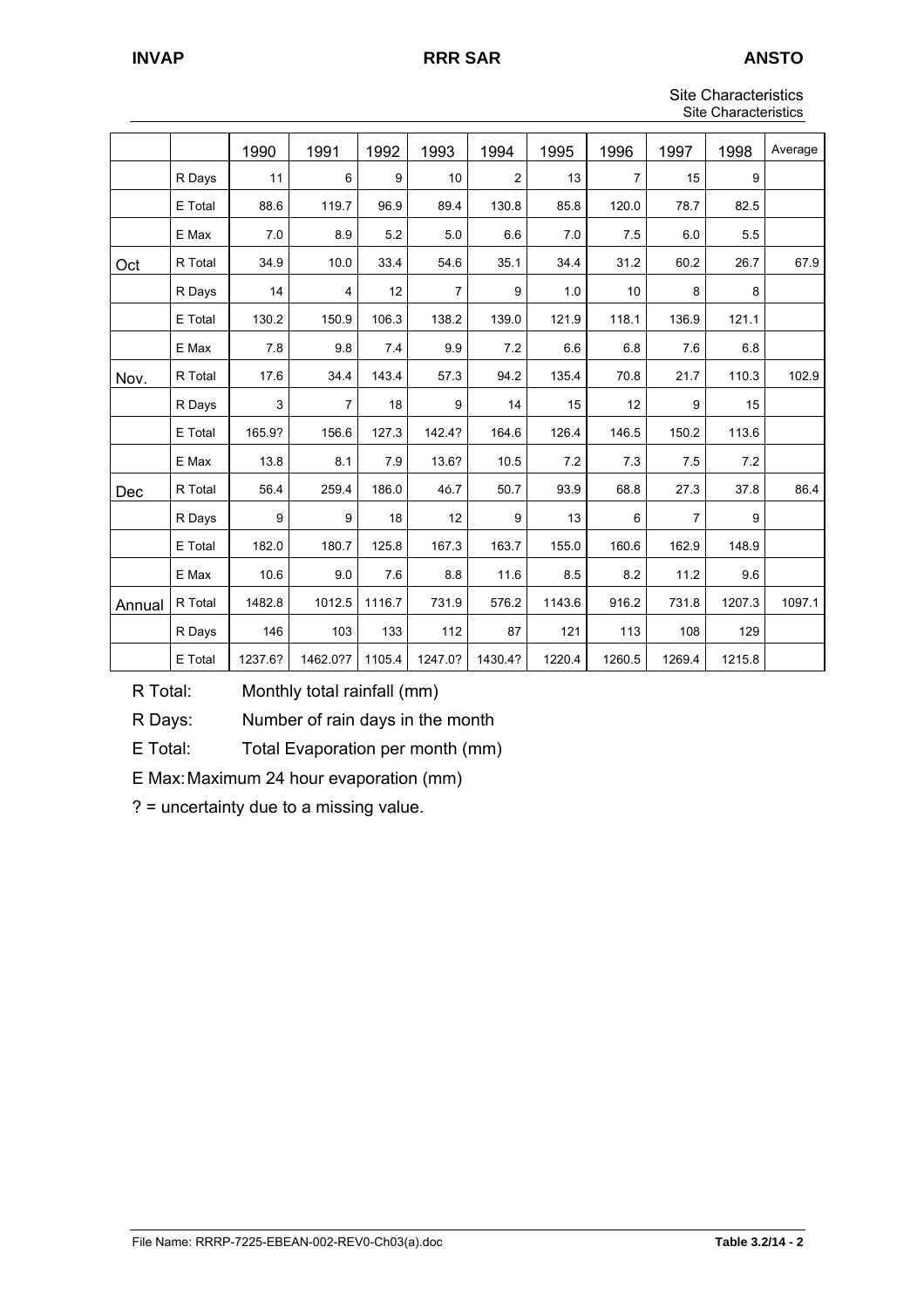| | | 1990 | 1991 | 1992 | 1993 | 1994 | 1995 | 1996 | 1997 | 1998 | Average |
|---|---|---|---|---|---|---|---|---|---|---|---|
| | R Days | 11 | 6 | 9 | 10 | 2 | 13 | 7 | 15 | 9 | |
| | E Total | 88.6 | 119.7 | 96.9 | 89.4 | 130.8 | 85.8 | 120.0 | 78.7 | 82.5 | |
| | E Max | 7.0 | 8.9 | 5.2 | 5.0 | 6.6 | 7.0 | 7.5 | 6.0 | 5.5 | |
| Oct | R Total | 34.9 | 10.0 | 33.4 | 54.6 | 35.1 | 34.4 | 31.2 | 60.2 | 26.7 | 67.9 |
| | R Days | 14 | 4 | 12 | 7 | 9 | 1.0 | 10 | 8 | 8 | |
| | E Total | 130.2 | 150.9 | 106.3 | 138.2 | 139.0 | 121.9 | 118.1 | 136.9 | 121.1 | |
| | E Max | 7.8 | 9.8 | 7.4 | 9.9 | 7.2 | 6.6 | 6.8 | 7.6 | 6.8 | |
| Nov. | R Total | 17.6 | 34.4 | 143.4 | 57.3 | 94.2 | 135.4 | 70.8 | 21.7 | 110.3 | 102.9 |
| | R Days | 3 | 7 | 18 | 9 | 14 | 15 | 12 | 9 | 15 | |
| | E Total | 165.9? | 156.6 | 127.3 | 142.4? | 164.6 | 126.4 | 146.5 | 150.2 | 113.6 | |
| | E Max | 13.8 | 8.1 | 7.9 | 13.6? | 10.5 | 7.2 | 7.3 | 7.5 | 7.2 | |
| Dec | R Total | 56.4 | 259.4 | 186.0 | 46.7 | 50.7 | 93.9 | 68.8 | 27.3 | 37.8 | 86.4 |
| | R Days | 9 | 9 | 18 | 12 | 9 | 13 | 6 | 7 | 9 | |
| | E Total | 182.0 | 180.7 | 125.8 | 167.3 | 163.7 | 155.0 | 160.6 | 162.9 | 148.9 | |
| | E Max | 10.6 | 9.0 | 7.6 | 8.8 | 11.6 | 8.5 | 8.2 | 11.2 | 9.6 | |
| Annual | R Total | 1482.8 | 1012.5 | 1116.7 | 731.9 | 576.2 | 1143.6 | 916.2 | 731.8 | 1207.3 | 1097.1 |
| | R Days | 146 | 103 | 133 | 112 | 87 | 121 | 113 | 108 | 129 | |
| | E Total | 1237.6? | 1462.0?7 | 1105.4 | 1247.0? | 1430.4? | 1220.4 | 1260.5 | 1269.4 | 1215.8 | |

R Total: Monthly total rainfall (mm)

R Days: Number of rain days in the month

E Total: Total Evaporation per month (mm)

E Max: Maximum 24 hour evaporation (mm)

? = uncertainty due to a missing value.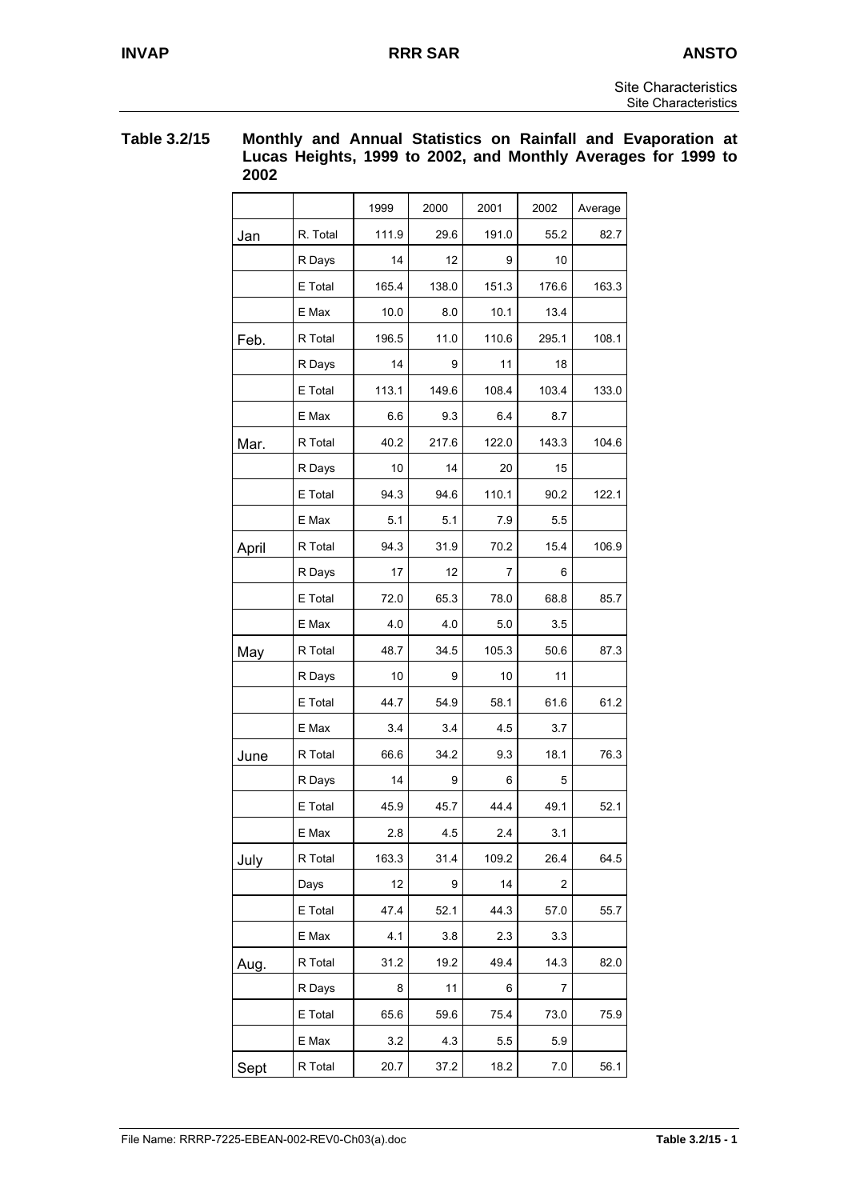**Table 3.2/15 Monthly and Annual Statistics on Rainfall and Evaporation at Lucas Heights, 1999 to 2002, and Monthly Averages for 1999 to 2002**

| | | 1999 | 2000 | 2001 | 2002 | Average |
|---|---|---|---|---|---|---|
| Jan | R. Total | 111.9 | 29.6 | 191.0 | 55.2 | 82.7 |
| | R Days | 14 | 12 | 9 | 10 | |
| | E Total | 165.4 | 138.0 | 151.3 | 176.6 | 163.3 |
| | E Max | 10.0 | 8.0 | 10.1 | 13.4 | |
| Feb. | R Total | 196.5 | 11.0 | 110.6 | 295.1 | 108.1 |
| | R Days | 14 | 9 | 11 | 18 | |
| | E Total | 113.1 | 149.6 | 108.4 | 103.4 | 133.0 |
| | E Max | 6.6 | 9.3 | 6.4 | 8.7 | |
| Mar. | R Total | 40.2 | 217.6 | 122.0 | 143.3 | 104.6 |
| | R Days | 10 | 14 | 20 | 15 | |
| | E Total | 94.3 | 94.6 | 110.1 | 90.2 | 122.1 |
| | E Max | 5.1 | 5.1 | 7.9 | 5.5 | |
| April | R Total | 94.3 | 31.9 | 70.2 | 15.4 | 106.9 |
| | R Days | 17 | 12 | 7 | 6 | |
| | E Total | 72.0 | 65.3 | 78.0 | 68.8 | 85.7 |
| | E Max | 4.0 | 4.0 | 5.0 | 3.5 | |
| May | R Total | 48.7 | 34.5 | 105.3 | 50.6 | 87.3 |
| | R Days | 10 | 9 | 10 | 11 | |
| | E Total | 44.7 | 54.9 | 58.1 | 61.6 | 61.2 |
| | E Max | 3.4 | 3.4 | 4.5 | 3.7 | |
| June | R Total | 66.6 | 34.2 | 9.3 | 18.1 | 76.3 |
| | R Days | 14 | 9 | 6 | 5 | |
| | E Total | 45.9 | 45.7 | 44.4 | 49.1 | 52.1 |
| | E Max | 2.8 | 4.5 | 2.4 | 3.1 | |
| July | R Total | 163.3 | 31.4 | 109.2 | 26.4 | 64.5 |
| | Days | 12 | 9 | 14 | 2 | |
| | E Total | 47.4 | 52.1 | 44.3 | 57.0 | 55.7 |
| | E Max | 4.1 | 3.8 | 2.3 | 3.3 | |
| Aug. | R Total | 31.2 | 19.2 | 49.4 | 14.3 | 82.0 |
| | R Days | 8 | 11 | 6 | 7 | |
| | E Total | 65.6 | 59.6 | 75.4 | 73.0 | 75.9 |
| | E Max | 3.2 | 4.3 | 5.5 | 5.9 | |
| Sept | R Total | 20.7 | 37.2 | 18.2 | 7.0 | 56.1 |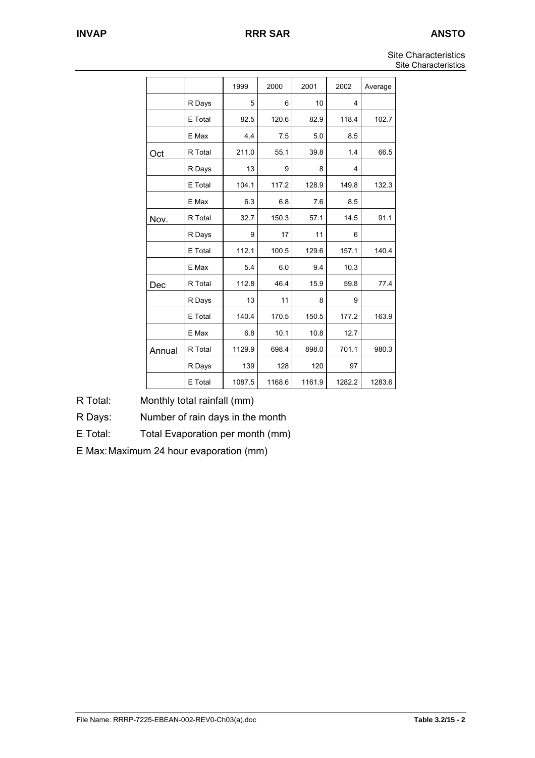| | | 1999 | 2000 | 2001 | 2002 | Average |
|---|---|---|---|---|---|---|
| | R Days | 5 | 6 | 10 | 4 | |
| | E Total | 82.5 | 120.6 | 82.9 | 118.4 | 102.7 |
| | E Max | 4.4 | 7.5 | 5.0 | 8.5 | |
| Oct | R Total | 211.0 | 55.1 | 39.8 | 1.4 | 66.5 |
| | R Days | 13 | 9 | 8 | 4 | |
| | E Total | 104.1 | 117.2 | 128.9 | 149.8 | 132.3 |
| | E Max | 6.3 | 6.8 | 7.6 | 8.5 | |
| Nov. | R Total | 32.7 | 150.3 | 57.1 | 14.5 | 91.1 |
| | R Days | 9 | 17 | 11 | 6 | |
| | E Total | 112.1 | 100.5 | 129.6 | 157.1 | 140.4 |
| | E Max | 5.4 | 6.0 | 9.4 | 10.3 | |
| Dec | R Total | 112.8 | 46.4 | 15.9 | 59.8 | 77.4 |
| | R Days | 13 | 11 | 8 | 9 | |
| | E Total | 140.4 | 170.5 | 150.5 | 177.2 | 163.9 |
| | E Max | 6.8 | 10.1 | 10.8 | 12.7 | |
| Annual | R Total | 1129.9 | 698.4 | 898.0 | 701.1 | 980.3 |
| | R Days | 139 | 128 | 120 | 97 | |
| | E Total | 1087.5 | 1168.6 | 1161.9 | 1282.2 | 1283.6 |

R Total: Monthly total rainfall (mm)

R Days: Number of rain days in the month

E Total: Total Evaporation per month (mm)

E Max: Maximum 24 hour evaporation (mm)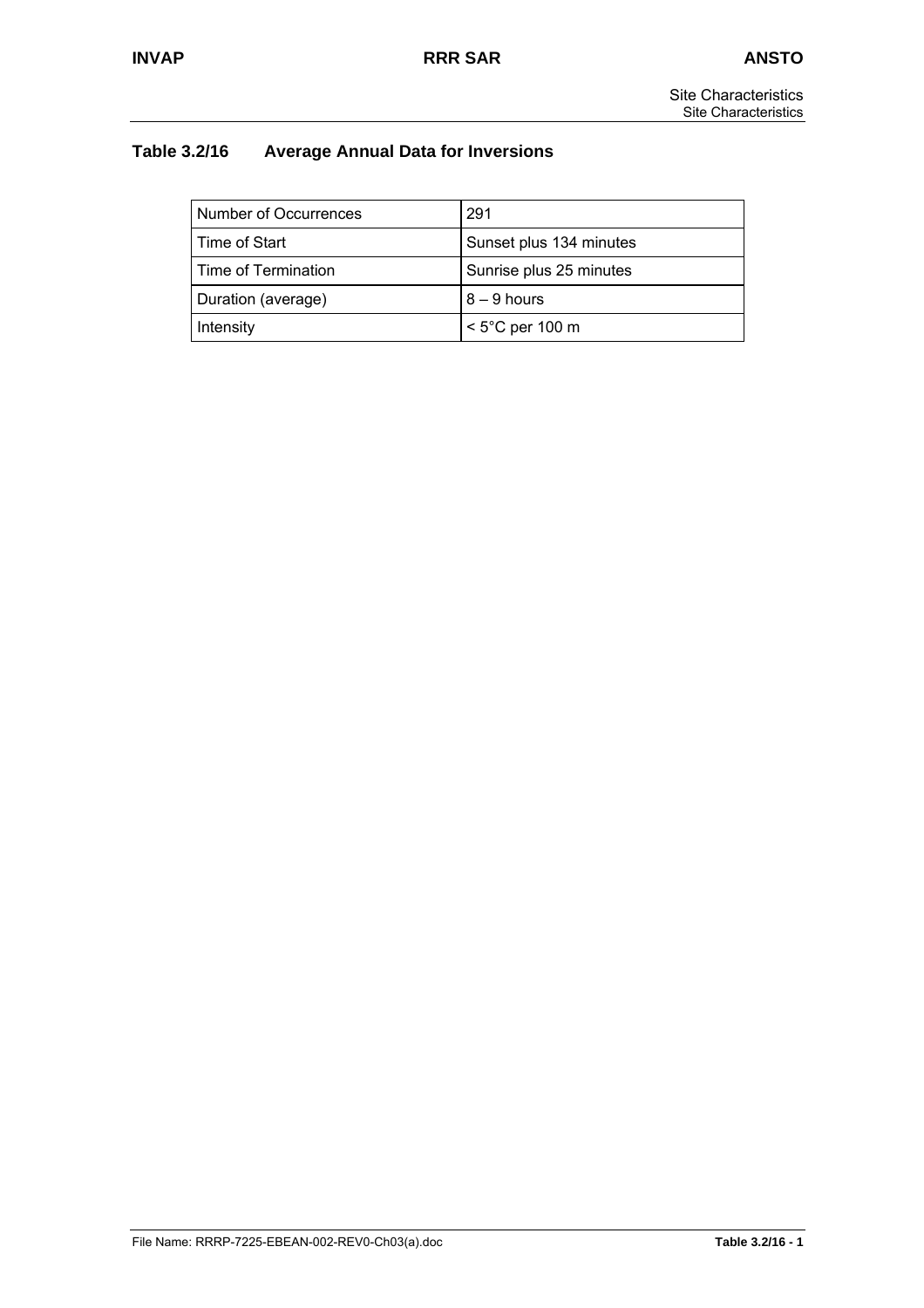## Table 3.2/16 Average Annual Data for Inversions

| | |
|---|---|
| Number of Occurrences | 291 |
| Time of Start | Sunset plus 134 minutes |
| Time of Termination | Sunrise plus 25 minutes |
| Duration (average) | 8 – 9 hours |
| Intensity | < 5°C per 100 m |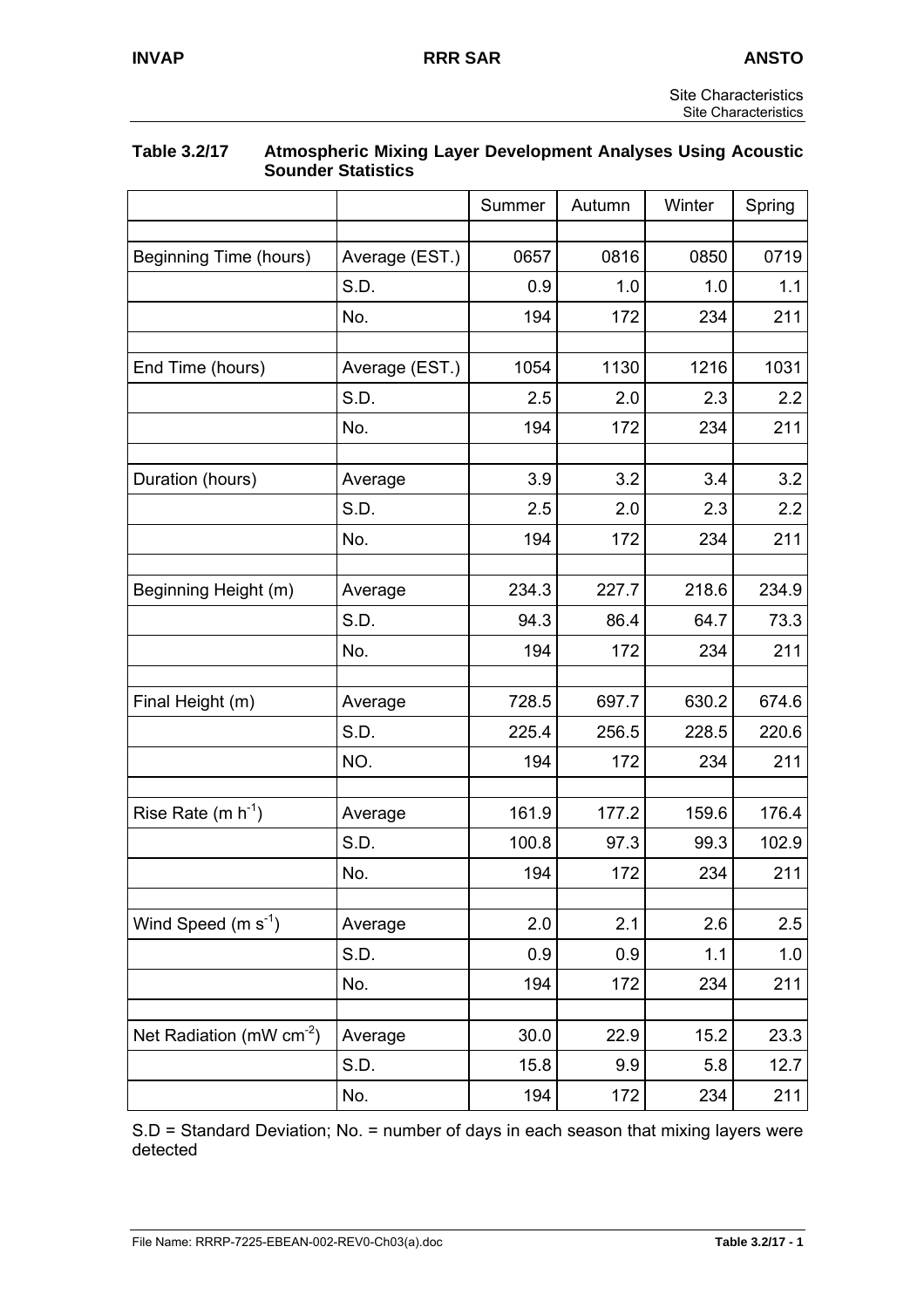**Table 3.2/17 Atmospheric Mixing Layer Development Analyses Using Acoustic Sounder Statistics**

| | | Summer | Autumn | Winter | Spring |
|---|---|---|---|---|---|
| | | | | | |
| Beginning Time (hours) | Average (EST.) | 0657 | 0816 | 0850 | 0719 |
| | S.D. | 0.9 | 1.0 | 1.0 | 1.1 |
| | No. | 194 | 172 | 234 | 211 |
| | | | | | |
| End Time (hours) | Average (EST.) | 1054 | 1130 | 1216 | 1031 |
| | S.D. | 2.5 | 2.0 | 2.3 | 2.2 |
| | No. | 194 | 172 | 234 | 211 |
| | | | | | |
| Duration (hours) | Average | 3.9 | 3.2 | 3.4 | 3.2 |
| | S.D. | 2.5 | 2.0 | 2.3 | 2.2 |
| | No. | 194 | 172 | 234 | 211 |
| | | | | | |
| Beginning Height (m) | Average | 234.3 | 227.7 | 218.6 | 234.9 |
| | S.D. | 94.3 | 86.4 | 64.7 | 73.3 |
| | No. | 194 | 172 | 234 | 211 |
| | | | | | |
| Final Height (m) | Average | 728.5 | 697.7 | 630.2 | 674.6 |
| | S.D. | 225.4 | 256.5 | 228.5 | 220.6 |
| | NO. | 194 | 172 | 234 | 211 |
| | | | | | |
| Rise Rate ($m\ h^{-1}$) | Average | 161.9 | 177.2 | 159.6 | 176.4 |
| | S.D. | 100.8 | 97.3 | 99.3 | 102.9 |
| | No. | 194 | 172 | 234 | 211 |
| | | | | | |
| Wind Speed ($m\ s^{-1}$) | Average | 2.0 | 2.1 | 2.6 | 2.5 |
| | S.D. | 0.9 | 0.9 | 1.1 | 1.0 |
| | No. | 194 | 172 | 234 | 211 |
| | | | | | |
| Net Radiation ($mW\ cm^{-2}$) | Average | 30.0 | 22.9 | 15.2 | 23.3 |
| | S.D. | 15.8 | 9.9 | 5.8 | 12.7 |
| | No. | 194 | 172 | 234 | 211 |

S.D = Standard Deviation; No. = number of days in each season that mixing layers were detected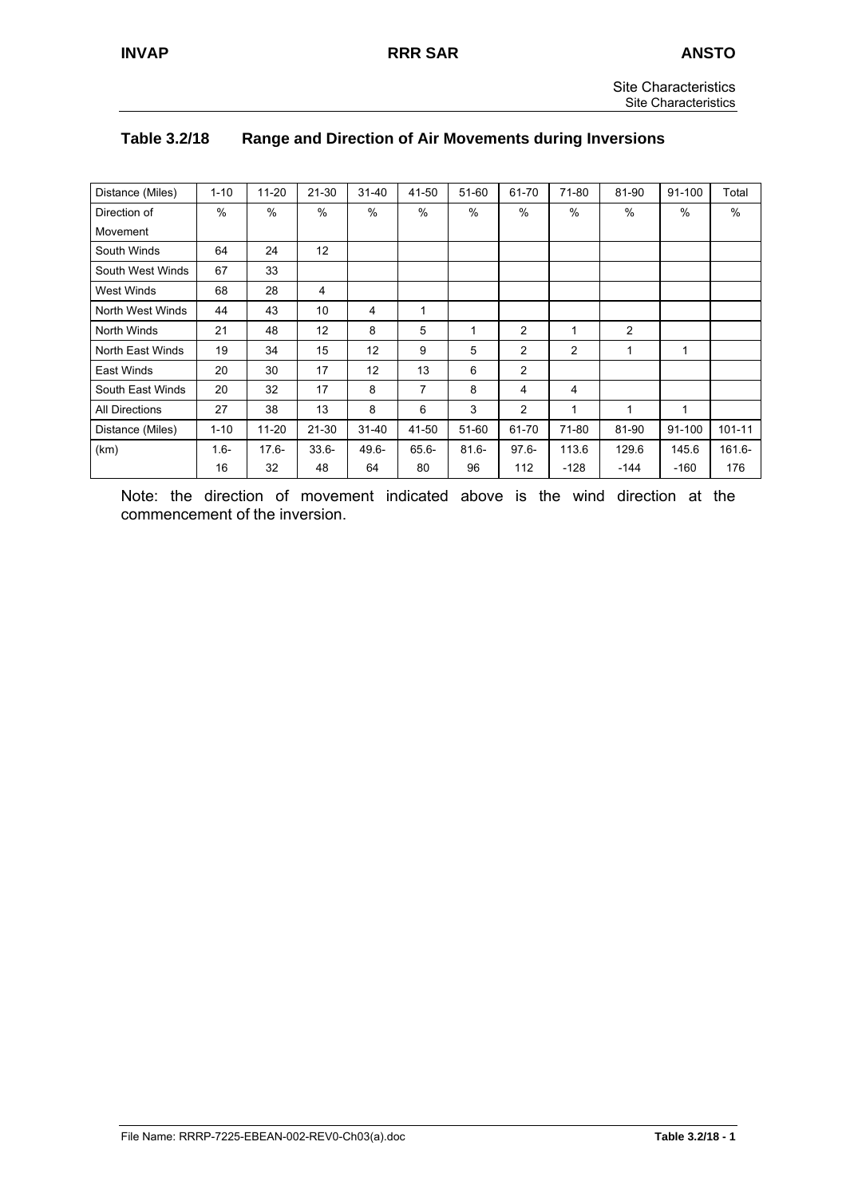## Table 3.2/18 Range and Direction of Air Movements during Inversions

| Distance (Miles) | 1-10 | 11-20 | 21-30 | 31-40 | 41-50 | 51-60 | 61-70 | 71-80 | 81-90 | 91-100 | Total |
|---|---|---|---|---|---|---|---|---|---|---|---|
| Direction of Movement | % | % | % | % | % | % | % | % | % | % | % |
| South Winds | 64 | 24 | 12 | | | | | | | | |
| South West Winds | 67 | 33 | | | | | | | | | |
| West Winds | 68 | 28 | 4 | | | | | | | | |
| North West Winds | 44 | 43 | 10 | 4 | 1 | | | | | | |
| North Winds | 21 | 48 | 12 | 8 | 5 | 1 | 2 | 1 | 2 | | |
| North East Winds | 19 | 34 | 15 | 12 | 9 | 5 | 2 | 2 | 1 | 1 | |
| East Winds | 20 | 30 | 17 | 12 | 13 | 6 | 2 | | | | |
| South East Winds | 20 | 32 | 17 | 8 | 7 | 8 | 4 | 4 | | | |
| All Directions | 27 | 38 | 13 | 8 | 6 | 3 | 2 | 1 | 1 | 1 | |
| Distance (Miles) | 1-10 | 11-20 | 21-30 | 31-40 | 41-50 | 51-60 | 61-70 | 71-80 | 81-90 | 91-100 | 101-11 |
| (km) | 1.6-16 | 17.6-32 | 33.6-48 | 49.6-64 | 65.6-80 | 81.6-96 | 97.6-112 | 113.6-128 | 129.6-144 | 145.6-160 | 161.6-176 |

Note: the direction of movement indicated above is the wind direction at the commencement of the inversion.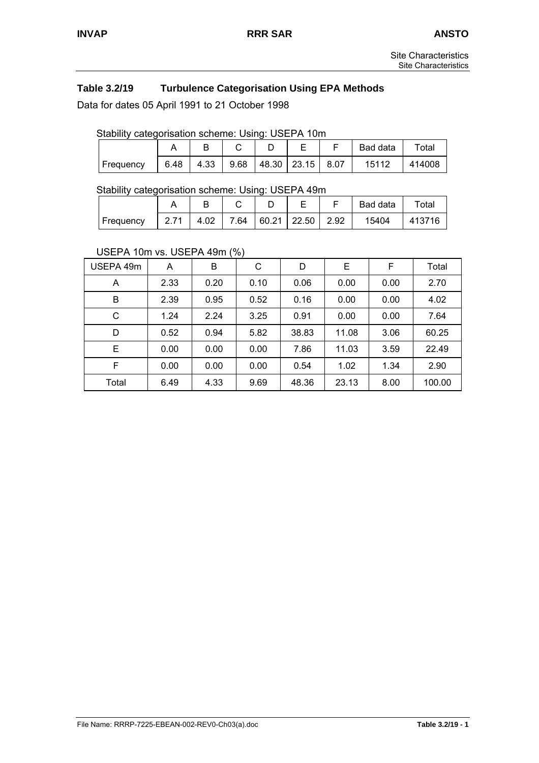### Table 3.2/19 Turbulence Categorisation Using EPA Methods

Data for dates 05 April 1991 to 21 October 1998

Stability categorisation scheme: Using: USEPA 10m

| | A | B | C | D | E | F | Bad data | Total |
|---|---|---|---|---|---|---|---|---|
| Frequency | 6.48 | 4.33 | 9.68 | 48.30 | 23.15 | 8.07 | 15112 | 414008 |

Stability categorisation scheme: Using: USEPA 49m

| | A | B | C | D | E | F | Bad data | Total |
|---|---|---|---|---|---|---|---|---|
| Frequency | 2.71 | 4.02 | 7.64 | 60.21 | 22.50 | 2.92 | 15404 | 413716 |

USEPA 10m vs. USEPA 49m (%)

| USEPA 49m | A | B | C | D | E | F | Total |
|---|---|---|---|---|---|---|---|
| A | 2.33 | 0.20 | 0.10 | 0.06 | 0.00 | 0.00 | 2.70 |
| B | 2.39 | 0.95 | 0.52 | 0.16 | 0.00 | 0.00 | 4.02 |
| C | 1.24 | 2.24 | 3.25 | 0.91 | 0.00 | 0.00 | 7.64 |
| D | 0.52 | 0.94 | 5.82 | 38.83 | 11.08 | 3.06 | 60.25 |
| E | 0.00 | 0.00 | 0.00 | 7.86 | 11.03 | 3.59 | 22.49 |
| F | 0.00 | 0.00 | 0.00 | 0.54 | 1.02 | 1.34 | 2.90 |
| Total | 6.49 | 4.33 | 9.69 | 48.36 | 23.13 | 8.00 | 100.00 |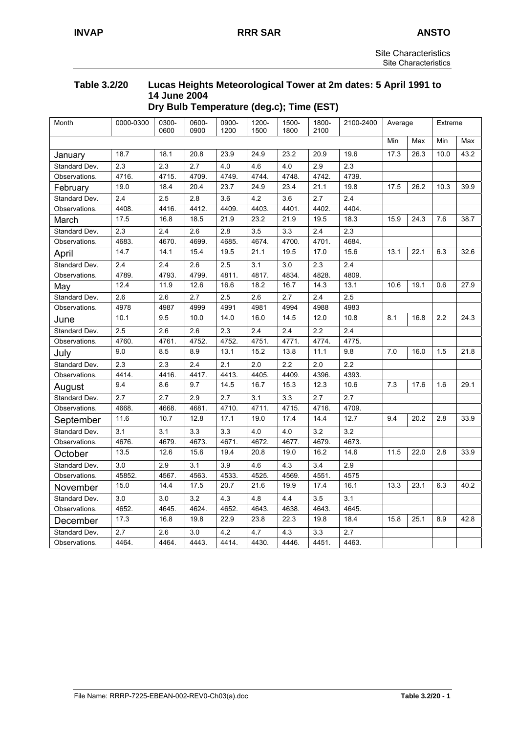**Table 3.2/20 Lucas Heights Meteorological Tower at 2m dates: 5 April 1991 to 14 June 2004**
**Dry Bulb Temperature (deg.c); Time (EST)**

| Month | 0000-0300 | 0300-0600 | 0600-0900 | 0900-1200 | 1200-1500 | 1500-1800 | 1800-2100 | 2100-2400 | Average | | Extreme | |
|---|---|---|---|---|---|---|---|---|---|---|---|---|
| | | | | | | | | | Min | Max | Min | Max |
| January | 18.7 | 18.1 | 20.8 | 23.9 | 24.9 | 23.2 | 20.9 | 19.6 | 17.3 | 26.3 | 10.0 | 43.2 |
| Standard Dev. | 2.3 | 2.3 | 2.7 | 4.0 | 4.6 | 4.0 | 2.9 | 2.3 | | | | |
| Observations. | 4716. | 4715. | 4709. | 4749. | 4744. | 4748. | 4742. | 4739. | | | | |
| February | 19.0 | 18.4 | 20.4 | 23.7 | 24.9 | 23.4 | 21.1 | 19.8 | 17.5 | 26.2 | 10.3 | 39.9 |
| Standard Dev. | 2.4 | 2.5 | 2.8 | 3.6 | 4.2 | 3.6 | 2.7 | 2.4 | | | | |
| Observations. | 4408. | 4416. | 4412. | 4409. | 4403. | 4401. | 4402. | 4404. | | | | |
| March | 17.5 | 16.8 | 18.5 | 21.9 | 23.2 | 21.9 | 19.5 | 18.3 | 15.9 | 24.3 | 7.6 | 38.7 |
| Standard Dev. | 2.3 | 2.4 | 2.6 | 2.8 | 3.5 | 3.3 | 2.4 | 2.3 | | | | |
| Observations. | 4683. | 4670. | 4699. | 4685. | 4674. | 4700. | 4701. | 4684. | | | | |
| April | 14.7 | 14.1 | 15.4 | 19.5 | 21.1 | 19.5 | 17.0 | 15.6 | 13.1 | 22.1 | 6.3 | 32.6 |
| Standard Dev. | 2.4 | 2.4 | 2.6 | 2.5 | 3.1 | 3.0 | 2.3 | 2.4 | | | | |
| Observations. | 4789. | 4793. | 4799. | 4811. | 4817. | 4834. | 4828. | 4809. | | | | |
| May | 12.4 | 11.9 | 12.6 | 16.6 | 18.2 | 16.7 | 14.3 | 13.1 | 10.6 | 19.1 | 0.6 | 27.9 |
| Standard Dev. | 2.6 | 2.6 | 2.7 | 2.5 | 2.6 | 2.7 | 2.4 | 2.5 | | | | |
| Observations. | 4978 | 4987 | 4999 | 4991 | 4981 | 4994 | 4988 | 4983 | | | | |
| June | 10.1 | 9.5 | 10.0 | 14.0 | 16.0 | 14.5 | 12.0 | 10.8 | 8.1 | 16.8 | 2.2 | 24.3 |
| Standard Dev. | 2.5 | 2.6 | 2.6 | 2.3 | 2.4 | 2.4 | 2.2 | 2.4 | | | | |
| Observations. | 4760. | 4761. | 4752. | 4752. | 4751. | 4771. | 4774. | 4775. | | | | |
| July | 9.0 | 8.5 | 8.9 | 13.1 | 15.2 | 13.8 | 11.1 | 9.8 | 7.0 | 16.0 | 1.5 | 21.8 |
| Standard Dev. | 2.3 | 2.3 | 2.4 | 2.1 | 2.0 | 2.2 | 2.0 | 2.2 | | | | |
| Observations. | 4414. | 4416. | 4417. | 4413. | 4405. | 4409. | 4396. | 4393. | | | | |
| August | 9.4 | 8.6 | 9.7 | 14.5 | 16.7 | 15.3 | 12.3 | 10.6 | 7.3 | 17.6 | 1.6 | 29.1 |
| Standard Dev. | 2.7 | 2.7 | 2.9 | 2.7 | 3.1 | 3.3 | 2.7 | 2.7 | | | | |
| Observations. | 4668. | 4668. | 4681. | 4710. | 4711. | 4715. | 4716. | 4709. | | | | |
| September | 11.6 | 10.7 | 12.8 | 17.1 | 19.0 | 17.4 | 14.4 | 12.7 | 9.4 | 20.2 | 2.8 | 33.9 |
| Standard Dev. | 3.1 | 3.1 | 3.3 | 3.3 | 4.0 | 4.0 | 3.2 | 3.2 | | | | |
| Observations. | 4676. | 4679. | 4673. | 4671. | 4672. | 4677. | 4679. | 4673. | | | | |
| October | 13.5 | 12.6 | 15.6 | 19.4 | 20.8 | 19.0 | 16.2 | 14.6 | 11.5 | 22.0 | 2.8 | 33.9 |
| Standard Dev. | 3.0 | 2.9 | 3.1 | 3.9 | 4.6 | 4.3 | 3.4 | 2.9 | | | | |
| Observations. | 45852. | 4567. | 4563. | 4533. | 4525. | 4569. | 4551. | 4575 | | | | |
| November | 15.0 | 14.4 | 17.5 | 20.7 | 21.6 | 19.9 | 17.4 | 16.1 | 13.3 | 23.1 | 6.3 | 40.2 |
| Standard Dev. | 3.0 | 3.0 | 3.2 | 4.3 | 4.8 | 4.4 | 3.5 | 3.1 | | | | |
| Observations. | 4652. | 4645. | 4624. | 4652. | 4643. | 4638. | 4643. | 4645. | | | | |
| December | 17.3 | 16.8 | 19.8 | 22.9 | 23.8 | 22.3 | 19.8 | 18.4 | 15.8 | 25.1 | 8.9 | 42.8 |
| Standard Dev. | 2.7 | 2.6 | 3.0 | 4.2 | 4.7 | 4.3 | 3.3 | 2.7 | | | | |
| Observations. | 4464. | 4464. | 4443. | 4414. | 4430. | 4446. | 4451. | 4463. | | | | |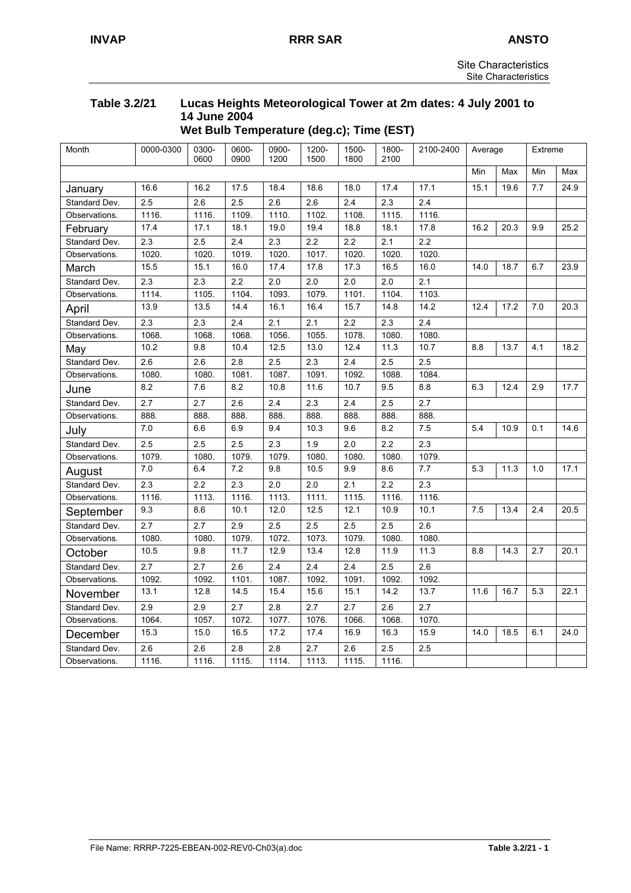**Table 3.2/21 Lucas Heights Meteorological Tower at 2m dates: 4 July 2001 to 14 June 2004**
**Wet Bulb Temperature (deg.c); Time (EST)**

| Month | 0000-0300 | 0300-0600 | 0600-0900 | 0900-1200 | 1200-1500 | 1500-1800 | 1800-2100 | 2100-2400 | Average | | Extreme | |
|---|---|---|---|---|---|---|---|---|---|---|---|---|
| | | | | | | | | | Min | Max | Min | Max |
| January | 16.6 | 16.2 | 17.5 | 18.4 | 18.6 | 18.0 | 17.4 | 17.1 | 15.1 | 19.6 | 7.7 | 24.9 |
| Standard Dev. | 2.5 | 2.6 | 2.5 | 2.6 | 2.6 | 2.4 | 2.3 | 2.4 | | | | |
| Observations. | 1116. | 1116. | 1109. | 1110. | 1102. | 1108. | 1115. | 1116. | | | | |
| February | 17.4 | 17.1 | 18.1 | 19.0 | 19.4 | 18.8 | 18.1 | 17.8 | 16.2 | 20.3 | 9.9 | 25.2 |
| Standard Dev. | 2.3 | 2.5 | 2.4 | 2.3 | 2.2 | 2.2 | 2.1 | 2.2 | | | | |
| Observations. | 1020. | 1020. | 1019. | 1020. | 1017. | 1020. | 1020. | 1020. | | | | |
| March | 15.5 | 15.1 | 16.0 | 17.4 | 17.8 | 17.3 | 16.5 | 16.0 | 14.0 | 18.7 | 6.7 | 23.9 |
| Standard Dev. | 2.3 | 2.3 | 2.2 | 2.0 | 2.0 | 2.0 | 2.0 | 2.1 | | | | |
| Observations. | 1114. | 1105. | 1104. | 1093. | 1079. | 1101. | 1104. | 1103. | | | | |
| April | 13.9 | 13.5 | 14.4 | 16.1 | 16.4 | 15.7 | 14.8 | 14.2 | 12.4 | 17.2 | 7.0 | 20.3 |
| Standard Dev. | 2.3 | 2.3 | 2.4 | 2.1 | 2.1 | 2.2 | 2.3 | 2.4 | | | | |
| Observations. | 1068. | 1068. | 1068. | 1056. | 1055. | 1078. | 1080. | 1080. | | | | |
| May | 10.2 | 9.8 | 10.4 | 12.5 | 13.0 | 12.4 | 11.3 | 10.7 | 8.8 | 13.7 | 4.1 | 18.2 |
| Standard Dev. | 2.6 | 2.6 | 2.8 | 2.5 | 2.3 | 2.4 | 2.5 | 2.5 | | | | |
| Observations. | 1080. | 1080. | 1081. | 1087. | 1091. | 1092. | 1088. | 1084. | | | | |
| June | 8.2 | 7.6 | 8.2 | 10.8 | 11.6 | 10.7 | 9.5 | 8.8 | 6.3 | 12.4 | 2.9 | 17.7 |
| Standard Dev. | 2.7 | 2.7 | 2.6 | 2.4 | 2.3 | 2.4 | 2.5 | 2.7 | | | | |
| Observations. | 888. | 888. | 888. | 888. | 888. | 888. | 888. | 888. | | | | |
| July | 7.0 | 6.6 | 6.9 | 9.4 | 10.3 | 9.6 | 8.2 | 7.5 | 5.4 | 10.9 | 0.1 | 14.6 |
| Standard Dev. | 2.5 | 2.5 | 2.5 | 2.3 | 1.9 | 2.0 | 2.2 | 2.3 | | | | |
| Observations. | 1079. | 1080. | 1079. | 1079. | 1080. | 1080. | 1080. | 1079. | | | | |
| August | 7.0 | 6.4 | 7.2 | 9.8 | 10.5 | 9.9 | 8.6 | 7.7 | 5.3 | 11.3 | 1.0 | 17.1 |
| Standard Dev. | 2.3 | 2.2 | 2.3 | 2.0 | 2.0 | 2.1 | 2.2 | 2.3 | | | | |
| Observations. | 1116. | 1113. | 1116. | 1113. | 1111. | 1115. | 1116. | 1116. | | | | |
| September | 9.3 | 8.6 | 10.1 | 12.0 | 12.5 | 12.1 | 10.9 | 10.1 | 7.5 | 13.4 | 2.4 | 20.5 |
| Standard Dev. | 2.7 | 2.7 | 2.9 | 2.5 | 2.5 | 2.5 | 2.5 | 2.6 | | | | |
| Observations. | 1080. | 1080. | 1079. | 1072. | 1073. | 1079. | 1080. | 1080. | | | | |
| October | 10.5 | 9.8 | 11.7 | 12.9 | 13.4 | 12.8 | 11.9 | 11.3 | 8.8 | 14.3 | 2.7 | 20.1 |
| Standard Dev. | 2.7 | 2.7 | 2.6 | 2.4 | 2.4 | 2.4 | 2.5 | 2.6 | | | | |
| Observations. | 1092. | 1092. | 1101. | 1087. | 1092. | 1091. | 1092. | 1092. | | | | |
| November | 13.1 | 12.8 | 14.5 | 15.4 | 15.6 | 15.1 | 14.2 | 13.7 | 11.6 | 16.7 | 5.3 | 22.1 |
| Standard Dev. | 2.9 | 2.9 | 2.7 | 2.8 | 2.7 | 2.7 | 2.6 | 2.7 | | | | |
| Observations. | 1064. | 1057. | 1072. | 1077. | 1076. | 1066. | 1068. | 1070. | | | | |
| December | 15.3 | 15.0 | 16.5 | 17.2 | 17.4 | 16.9 | 16.3 | 15.9 | 14.0 | 18.5 | 6.1 | 24.0 |
| Standard Dev. | 2.6 | 2.6 | 2.8 | 2.8 | 2.7 | 2.6 | 2.5 | 2.5 | | | | |
| Observations. | 1116. | 1116. | 1115. | 1114. | 1113. | 1115. | 1116. | | | | | |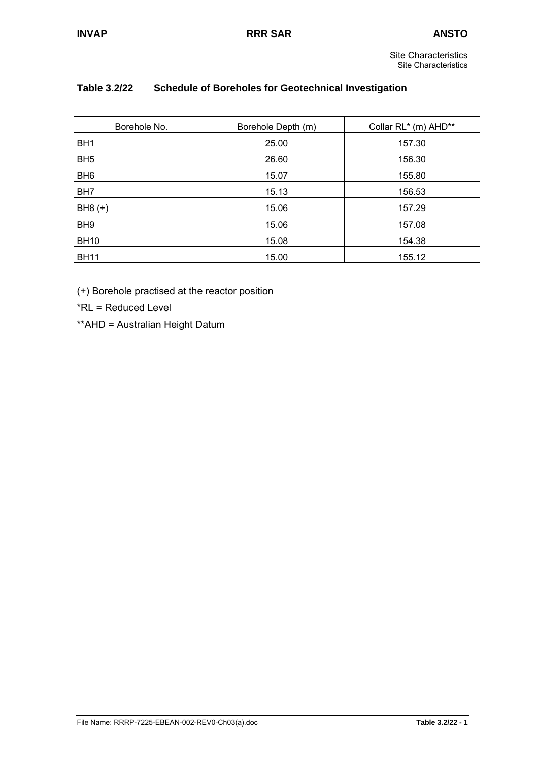**Table 3.2/22 Schedule of Boreholes for Geotechnical Investigation**

| Borehole No. | Borehole Depth (m) | Collar RL* (m) AHD** |
|---|---|---|
| BH1 | 25.00 | 157.30 |
| BH5 | 26.60 | 156.30 |
| BH6 | 15.07 | 155.80 |
| BH7 | 15.13 | 156.53 |
| BH8 (+) | 15.06 | 157.29 |
| BH9 | 15.06 | 157.08 |
| BH10 | 15.08 | 154.38 |
| BH11 | 15.00 | 155.12 |

(+) Borehole practised at the reactor position

*RL = Reduced Level

**AHD = Australian Height Datum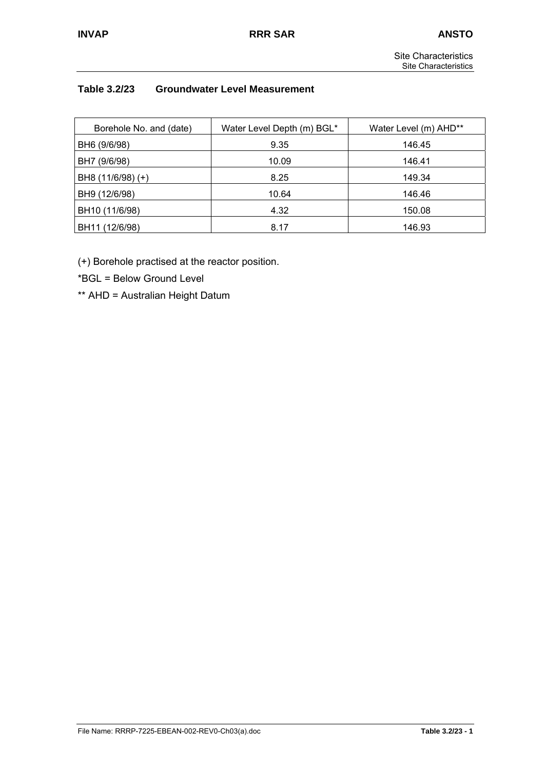### Table 3.2/23 Groundwater Level Measurement

| Borehole No. and (date) | Water Level Depth (m) BGL* | Water Level (m) AHD** |
|---|---|---|
| BH6 (9/6/98) | 9.35 | 146.45 |
| BH7 (9/6/98) | 10.09 | 146.41 |
| BH8 (11/6/98) (+) | 8.25 | 149.34 |
| BH9 (12/6/98) | 10.64 | 146.46 |
| BH10 (11/6/98) | 4.32 | 150.08 |
| BH11 (12/6/98) | 8.17 | 146.93 |

(+) Borehole practised at the reactor position.

*BGL = Below Ground Level

** AHD = Australian Height Datum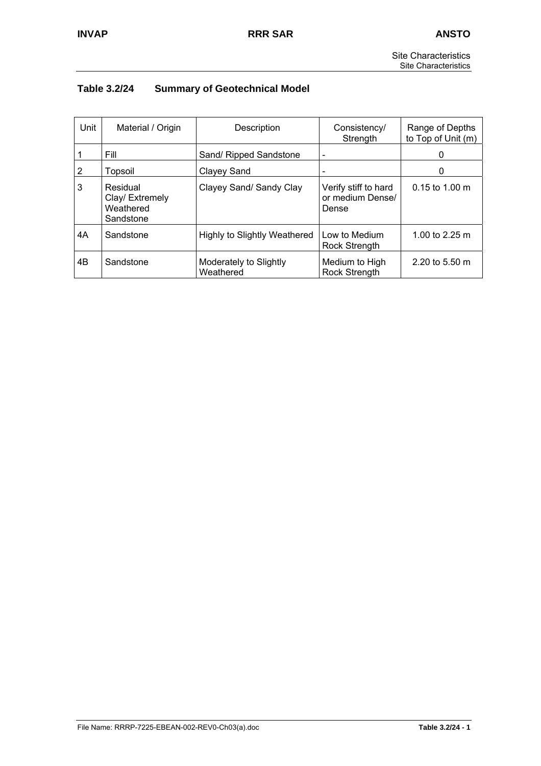### Table 3.2/24 Summary of Geotechnical Model

| Unit | Material / Origin | Description | Consistency/ Strength | Range of Depths to Top of Unit (m) |
|---|---|---|---|---|
| 1 | Fill | Sand/ Ripped Sandstone | - | 0 |
| 2 | Topsoil | Clayey Sand | - | 0 |
| 3 | Residual Clay/ Extremely Weathered Sandstone | Clayey Sand/ Sandy Clay | Verify stiff to hard or medium Dense/ Dense | 0.15 to 1.00 m |
| 4A | Sandstone | Highly to Slightly Weathered | Low to Medium Rock Strength | 1.00 to 2.25 m |
| 4B | Sandstone | Moderately to Slightly Weathered | Medium to High Rock Strength | 2.20 to 5.50 m |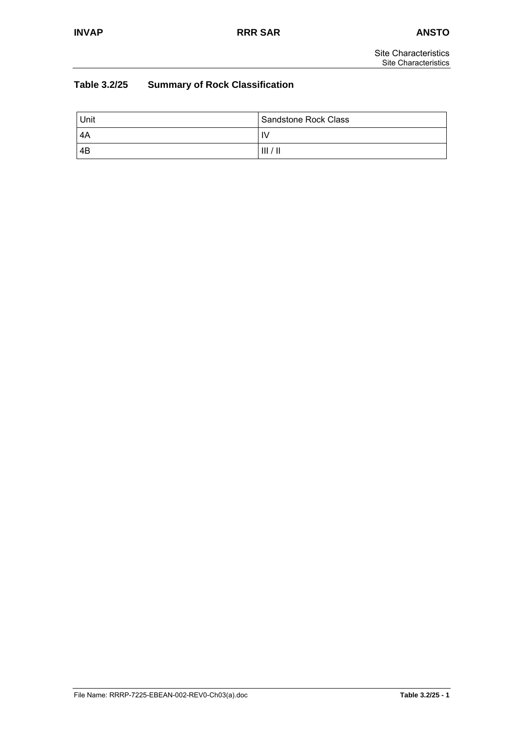## Table 3.2/25 Summary of Rock Classification

| Unit | Sandstone Rock Class |
|---|---|
| 4A | IV |
| 4B | III / II |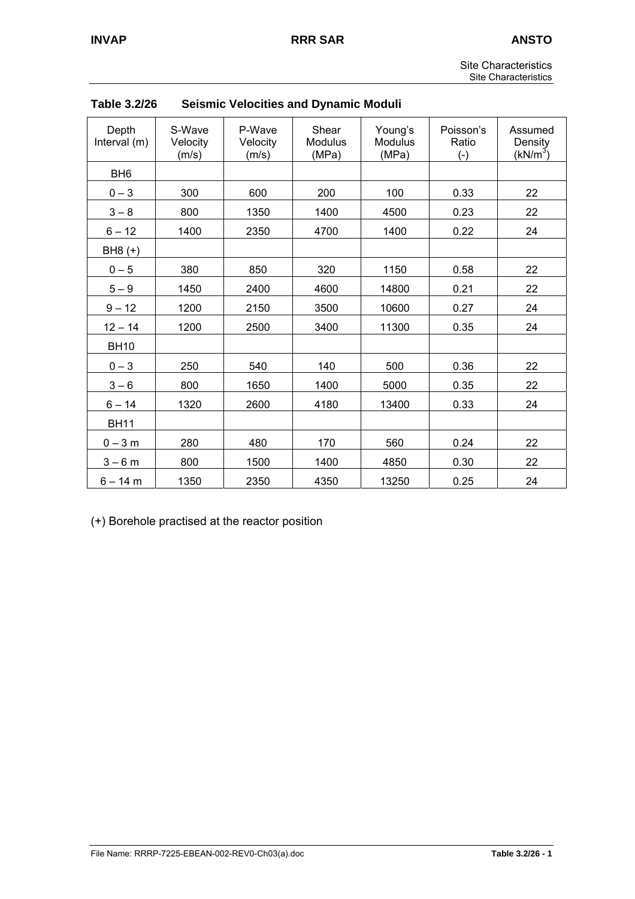**Table 3.2/26 Seismic Velocities and Dynamic Moduli**

| Depth Interval (m) | S-Wave Velocity (m/s) | P-Wave Velocity (m/s) | Shear Modulus (MPa) | Young's Modulus (MPa) | Poisson's Ratio (-) | Assumed Density ($kN/m^3$) |
|---|---|---|---|---|---|---|
| BH6 | | | | | | |
| 0 – 3 | 300 | 600 | 200 | 100 | 0.33 | 22 |
| 3 – 8 | 800 | 1350 | 1400 | 4500 | 0.23 | 22 |
| 6 – 12 | 1400 | 2350 | 4700 | 1400 | 0.22 | 24 |
| BH8 (+) | | | | | | |
| 0 – 5 | 380 | 850 | 320 | 1150 | 0.58 | 22 |
| 5 – 9 | 1450 | 2400 | 4600 | 14800 | 0.21 | 22 |
| 9 – 12 | 1200 | 2150 | 3500 | 10600 | 0.27 | 24 |
| 12 – 14 | 1200 | 2500 | 3400 | 11300 | 0.35 | 24 |
| BH10 | | | | | | |
| 0 – 3 | 250 | 540 | 140 | 500 | 0.36 | 22 |
| 3 – 6 | 800 | 1650 | 1400 | 5000 | 0.35 | 22 |
| 6 – 14 | 1320 | 2600 | 4180 | 13400 | 0.33 | 24 |
| BH11 | | | | | | |
| 0 – 3 m | 280 | 480 | 170 | 560 | 0.24 | 22 |
| 3 – 6 m | 800 | 1500 | 1400 | 4850 | 0.30 | 22 |
| 6 – 14 m | 1350 | 2350 | 4350 | 13250 | 0.25 | 24 |

(+) Borehole practised at the reactor position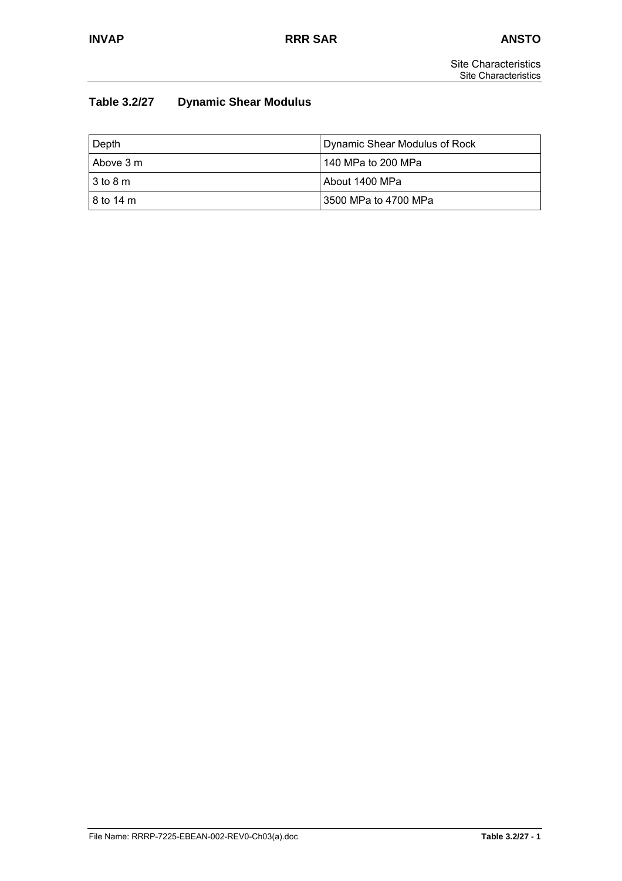### Table 3.2/27 Dynamic Shear Modulus

| Depth | Dynamic Shear Modulus of Rock |
|---|---|
| Above 3 m | 140 MPa to 200 MPa |
| 3 to 8 m | About 1400 MPa |
| 8 to 14 m | 3500 MPa to 4700 MPa |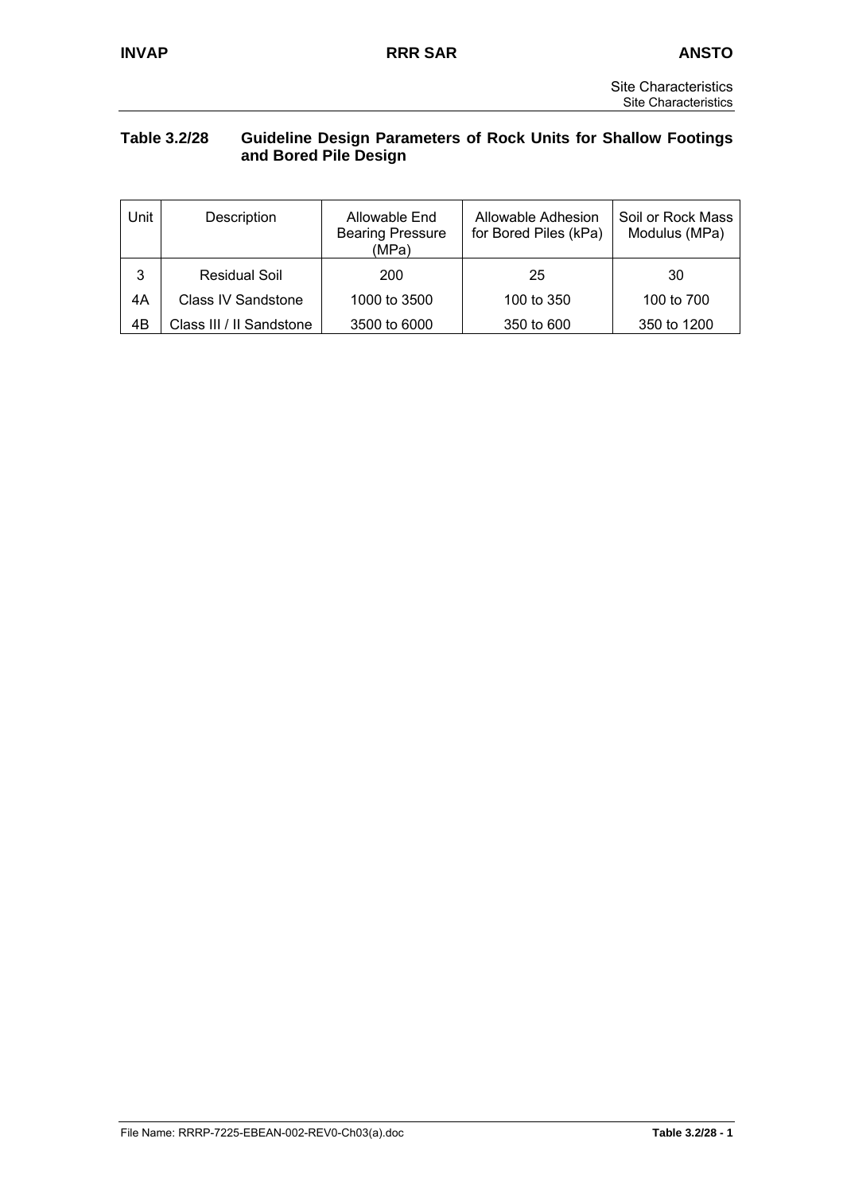**Table 3.2/28 Guideline Design Parameters of Rock Units for Shallow Footings and Bored Pile Design**

| Unit | Description | Allowable End Bearing Pressure (MPa) | Allowable Adhesion for Bored Piles (kPa) | Soil or Rock Mass Modulus (MPa) |
|---|---|---|---|---|
| 3 | Residual Soil | 200 | 25 | 30 |
| 4A | Class IV Sandstone | 1000 to 3500 | 100 to 350 | 100 to 700 |
| 4B | Class III / II Sandstone | 3500 to 6000 | 350 to 600 | 350 to 1200 |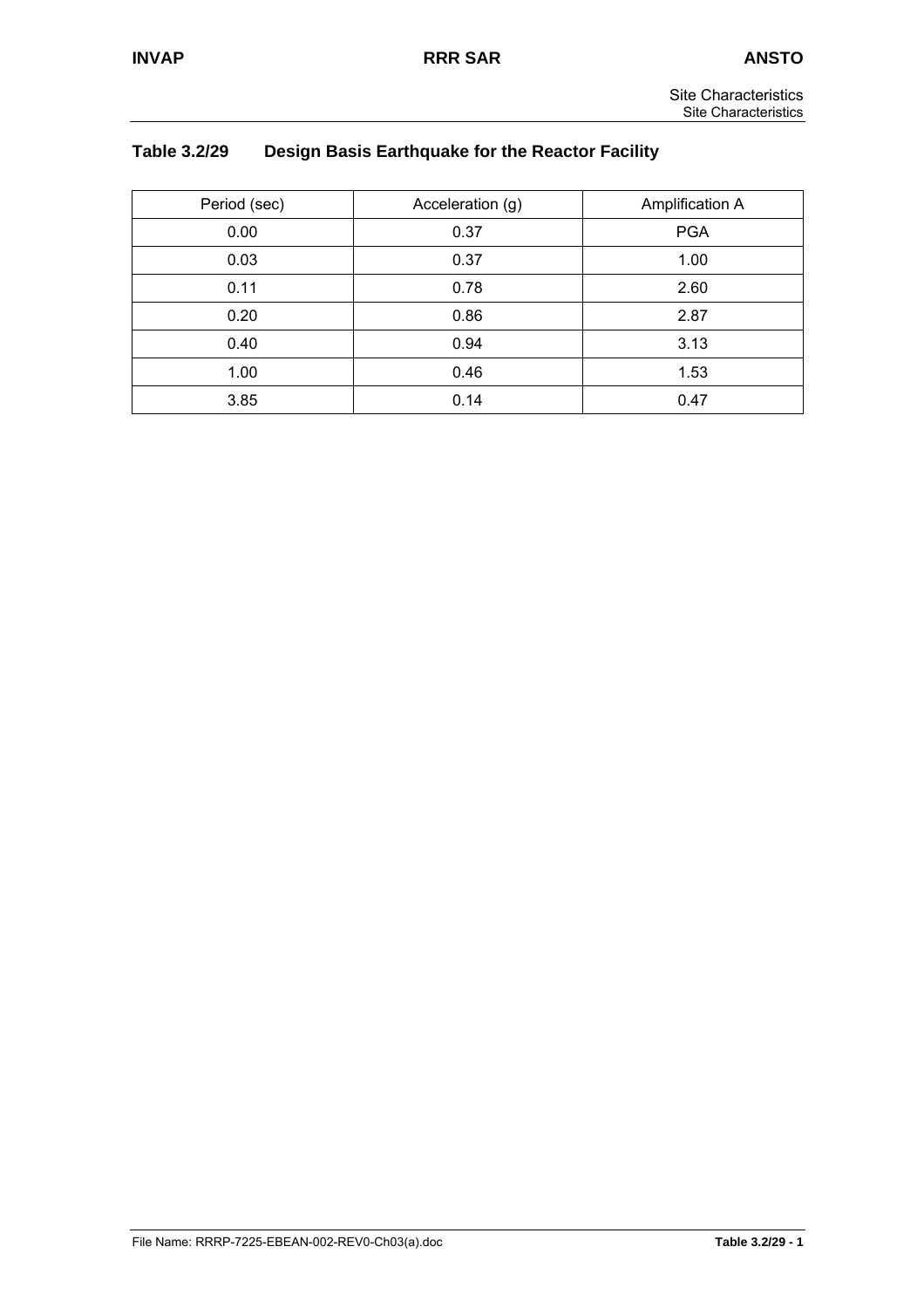## Table 3.2/29 Design Basis Earthquake for the Reactor Facility

| Period (sec) | Acceleration (g) | Amplification A |
|---|---|---|
| 0.00 | 0.37 | PGA |
| 0.03 | 0.37 | 1.00 |
| 0.11 | 0.78 | 2.60 |
| 0.20 | 0.86 | 2.87 |
| 0.40 | 0.94 | 3.13 |
| 1.00 | 0.46 | 1.53 |
| 3.85 | 0.14 | 0.47 |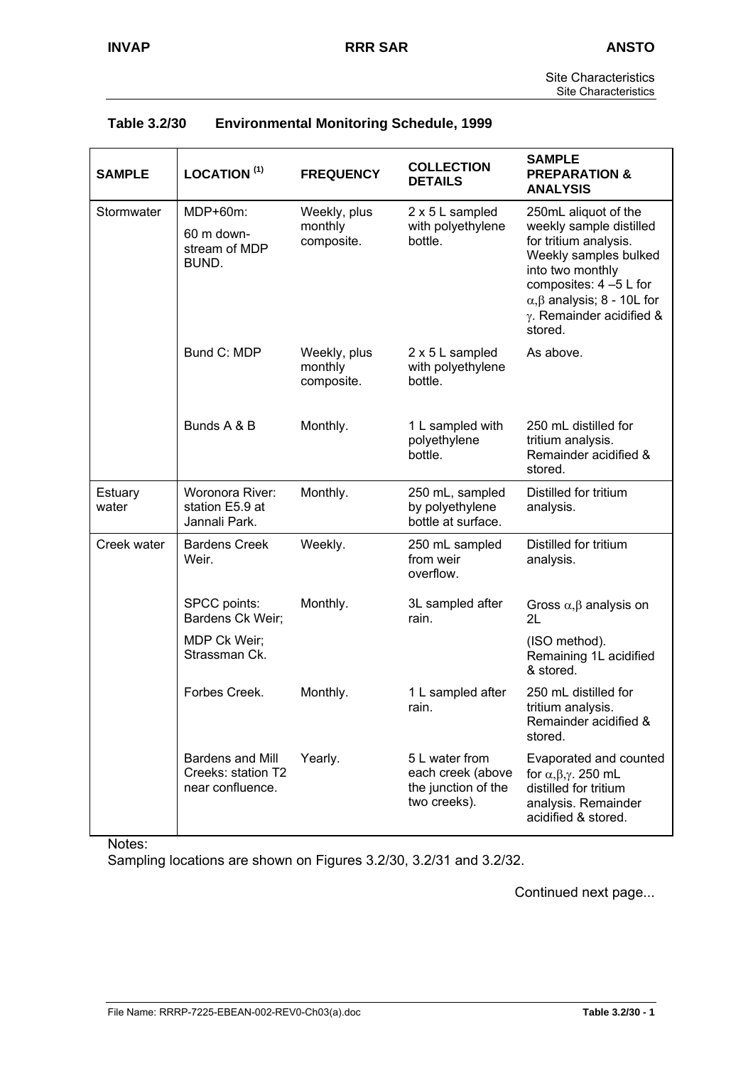### Table 3.2/30 Environmental Monitoring Schedule, 1999

| SAMPLE | LOCATION [(1)] | FREQUENCY | COLLECTION DETAILS | SAMPLE PREPARATION & ANALYSIS |
|---|---|---|---|---|
| Stormwater | MDP+60m: 60 m down-stream of MDP BUND. | Weekly, plus monthly composite. | 2 x 5 L sampled with polyethylene bottle. | 250mL aliquot of the weekly sample distilled for tritium analysis. Weekly samples bulked into two monthly composites: 4 –5 L for $\alpha,\beta$ analysis; 8 - 10L for $\gamma$. Remainder acidified & stored. |
| | Bund C: MDP | Weekly, plus monthly composite. | 2 x 5 L sampled with polyethylene bottle. | As above. |
| | Bunds A & B | Monthly. | 1 L sampled with polyethylene bottle. | 250 mL distilled for tritium analysis. Remainder acidified & stored. |
| Estuary water | Woronora River: station E5.9 at Jannali Park. | Monthly. | 250 mL, sampled by polyethylene bottle at surface. | Distilled for tritium analysis. |
| Creek water | Bardens Creek Weir. | Weekly. | 250 mL sampled from weir overflow. | Distilled for tritium analysis. |
| | SPCC points: Bardens Ck Weir; MDP Ck Weir; Strassman Ck. | Monthly. | 3L sampled after rain. | Gross $\alpha,\beta$ analysis on 2L (ISO method). Remaining 1L acidified & stored. |
| | Forbes Creek. | Monthly. | 1 L sampled after rain. | 250 mL distilled for tritium analysis. Remainder acidified & stored. |
| | Bardens and Mill Creeks: station T2 near confluence. | Yearly. | 5 L water from each creek (above the junction of the two creeks). | Evaporated and counted for $\alpha,\beta,\gamma$. 250 mL distilled for tritium analysis. Remainder acidified & stored. |

Notes:

Sampling locations are shown on Figures 3.2/30, 3.2/31 and 3.2/32.

Continued next page...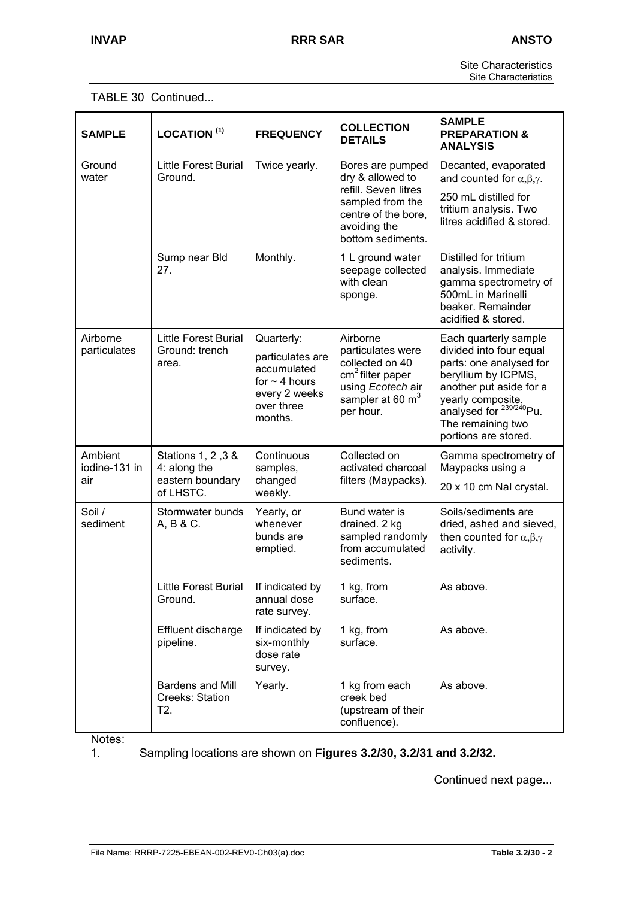TABLE 30 Continued...

| SAMPLE | LOCATION [1] | FREQUENCY | COLLECTION DETAILS | SAMPLE PREPARATION & ANALYSIS |
|---|---|---|---|---|
| Ground water | Little Forest Burial Ground. | Twice yearly. | Bores are pumped dry & allowed to refill. Seven litres sampled from the centre of the bore, avoiding the bottom sediments. | Decanted, evaporated and counted for $\alpha,\beta,\gamma$. 250 mL distilled for tritium analysis. Two litres acidified & stored. |
| | Sump near Bld 27. | Monthly. | 1 L ground water seepage collected with clean sponge. | Distilled for tritium analysis. Immediate gamma spectrometry of 500mL in Marinelli beaker. Remainder acidified & stored. |
| Airborne particulates | Little Forest Burial Ground: trench area. | Quarterly: particulates are accumulated for ~ 4 hours every 2 weeks over three months. | Airborne particulates were collected on 40 $cm^2$ filter paper using *Ecotech* air sampler at 60 $m^3$ per hour. | Each quarterly sample divided into four equal parts: one analysed for beryllium by ICPMS, another put aside for a yearly composite, analysed for $^{239/240}Pu$. The remaining two portions are stored. |
| Ambient iodine-131 in air | Stations 1, 2 ,3 & 4: along the eastern boundary of LHSTC. | Continuous samples, changed weekly. | Collected on activated charcoal filters (Maypacks). | Gamma spectrometry of Maypacks using a 20 x 10 cm NaI crystal. |
| Soil / sediment | Stormwater bunds A, B & C. | Yearly, or whenever bunds are emptied. | Bund water is drained. 2 kg sampled randomly from accumulated sediments. | Soils/sediments are dried, ashed and sieved, then counted for $\alpha,\beta,\gamma$ activity. |
| | Little Forest Burial Ground. | If indicated by annual dose rate survey. | 1 kg, from surface. | As above. |
| | Effluent discharge pipeline. | If indicated by six-monthly dose rate survey. | 1 kg, from surface. | As above. |
| | Bardens and Mill Creeks: Station T2. | Yearly. | 1 kg from each creek bed (upstream of their confluence). | As above. |

Notes:

1. Sampling locations are shown on **Figures 3.2/30, 3.2/31 and 3.2/32.**

Continued next page...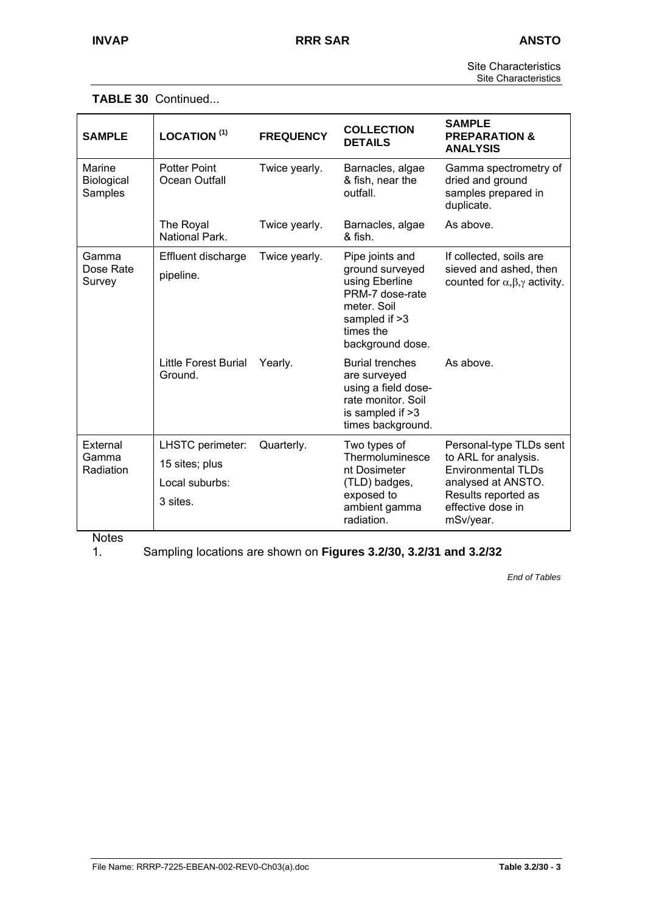**TABLE 30** Continued...

| SAMPLE | LOCATION [1] | FREQUENCY | COLLECTION DETAILS | SAMPLE PREPARATION & ANALYSIS |
|---|---|---|---|---|
| Marine Biological Samples | Potter Point Ocean Outfall | Twice yearly. | Barnacles, algae & fish, near the outfall. | Gamma spectrometry of dried and ground samples prepared in duplicate. |
| | The Royal National Park. | Twice yearly. | Barnacles, algae & fish. | As above. |
| Gamma Dose Rate Survey | Effluent discharge pipeline. | Twice yearly. | Pipe joints and ground surveyed using Eberline PRM-7 dose-rate meter. Soil sampled if >3 times the background dose. | If collected, soils are sieved and ashed, then counted for $\alpha,\beta,\gamma$ activity. |
| | Little Forest Burial Ground. | Yearly. | Burial trenches are surveyed using a field dose-rate monitor. Soil is sampled if >3 times background. | As above. |
| External Gamma Radiation | LHSTC perimeter: 15 sites; plus Local suburbs: 3 sites. | Quarterly. | Two types of Thermoluminescent Dosimeter (TLD) badges, exposed to ambient gamma radiation. | Personal-type TLDs sent to ARL for analysis. Environmental TLDs analysed at ANSTO. Results reported as effective dose in mSv/year. |

Notes

1. Sampling locations are shown on **Figures 3.2/30, 3.2/31 and 3.2/32**

*End of Tables*